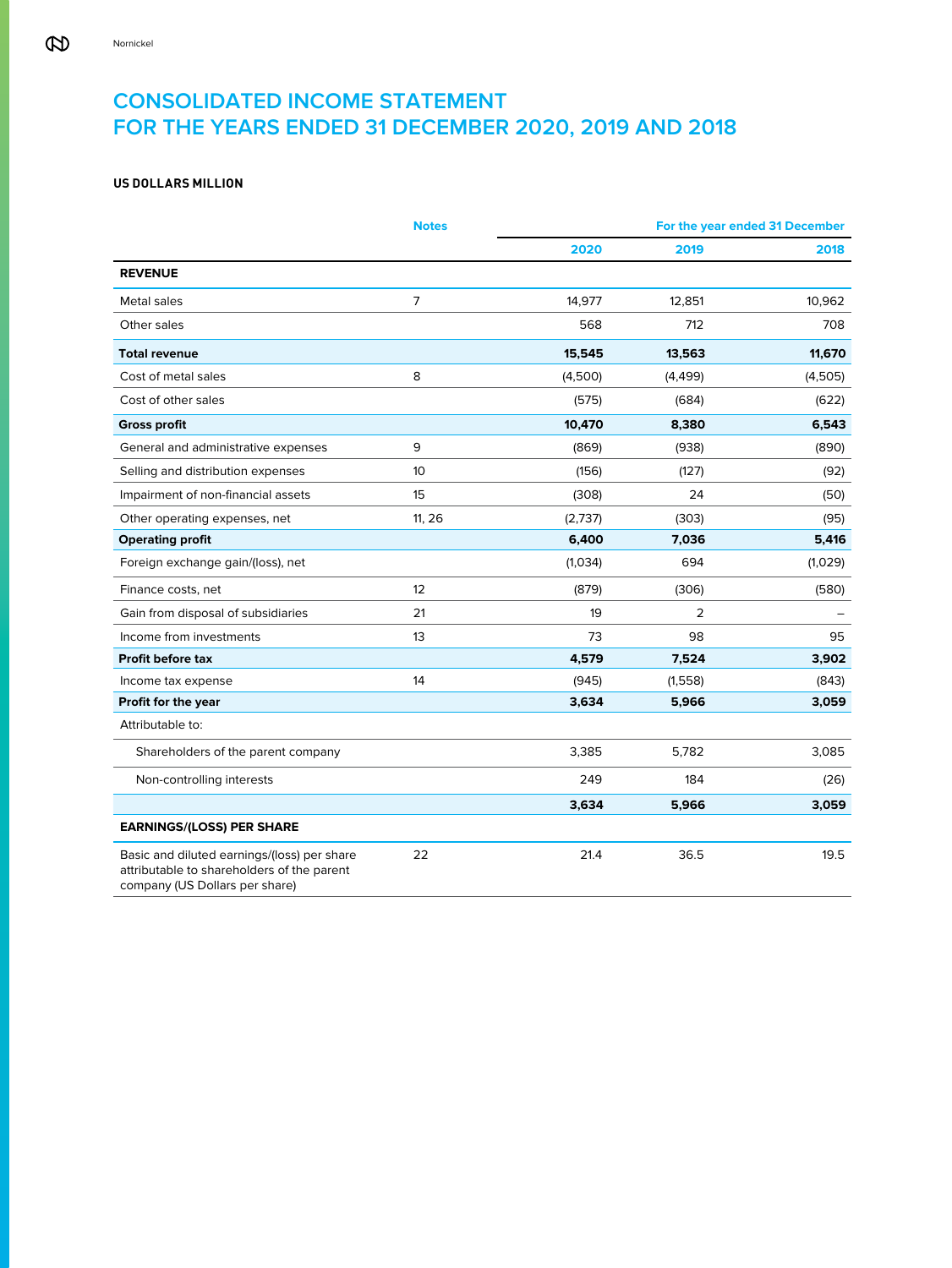# CONSOLIDATED INCOME STATEMENT FOR THE YEARS ENDED 31 DECEMBER 2020, 2019 AND 2018

**US DOLLARS MILLION**

| | Notes | For the year ended 31 December | | |
|---|---|---|---|---|
| | | **2020** | **2019** | **2018** |
| **REVENUE** | | | | |
| Metal sales | 7 | 14,977 | 12,851 | 10,962 |
| Other sales | | 568 | 712 | 708 |
| **Total revenue** | | **15,545** | **13,563** | **11,670** |
| Cost of metal sales | 8 | (4,500) | (4,499) | (4,505) |
| Cost of other sales | | (575) | (684) | (622) |
| **Gross profit** | | **10,470** | **8,380** | **6,543** |
| General and administrative expenses | 9 | (869) | (938) | (890) |
| Selling and distribution expenses | 10 | (156) | (127) | (92) |
| Impairment of non-financial assets | 15 | (308) | 24 | (50) |
| Other operating expenses, net | 11, 26 | (2,737) | (303) | (95) |
| **Operating profit** | | **6,400** | **7,036** | **5,416** |
| Foreign exchange gain/(loss), net | | (1,034) | 694 | (1,029) |
| Finance costs, net | 12 | (879) | (306) | (580) |
| Gain from disposal of subsidiaries | 21 | 19 | 2 | – |
| Income from investments | 13 | 73 | 98 | 95 |
| **Profit before tax** | | **4,579** | **7,524** | **3,902** |
| Income tax expense | 14 | (945) | (1,558) | (843) |
| **Profit for the year** | | **3,634** | **5,966** | **3,059** |
| Attributable to: | | | | |
| Shareholders of the parent company | | 3,385 | 5,782 | 3,085 |
| Non-controlling interests | | 249 | 184 | (26) |
| | | **3,634** | **5,966** | **3,059** |
| **EARNINGS/(LOSS) PER SHARE** | | | | |
| Basic and diluted earnings/(loss) per share attributable to shareholders of the parent company (US Dollars per share) | 22 | 21.4 | 36.5 | 19.5 |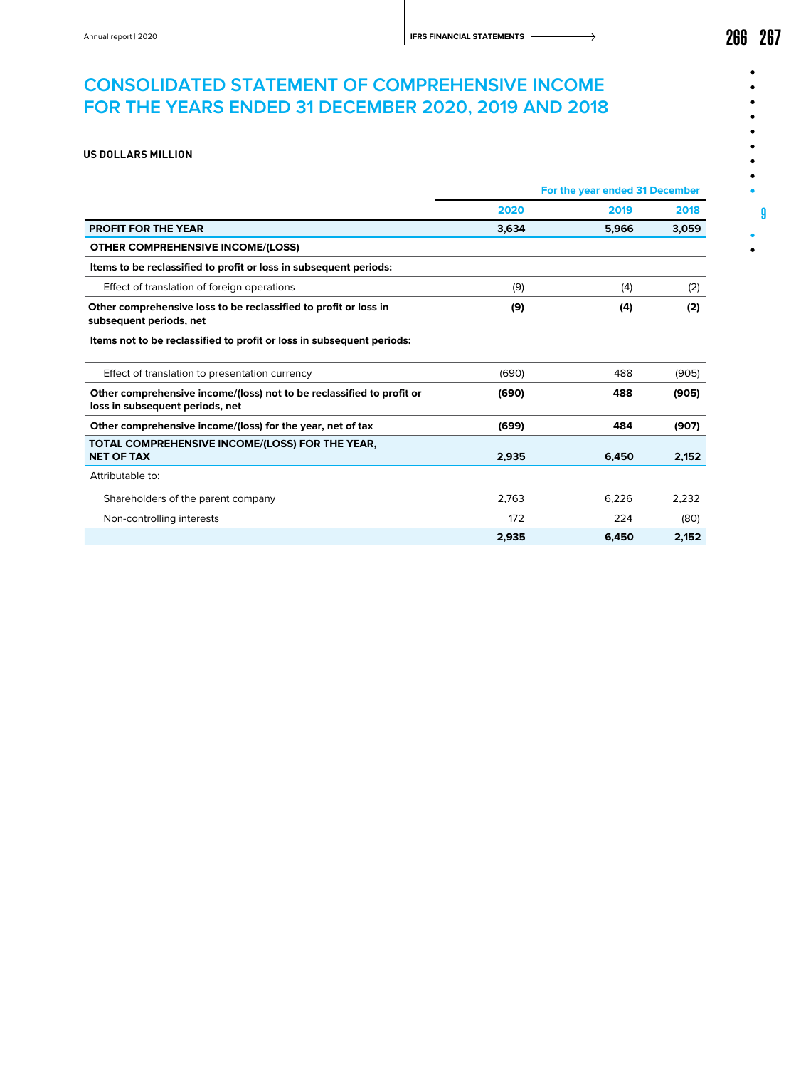# CONSOLIDATED STATEMENT OF COMPREHENSIVE INCOME FOR THE YEARS ENDED 31 DECEMBER 2020, 2019 AND 2018

**US DOLLARS MILLION**

| | For the year ended 31 December | | |
|---|---|---|---|
| | **2020** | **2019** | **2018** |
| **PROFIT FOR THE YEAR** | **3,634** | **5,966** | **3,059** |
| **OTHER COMPREHENSIVE INCOME/(LOSS)** | | | |
| **Items to be reclassified to profit or loss in subsequent periods:** | | | |
| Effect of translation of foreign operations | (9) | (4) | (2) |
| **Other comprehensive loss to be reclassified to profit or loss in subsequent periods, net** | **(9)** | **(4)** | **(2)** |
| **Items not to be reclassified to profit or loss in subsequent periods:** | | | |
| Effect of translation to presentation currency | (690) | 488 | (905) |
| **Other comprehensive income/(loss) not to be reclassified to profit or loss in subsequent periods, net** | **(690)** | **488** | **(905)** |
| **Other comprehensive income/(loss) for the year, net of tax** | **(699)** | **484** | **(907)** |
| **TOTAL COMPREHENSIVE INCOME/(LOSS) FOR THE YEAR, NET OF TAX** | **2,935** | **6,450** | **2,152** |
| Attributable to: | | | |
| Shareholders of the parent company | 2,763 | 6,226 | 2,232 |
| Non-controlling interests | 172 | 224 | (80) |
| | **2,935** | **6,450** | **2,152** |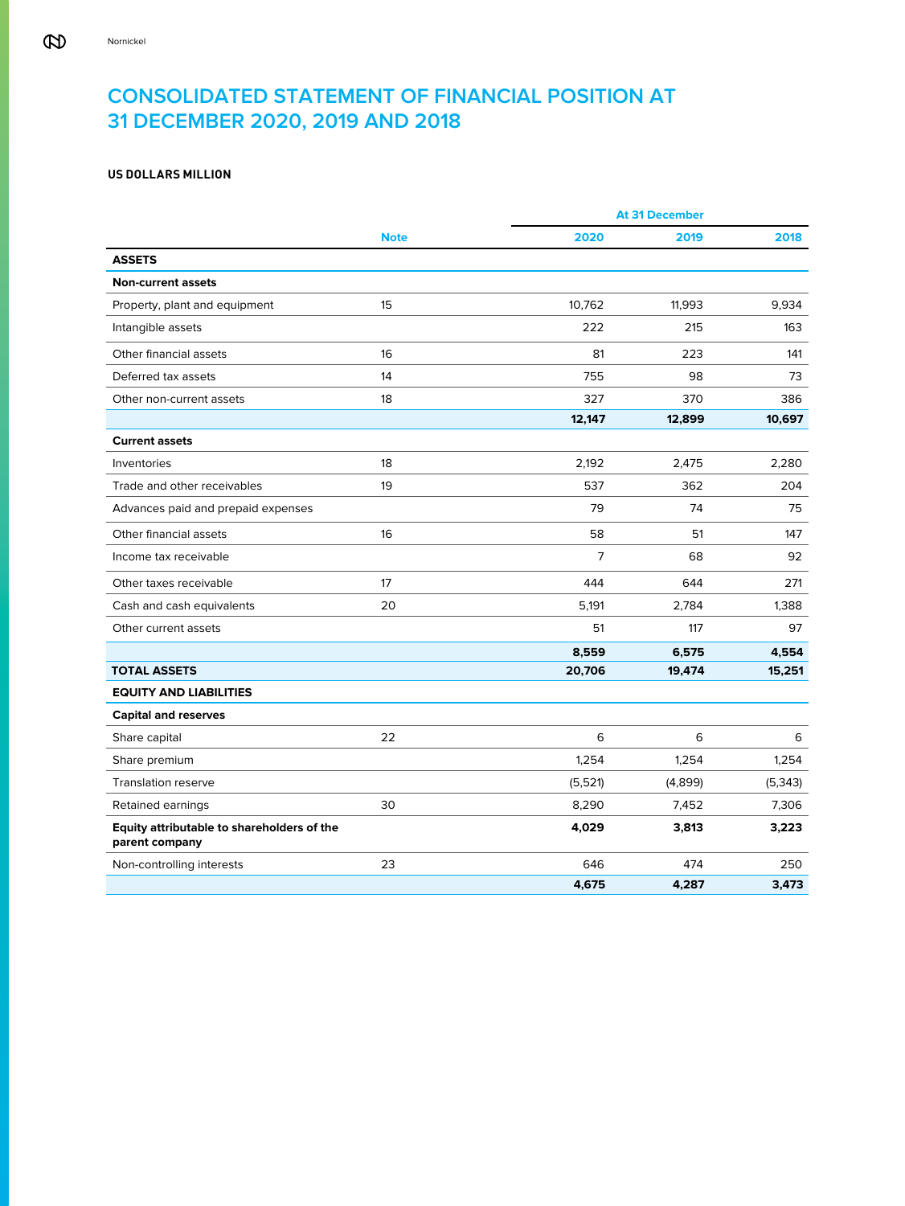# CONSOLIDATED STATEMENT OF FINANCIAL POSITION AT 31 DECEMBER 2020, 2019 AND 2018

**US DOLLARS MILLION**

| | | At 31 December | | |
|---|---|---|---|---|
| | **Note** | **2020** | **2019** | **2018** |
| **ASSETS** | | | | |
| **Non-current assets** | | | | |
| Property, plant and equipment | 15 | 10,762 | 11,993 | 9,934 |
| Intangible assets | | 222 | 215 | 163 |
| Other financial assets | 16 | 81 | 223 | 141 |
| Deferred tax assets | 14 | 755 | 98 | 73 |
| Other non-current assets | 18 | 327 | 370 | 386 |
| | | **12,147** | **12,899** | **10,697** |
| **Current assets** | | | | |
| Inventories | 18 | 2,192 | 2,475 | 2,280 |
| Trade and other receivables | 19 | 537 | 362 | 204 |
| Advances paid and prepaid expenses | | 79 | 74 | 75 |
| Other financial assets | 16 | 58 | 51 | 147 |
| Income tax receivable | | 7 | 68 | 92 |
| Other taxes receivable | 17 | 444 | 644 | 271 |
| Cash and cash equivalents | 20 | 5,191 | 2,784 | 1,388 |
| Other current assets | | 51 | 117 | 97 |
| | | **8,559** | **6,575** | **4,554** |
| **TOTAL ASSETS** | | **20,706** | **19,474** | **15,251** |
| **EQUITY AND LIABILITIES** | | | | |
| **Capital and reserves** | | | | |
| Share capital | 22 | 6 | 6 | 6 |
| Share premium | | 1,254 | 1,254 | 1,254 |
| Translation reserve | | (5,521) | (4,899) | (5,343) |
| Retained earnings | 30 | 8,290 | 7,452 | 7,306 |
| **Equity attributable to shareholders of the parent company** | | **4,029** | **3,813** | **3,223** |
| Non-controlling interests | 23 | 646 | 474 | 250 |
| | | **4,675** | **4,287** | **3,473** |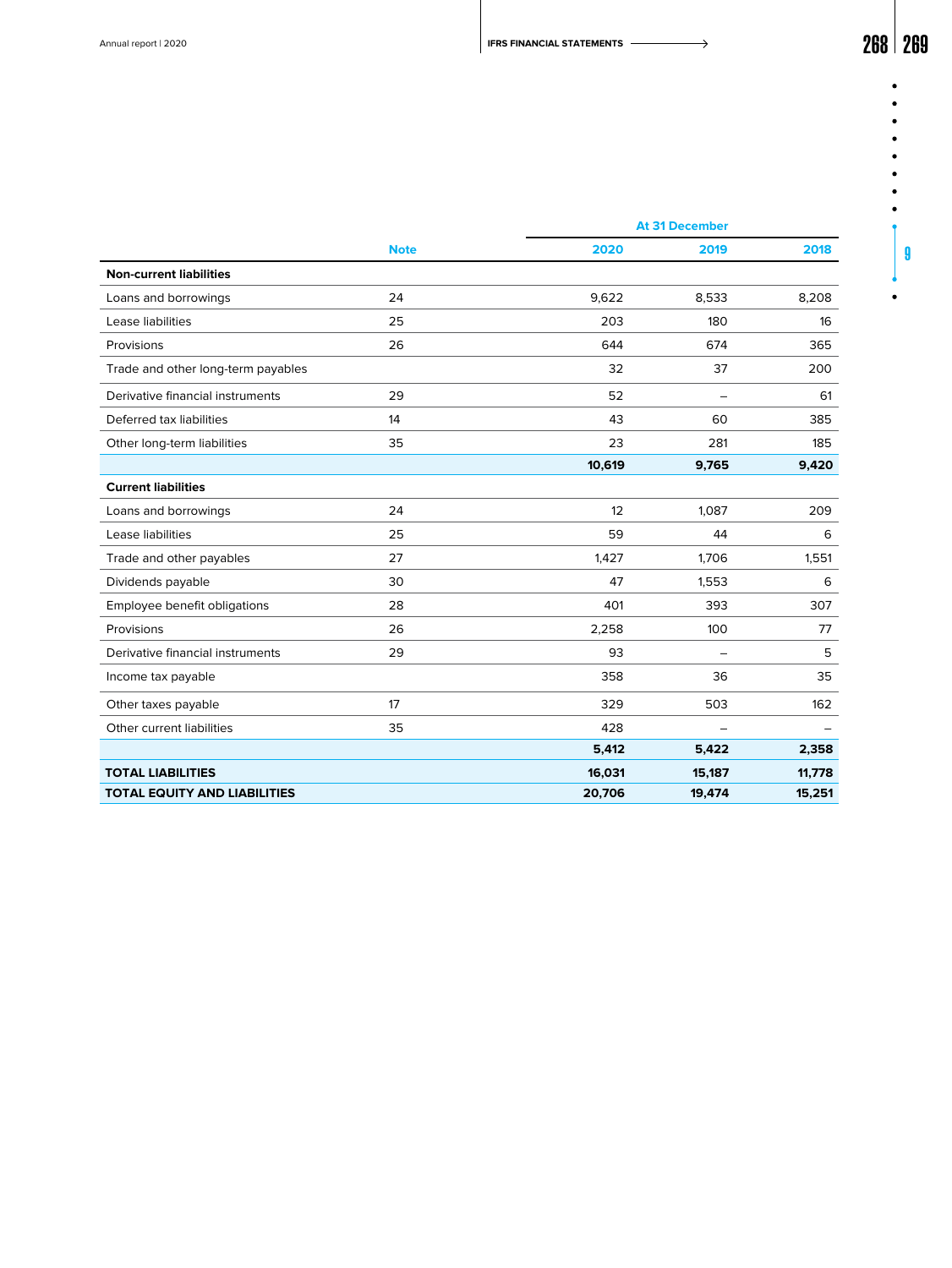| | Note | At 31 December 2020 | 2019 | 2018 |
|---|---|---|---|---|
| **Non-current liabilities** | | | | |
| Loans and borrowings | 24 | 9,622 | 8,533 | 8,208 |
| Lease liabilities | 25 | 203 | 180 | 16 |
| Provisions | 26 | 644 | 674 | 365 |
| Trade and other long-term payables | | 32 | 37 | 200 |
| Derivative financial instruments | 29 | 52 | – | 61 |
| Deferred tax liabilities | 14 | 43 | 60 | 385 |
| Other long-term liabilities | 35 | 23 | 281 | 185 |
| | | **10,619** | **9,765** | **9,420** |
| **Current liabilities** | | | | |
| Loans and borrowings | 24 | 12 | 1,087 | 209 |
| Lease liabilities | 25 | 59 | 44 | 6 |
| Trade and other payables | 27 | 1,427 | 1,706 | 1,551 |
| Dividends payable | 30 | 47 | 1,553 | 6 |
| Employee benefit obligations | 28 | 401 | 393 | 307 |
| Provisions | 26 | 2,258 | 100 | 77 |
| Derivative financial instruments | 29 | 93 | – | 5 |
| Income tax payable | | 358 | 36 | 35 |
| Other taxes payable | 17 | 329 | 503 | 162 |
| Other current liabilities | 35 | 428 | – | – |
| | | **5,412** | **5,422** | **2,358** |
| **TOTAL LIABILITIES** | | **16,031** | **15,187** | **11,778** |
| **TOTAL EQUITY AND LIABILITIES** | | **20,706** | **19,474** | **15,251** |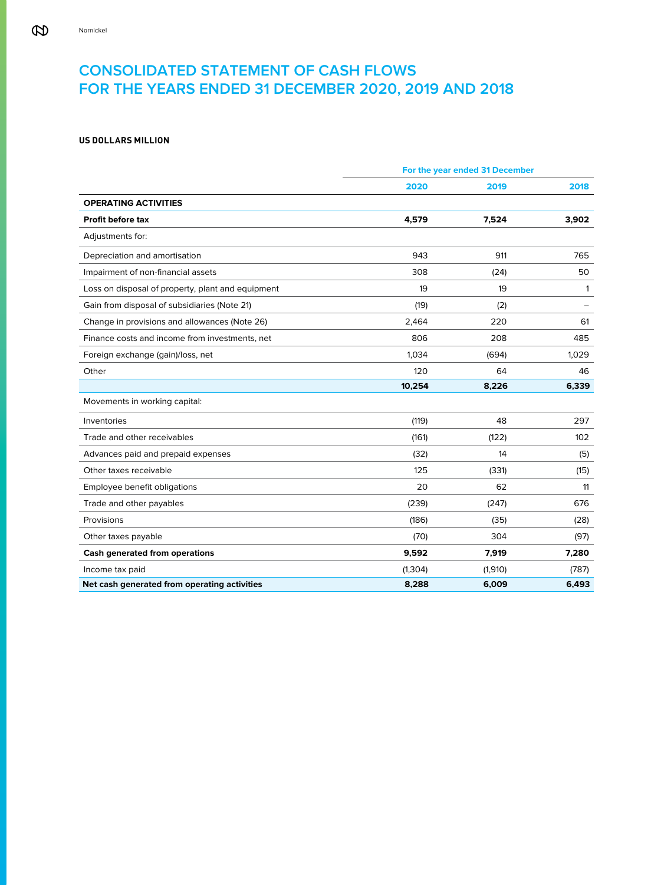# CONSOLIDATED STATEMENT OF CASH FLOWS FOR THE YEARS ENDED 31 DECEMBER 2020, 2019 AND 2018

**US DOLLARS MILLION**

| | For the year ended 31 December | | |
|---|---|---|---|
| | **2020** | **2019** | **2018** |
| **OPERATING ACTIVITIES** | | | |
| **Profit before tax** | **4,579** | **7,524** | **3,902** |
| Adjustments for: | | | |
| Depreciation and amortisation | 943 | 911 | 765 |
| Impairment of non-financial assets | 308 | (24) | 50 |
| Loss on disposal of property, plant and equipment | 19 | 19 | 1 |
| Gain from disposal of subsidiaries (Note 21) | (19) | (2) | – |
| Change in provisions and allowances (Note 26) | 2,464 | 220 | 61 |
| Finance costs and income from investments, net | 806 | 208 | 485 |
| Foreign exchange (gain)/loss, net | 1,034 | (694) | 1,029 |
| Other | 120 | 64 | 46 |
| | **10,254** | **8,226** | **6,339** |
| Movements in working capital: | | | |
| Inventories | (119) | 48 | 297 |
| Trade and other receivables | (161) | (122) | 102 |
| Advances paid and prepaid expenses | (32) | 14 | (5) |
| Other taxes receivable | 125 | (331) | (15) |
| Employee benefit obligations | 20 | 62 | 11 |
| Trade and other payables | (239) | (247) | 676 |
| Provisions | (186) | (35) | (28) |
| Other taxes payable | (70) | 304 | (97) |
| **Cash generated from operations** | **9,592** | **7,919** | **7,280** |
| Income tax paid | (1,304) | (1,910) | (787) |
| **Net cash generated from operating activities** | **8,288** | **6,009** | **6,493** |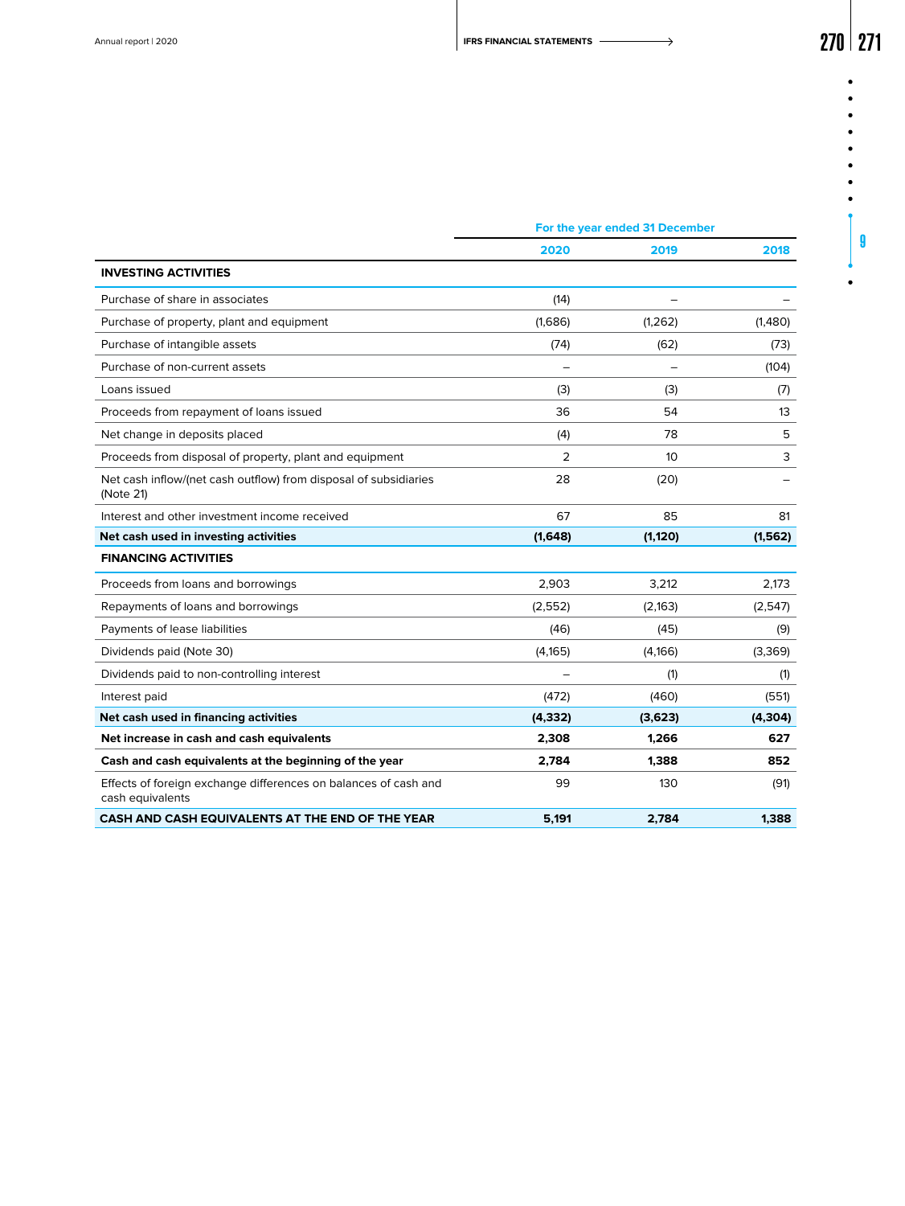| | For the year ended 31 December | | |
|---|---|---|---|
| | 2020 | 2019 | 2018 |
| **INVESTING ACTIVITIES** | | | |
| Purchase of share in associates | (14) | – | – |
| Purchase of property, plant and equipment | (1,686) | (1,262) | (1,480) |
| Purchase of intangible assets | (74) | (62) | (73) |
| Purchase of non-current assets | – | – | (104) |
| Loans issued | (3) | (3) | (7) |
| Proceeds from repayment of loans issued | 36 | 54 | 13 |
| Net change in deposits placed | (4) | 78 | 5 |
| Proceeds from disposal of property, plant and equipment | 2 | 10 | 3 |
| Net cash inflow/(net cash outflow) from disposal of subsidiaries (Note 21) | 28 | (20) | – |
| Interest and other investment income received | 67 | 85 | 81 |
| **Net cash used in investing activities** | **(1,648)** | **(1,120)** | **(1,562)** |
| **FINANCING ACTIVITIES** | | | |
| Proceeds from loans and borrowings | 2,903 | 3,212 | 2,173 |
| Repayments of loans and borrowings | (2,552) | (2,163) | (2,547) |
| Payments of lease liabilities | (46) | (45) | (9) |
| Dividends paid (Note 30) | (4,165) | (4,166) | (3,369) |
| Dividends paid to non-controlling interest | – | (1) | (1) |
| Interest paid | (472) | (460) | (551) |
| **Net cash used in financing activities** | **(4,332)** | **(3,623)** | **(4,304)** |
| **Net increase in cash and cash equivalents** | **2,308** | **1,266** | **627** |
| **Cash and cash equivalents at the beginning of the year** | **2,784** | **1,388** | **852** |
| Effects of foreign exchange differences on balances of cash and cash equivalents | 99 | 130 | (91) |
| **CASH AND CASH EQUIVALENTS AT THE END OF THE YEAR** | **5,191** | **2,784** | **1,388** |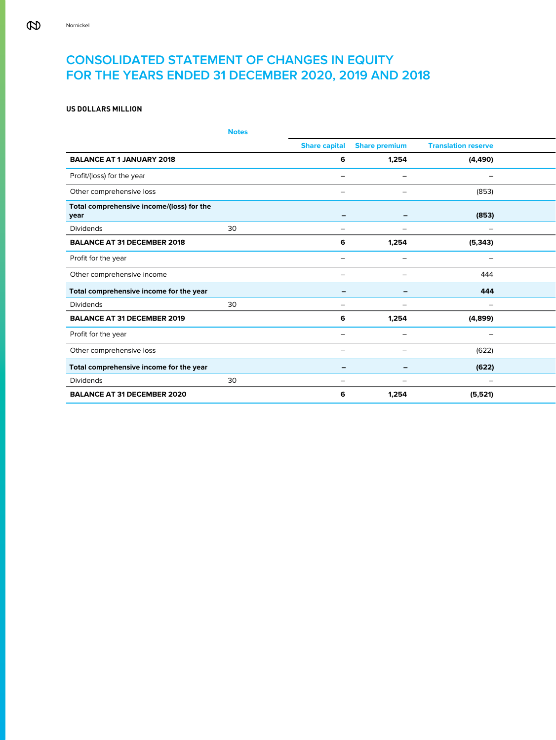# CONSOLIDATED STATEMENT OF CHANGES IN EQUITY FOR THE YEARS ENDED 31 DECEMBER 2020, 2019 AND 2018

**US DOLLARS MILLION**

| | Notes | Share capital | Share premium | Translation reserve |
|---|---|---|---|---|
| **BALANCE AT 1 JANUARY 2018** | | **6** | **1,254** | **(4,490)** |
| Profit/(loss) for the year | | – | – | – |
| Other comprehensive loss | | – | – | (853) |
| **Total comprehensive income/(loss) for the year** | | **–** | **–** | **(853)** |
| Dividends | 30 | – | – | – |
| **BALANCE AT 31 DECEMBER 2018** | | **6** | **1,254** | **(5,343)** |
| Profit for the year | | – | – | – |
| Other comprehensive income | | – | – | 444 |
| **Total comprehensive income for the year** | | **–** | **–** | **444** |
| Dividends | 30 | – | – | – |
| **BALANCE AT 31 DECEMBER 2019** | | **6** | **1,254** | **(4,899)** |
| Profit for the year | | – | – | – |
| Other comprehensive loss | | – | – | (622) |
| **Total comprehensive income for the year** | | **–** | **–** | **(622)** |
| Dividends | 30 | – | – | – |
| **BALANCE AT 31 DECEMBER 2020** | | **6** | **1,254** | **(5,521)** |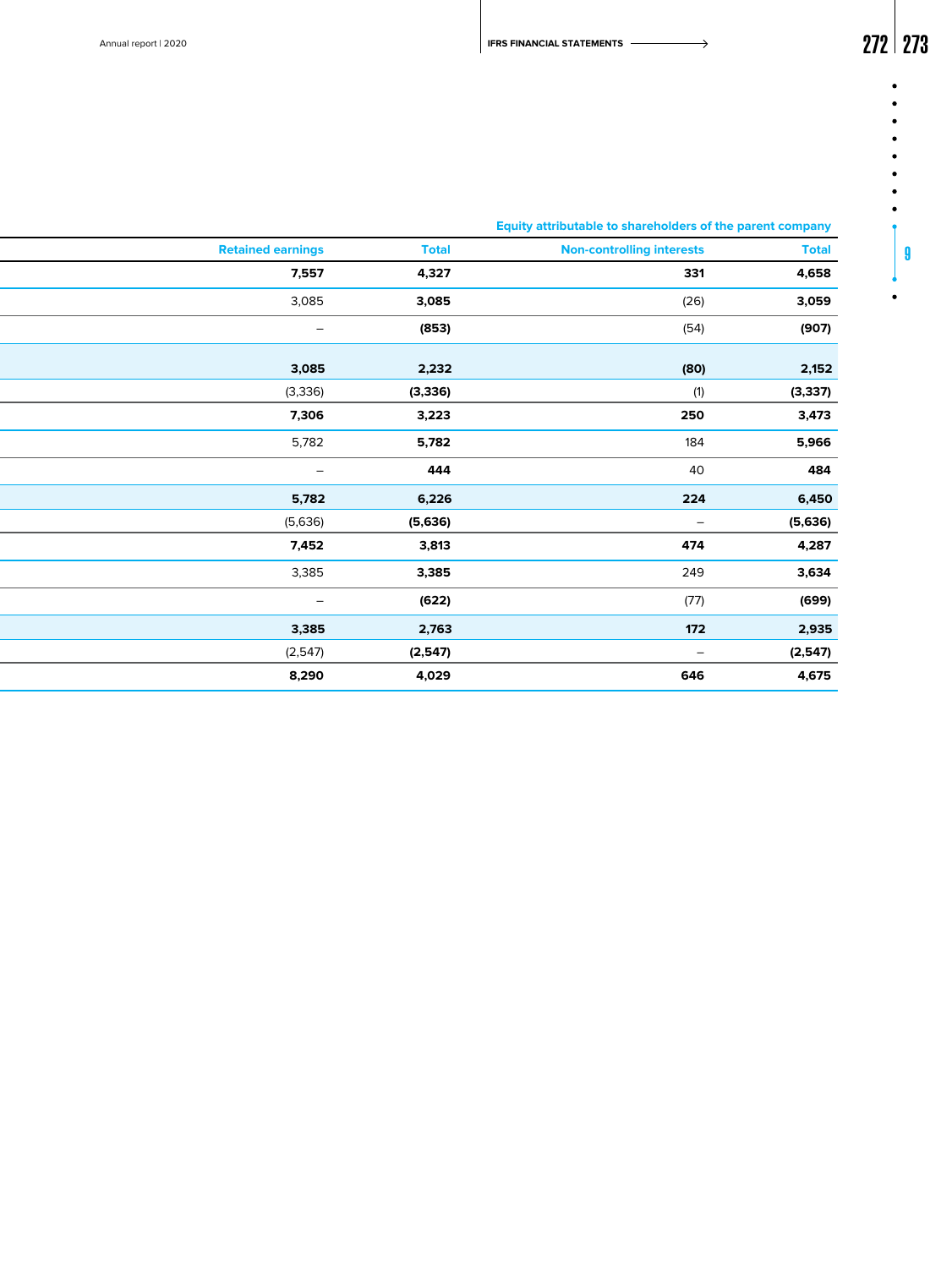| | Equity attributable to shareholders of the parent company | | |
|---|---|---|---|
| Retained earnings | Total | Non-controlling interests | Total |
| **7,557** | **4,327** | **331** | **4,658** |
| 3,085 | **3,085** | (26) | **3,059** |
| – | **(853)** | (54) | **(907)** |
| **3,085** | **2,232** | **(80)** | **2,152** |
| (3,336) | **(3,336)** | (1) | **(3,337)** |
| **7,306** | **3,223** | **250** | **3,473** |
| 5,782 | **5,782** | 184 | **5,966** |
| – | **444** | 40 | **484** |
| **5,782** | **6,226** | **224** | **6,450** |
| (5,636) | **(5,636)** | – | **(5,636)** |
| **7,452** | **3,813** | **474** | **4,287** |
| 3,385 | **3,385** | 249 | **3,634** |
| – | **(622)** | (77) | **(699)** |
| **3,385** | **2,763** | **172** | **2,935** |
| (2,547) | **(2,547)** | – | **(2,547)** |
| **8,290** | **4,029** | **646** | **4,675** |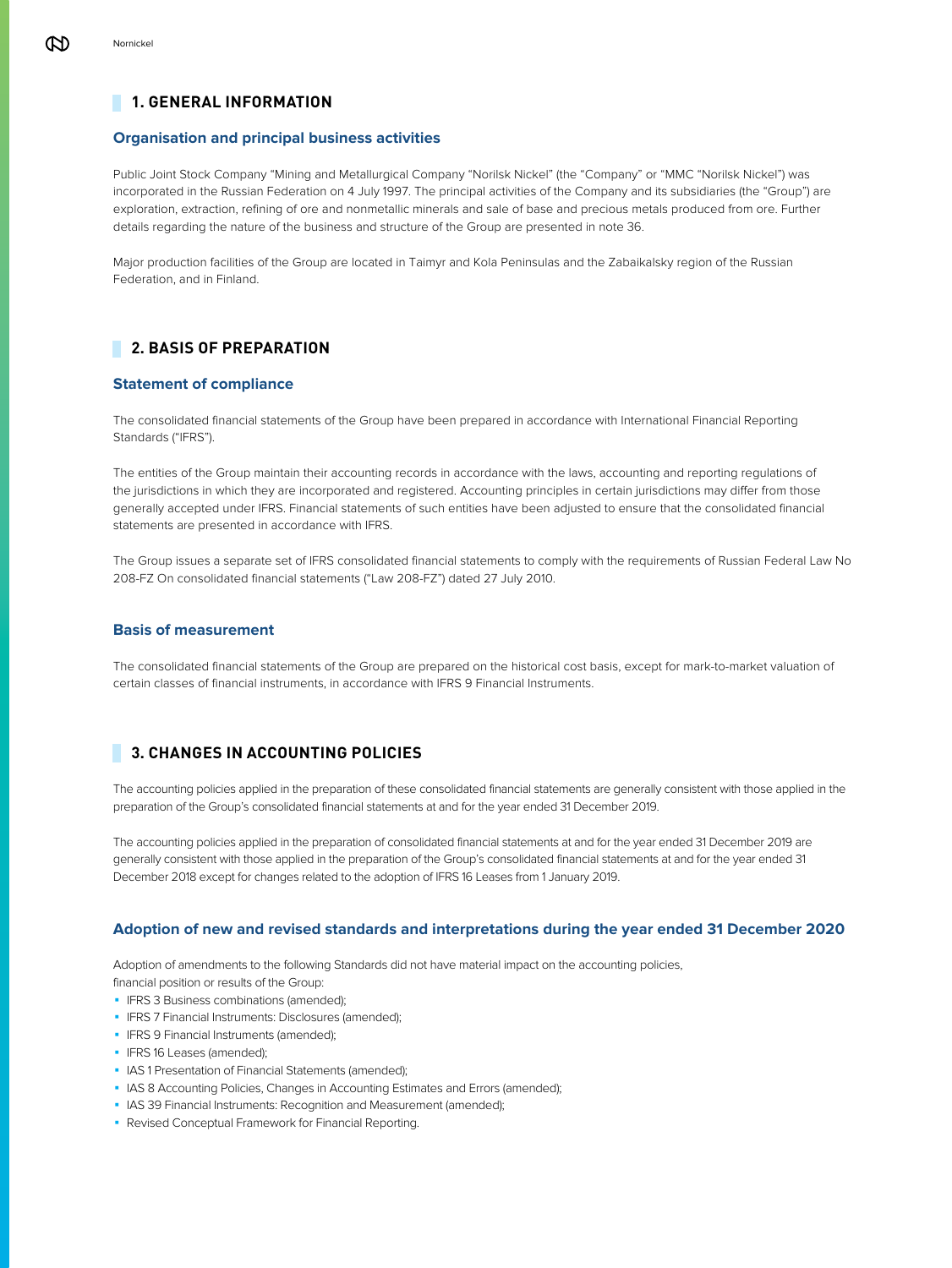## 1. GENERAL INFORMATION

### Organisation and principal business activities

Public Joint Stock Company "Mining and Metallurgical Company "Norilsk Nickel" (the "Company" or "MMC "Norilsk Nickel") was incorporated in the Russian Federation on 4 July 1997. The principal activities of the Company and its subsidiaries (the "Group") are exploration, extraction, refining of ore and nonmetallic minerals and sale of base and precious metals produced from ore. Further details regarding the nature of the business and structure of the Group are presented in note 36.

Major production facilities of the Group are located in Taimyr and Kola Peninsulas and the Zabaikalsky region of the Russian Federation, and in Finland.

## 2. BASIS OF PREPARATION

### Statement of compliance

The consolidated financial statements of the Group have been prepared in accordance with International Financial Reporting Standards ("IFRS").

The entities of the Group maintain their accounting records in accordance with the laws, accounting and reporting regulations of the jurisdictions in which they are incorporated and registered. Accounting principles in certain jurisdictions may differ from those generally accepted under IFRS. Financial statements of such entities have been adjusted to ensure that the consolidated financial statements are presented in accordance with IFRS.

The Group issues a separate set of IFRS consolidated financial statements to comply with the requirements of Russian Federal Law No 208-FZ On consolidated financial statements ("Law 208-FZ") dated 27 July 2010.

### Basis of measurement

The consolidated financial statements of the Group are prepared on the historical cost basis, except for mark-to-market valuation of certain classes of financial instruments, in accordance with IFRS 9 Financial Instruments.

## 3. CHANGES IN ACCOUNTING POLICIES

The accounting policies applied in the preparation of these consolidated financial statements are generally consistent with those applied in the preparation of the Group's consolidated financial statements at and for the year ended 31 December 2019.

The accounting policies applied in the preparation of consolidated financial statements at and for the year ended 31 December 2019 are generally consistent with those applied in the preparation of the Group's consolidated financial statements at and for the year ended 31 December 2018 except for changes related to the adoption of IFRS 16 Leases from 1 January 2019.

### Adoption of new and revised standards and interpretations during the year ended 31 December 2020

Adoption of amendments to the following Standards did not have material impact on the accounting policies, financial position or results of the Group:

- IFRS 3 Business combinations (amended);
- IFRS 7 Financial Instruments: Disclosures (amended);
- IFRS 9 Financial Instruments (amended);
- IFRS 16 Leases (amended);
- IAS 1 Presentation of Financial Statements (amended);
- IAS 8 Accounting Policies, Changes in Accounting Estimates and Errors (amended);
- IAS 39 Financial Instruments: Recognition and Measurement (amended);
- Revised Conceptual Framework for Financial Reporting.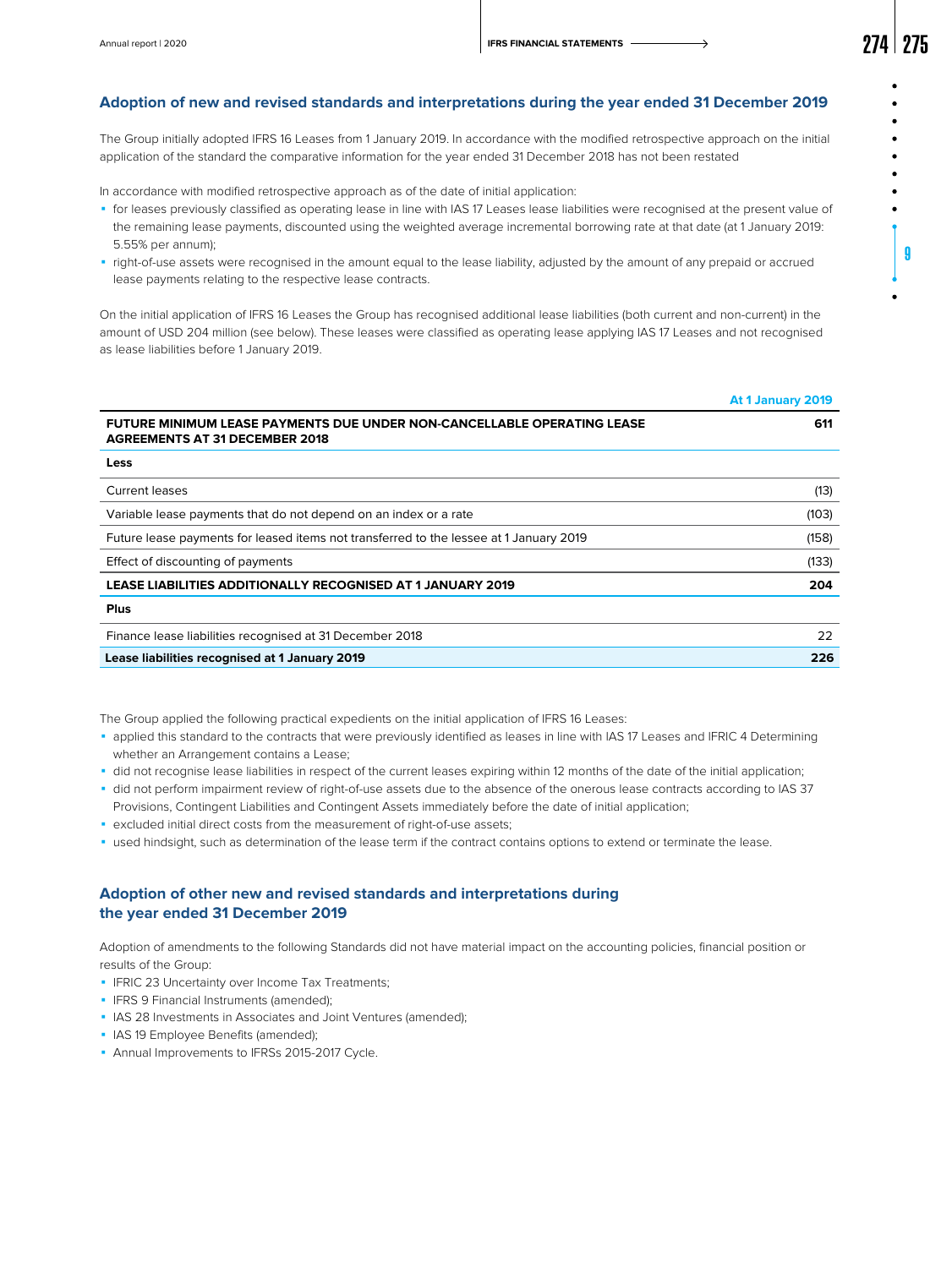## Adoption of new and revised standards and interpretations during the year ended 31 December 2019

The Group initially adopted IFRS 16 Leases from 1 January 2019. In accordance with the modified retrospective approach on the initial application of the standard the comparative information for the year ended 31 December 2018 has not been restated

In accordance with modified retrospective approach as of the date of initial application:

- for leases previously classified as operating lease in line with IAS 17 Leases lease liabilities were recognised at the present value of the remaining lease payments, discounted using the weighted average incremental borrowing rate at that date (at 1 January 2019: 5.55% per annum);
- right-of-use assets were recognised in the amount equal to the lease liability, adjusted by the amount of any prepaid or accrued lease payments relating to the respective lease contracts.

On the initial application of IFRS 16 Leases the Group has recognised additional lease liabilities (both current and non-current) in the amount of USD 204 million (see below). These leases were classified as operating lease applying IAS 17 Leases and not recognised as lease liabilities before 1 January 2019.

| | At 1 January 2019 |
|---|---|
| **FUTURE MINIMUM LEASE PAYMENTS DUE UNDER NON-CANCELLABLE OPERATING LEASE AGREEMENTS AT 31 DECEMBER 2018** | **611** |
| **Less** | |
| Current leases | (13) |
| Variable lease payments that do not depend on an index or a rate | (103) |
| Future lease payments for leased items not transferred to the lessee at 1 January 2019 | (158) |
| Effect of discounting of payments | (133) |
| **LEASE LIABILITIES ADDITIONALLY RECOGNISED AT 1 JANUARY 2019** | **204** |
| **Plus** | |
| Finance lease liabilities recognised at 31 December 2018 | 22 |
| **Lease liabilities recognised at 1 January 2019** | **226** |

The Group applied the following practical expedients on the initial application of IFRS 16 Leases:

- applied this standard to the contracts that were previously identified as leases in line with IAS 17 Leases and IFRIC 4 Determining whether an Arrangement contains a Lease;
- did not recognise lease liabilities in respect of the current leases expiring within 12 months of the date of the initial application;
- did not perform impairment review of right-of-use assets due to the absence of the onerous lease contracts according to IAS 37 Provisions, Contingent Liabilities and Contingent Assets immediately before the date of initial application;
- excluded initial direct costs from the measurement of right-of-use assets;
- used hindsight, such as determination of the lease term if the contract contains options to extend or terminate the lease.

## Adoption of other new and revised standards and interpretations during the year ended 31 December 2019

Adoption of amendments to the following Standards did not have material impact on the accounting policies, financial position or results of the Group:

- IFRIC 23 Uncertainty over Income Tax Treatments;
- IFRS 9 Financial Instruments (amended);
- IAS 28 Investments in Associates and Joint Ventures (amended);
- IAS 19 Employee Benefits (amended);
- Annual Improvements to IFRSs 2015-2017 Cycle.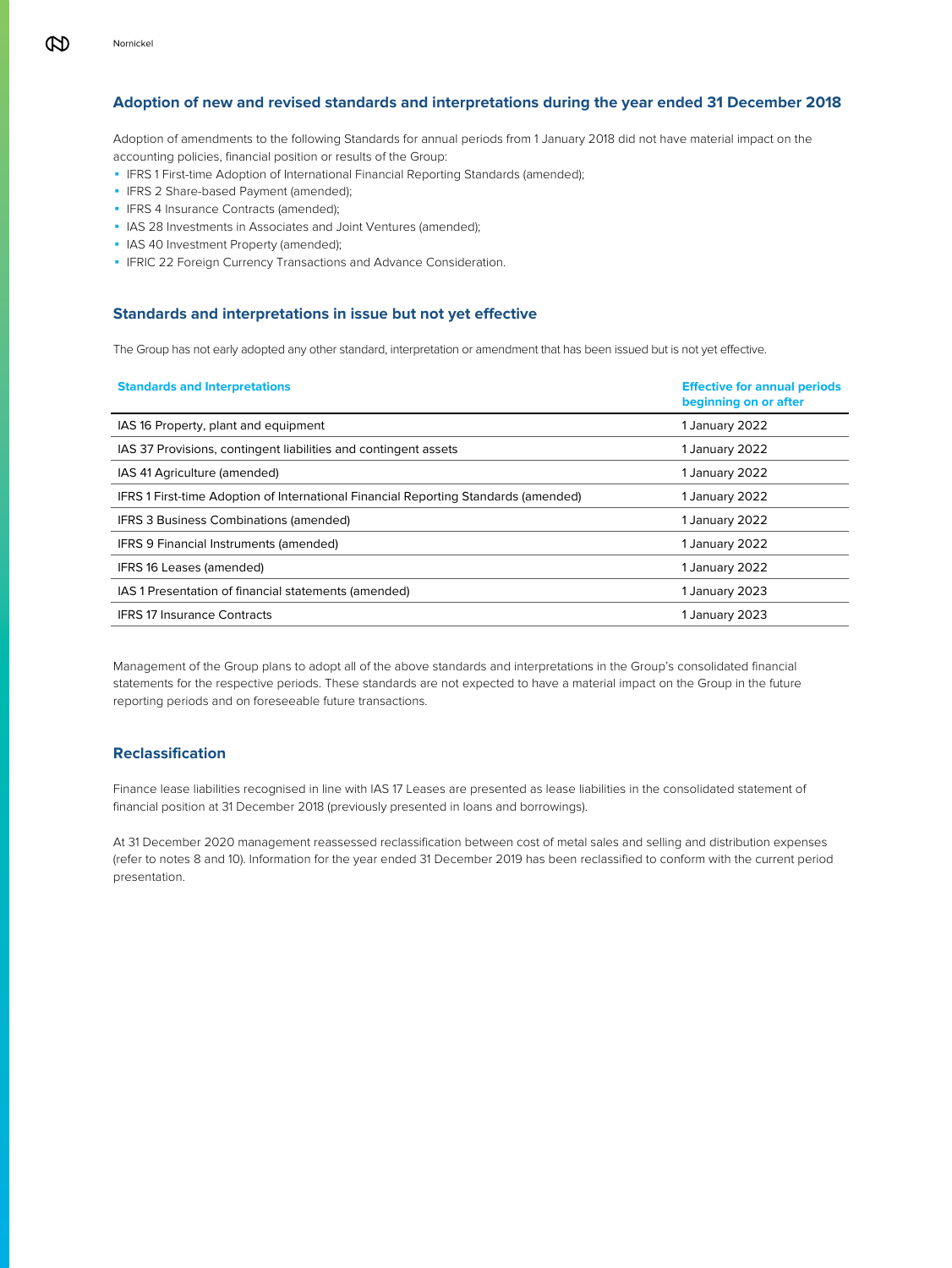## Adoption of new and revised standards and interpretations during the year ended 31 December 2018

Adoption of amendments to the following Standards for annual periods from 1 January 2018 did not have material impact on the accounting policies, financial position or results of the Group:

- IFRS 1 First-time Adoption of International Financial Reporting Standards (amended);
- IFRS 2 Share-based Payment (amended);
- IFRS 4 Insurance Contracts (amended);
- IAS 28 Investments in Associates and Joint Ventures (amended);
- IAS 40 Investment Property (amended);
- IFRIC 22 Foreign Currency Transactions and Advance Consideration.

## Standards and interpretations in issue but not yet effective

The Group has not early adopted any other standard, interpretation or amendment that has been issued but is not yet effective.

| Standards and Interpretations | Effective for annual periods beginning on or after |
|---|---|
| IAS 16 Property, plant and equipment | 1 January 2022 |
| IAS 37 Provisions, contingent liabilities and contingent assets | 1 January 2022 |
| IAS 41 Agriculture (amended) | 1 January 2022 |
| IFRS 1 First-time Adoption of International Financial Reporting Standards (amended) | 1 January 2022 |
| IFRS 3 Business Combinations (amended) | 1 January 2022 |
| IFRS 9 Financial Instruments (amended) | 1 January 2022 |
| IFRS 16 Leases (amended) | 1 January 2022 |
| IAS 1 Presentation of financial statements (amended) | 1 January 2023 |
| IFRS 17 Insurance Contracts | 1 January 2023 |

Management of the Group plans to adopt all of the above standards and interpretations in the Group's consolidated financial statements for the respective periods. These standards are not expected to have a material impact on the Group in the future reporting periods and on foreseeable future transactions.

## Reclassification

Finance lease liabilities recognised in line with IAS 17 Leases are presented as lease liabilities in the consolidated statement of financial position at 31 December 2018 (previously presented in loans and borrowings).

At 31 December 2020 management reassessed reclassification between cost of metal sales and selling and distribution expenses (refer to notes 8 and 10). Information for the year ended 31 December 2019 has been reclassified to conform with the current period presentation.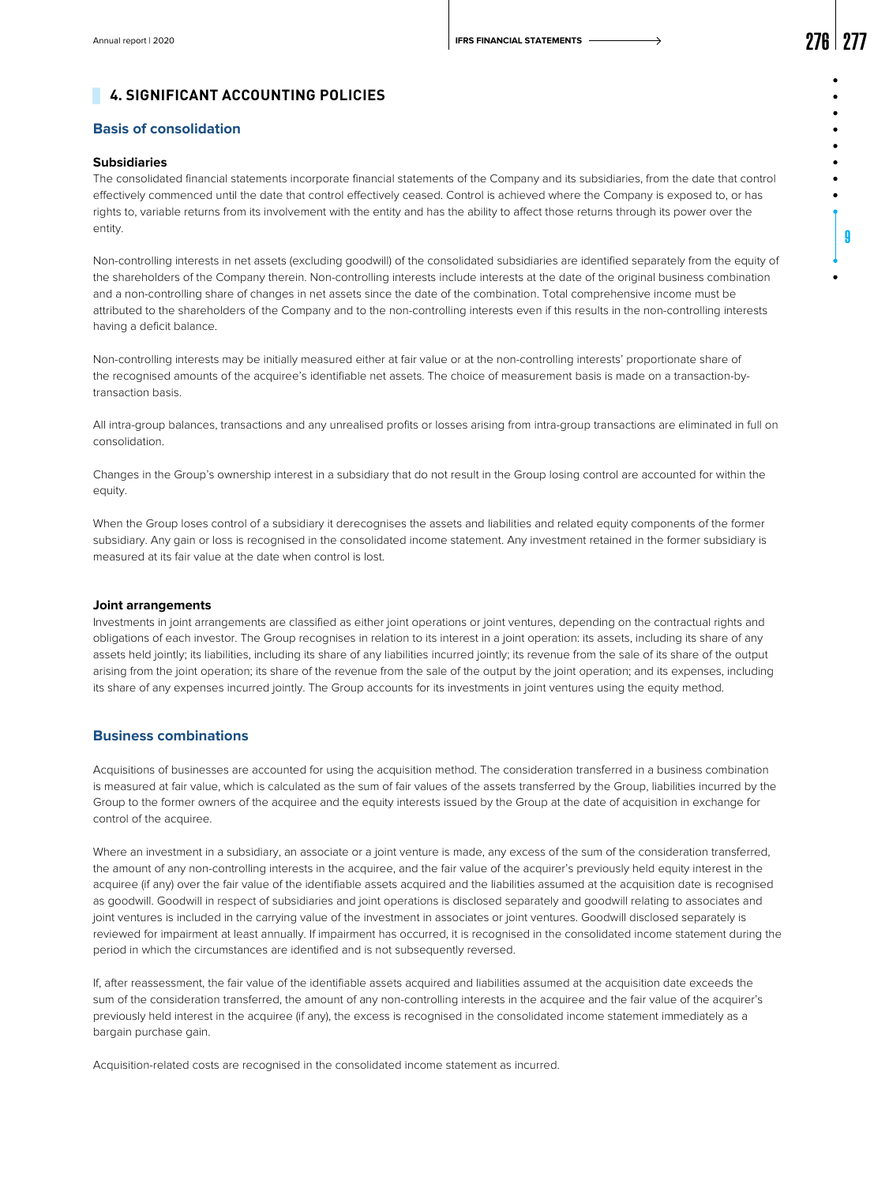## 4. SIGNIFICANT ACCOUNTING POLICIES

### Basis of consolidation

#### Subsidiaries

The consolidated financial statements incorporate financial statements of the Company and its subsidiaries, from the date that control effectively commenced until the date that control effectively ceased. Control is achieved where the Company is exposed to, or has rights to, variable returns from its involvement with the entity and has the ability to affect those returns through its power over the entity.

Non-controlling interests in net assets (excluding goodwill) of the consolidated subsidiaries are identified separately from the equity of the shareholders of the Company therein. Non-controlling interests include interests at the date of the original business combination and a non-controlling share of changes in net assets since the date of the combination. Total comprehensive income must be attributed to the shareholders of the Company and to the non-controlling interests even if this results in the non-controlling interests having a deficit balance.

Non-controlling interests may be initially measured either at fair value or at the non-controlling interests' proportionate share of the recognised amounts of the acquiree's identifiable net assets. The choice of measurement basis is made on a transaction-by-transaction basis.

All intra-group balances, transactions and any unrealised profits or losses arising from intra-group transactions are eliminated in full on consolidation.

Changes in the Group's ownership interest in a subsidiary that do not result in the Group losing control are accounted for within the equity.

When the Group loses control of a subsidiary it derecognises the assets and liabilities and related equity components of the former subsidiary. Any gain or loss is recognised in the consolidated income statement. Any investment retained in the former subsidiary is measured at its fair value at the date when control is lost.

#### Joint arrangements

Investments in joint arrangements are classified as either joint operations or joint ventures, depending on the contractual rights and obligations of each investor. The Group recognises in relation to its interest in a joint operation: its assets, including its share of any assets held jointly; its liabilities, including its share of any liabilities incurred jointly; its revenue from the sale of its share of the output arising from the joint operation; its share of the revenue from the sale of the output by the joint operation; and its expenses, including its share of any expenses incurred jointly. The Group accounts for its investments in joint ventures using the equity method.

### Business combinations

Acquisitions of businesses are accounted for using the acquisition method. The consideration transferred in a business combination is measured at fair value, which is calculated as the sum of fair values of the assets transferred by the Group, liabilities incurred by the Group to the former owners of the acquiree and the equity interests issued by the Group at the date of acquisition in exchange for control of the acquiree.

Where an investment in a subsidiary, an associate or a joint venture is made, any excess of the sum of the consideration transferred, the amount of any non-controlling interests in the acquiree, and the fair value of the acquirer's previously held equity interest in the acquiree (if any) over the fair value of the identifiable assets acquired and the liabilities assumed at the acquisition date is recognised as goodwill. Goodwill in respect of subsidiaries and joint operations is disclosed separately and goodwill relating to associates and joint ventures is included in the carrying value of the investment in associates or joint ventures. Goodwill disclosed separately is reviewed for impairment at least annually. If impairment has occurred, it is recognised in the consolidated income statement during the period in which the circumstances are identified and is not subsequently reversed.

If, after reassessment, the fair value of the identifiable assets acquired and liabilities assumed at the acquisition date exceeds the sum of the consideration transferred, the amount of any non-controlling interests in the acquiree and the fair value of the acquirer's previously held interest in the acquiree (if any), the excess is recognised in the consolidated income statement immediately as a bargain purchase gain.

Acquisition-related costs are recognised in the consolidated income statement as incurred.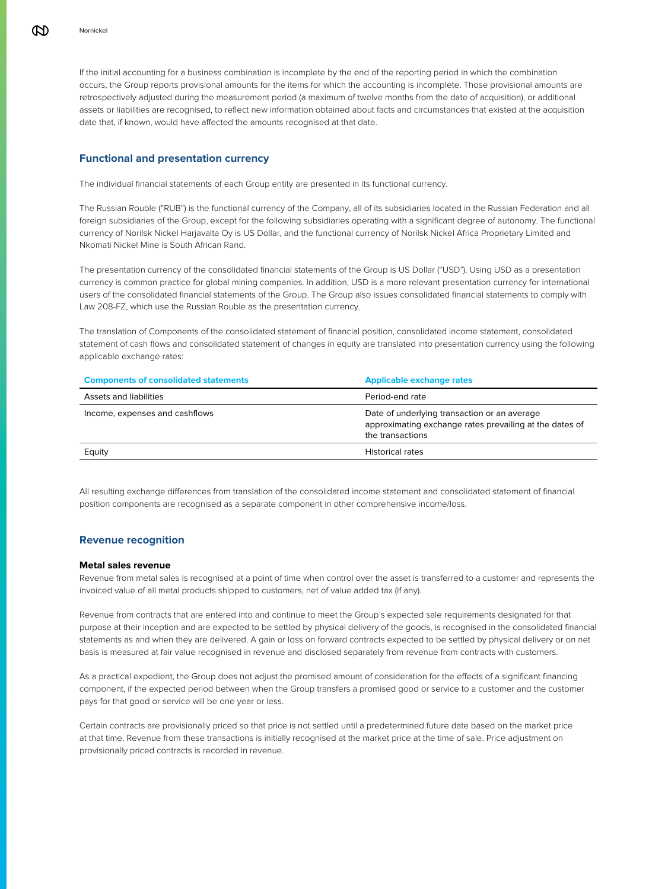If the initial accounting for a business combination is incomplete by the end of the reporting period in which the combination occurs, the Group reports provisional amounts for the items for which the accounting is incomplete. Those provisional amounts are retrospectively adjusted during the measurement period (a maximum of twelve months from the date of acquisition), or additional assets or liabilities are recognised, to reflect new information obtained about facts and circumstances that existed at the acquisition date that, if known, would have affected the amounts recognised at that date.

## Functional and presentation currency

The individual financial statements of each Group entity are presented in its functional currency.

The Russian Rouble ("RUB") is the functional currency of the Company, all of its subsidiaries located in the Russian Federation and all foreign subsidiaries of the Group, except for the following subsidiaries operating with a significant degree of autonomy. The functional currency of Norilsk Nickel Harjavalta Oy is US Dollar, and the functional currency of Norilsk Nickel Africa Proprietary Limited and Nkomati Nickel Mine is South African Rand.

The presentation currency of the consolidated financial statements of the Group is US Dollar ("USD"). Using USD as a presentation currency is common practice for global mining companies. In addition, USD is a more relevant presentation currency for international users of the consolidated financial statements of the Group. The Group also issues consolidated financial statements to comply with Law 208-FZ, which use the Russian Rouble as the presentation currency.

The translation of Components of the consolidated statement of financial position, consolidated income statement, consolidated statement of cash flows and consolidated statement of changes in equity are translated into presentation currency using the following applicable exchange rates:

| Components of consolidated statements | Applicable exchange rates |
|---|---|
| Assets and liabilities | Period-end rate |
| Income, expenses and cashflows | Date of underlying transaction or an average approximating exchange rates prevailing at the dates of the transactions |
| Equity | Historical rates |

All resulting exchange differences from translation of the consolidated income statement and consolidated statement of financial position components are recognised as a separate component in other comprehensive income/loss.

## Revenue recognition

### Metal sales revenue

Revenue from metal sales is recognised at a point of time when control over the asset is transferred to a customer and represents the invoiced value of all metal products shipped to customers, net of value added tax (if any).

Revenue from contracts that are entered into and continue to meet the Group's expected sale requirements designated for that purpose at their inception and are expected to be settled by physical delivery of the goods, is recognised in the consolidated financial statements as and when they are delivered. A gain or loss on forward contracts expected to be settled by physical delivery or on net basis is measured at fair value recognised in revenue and disclosed separately from revenue from contracts with customers.

As a practical expedient, the Group does not adjust the promised amount of consideration for the effects of a significant financing component, if the expected period between when the Group transfers a promised good or service to a customer and the customer pays for that good or service will be one year or less.

Certain contracts are provisionally priced so that price is not settled until a predetermined future date based on the market price at that time. Revenue from these transactions is initially recognised at the market price at the time of sale. Price adjustment on provisionally priced contracts is recorded in revenue.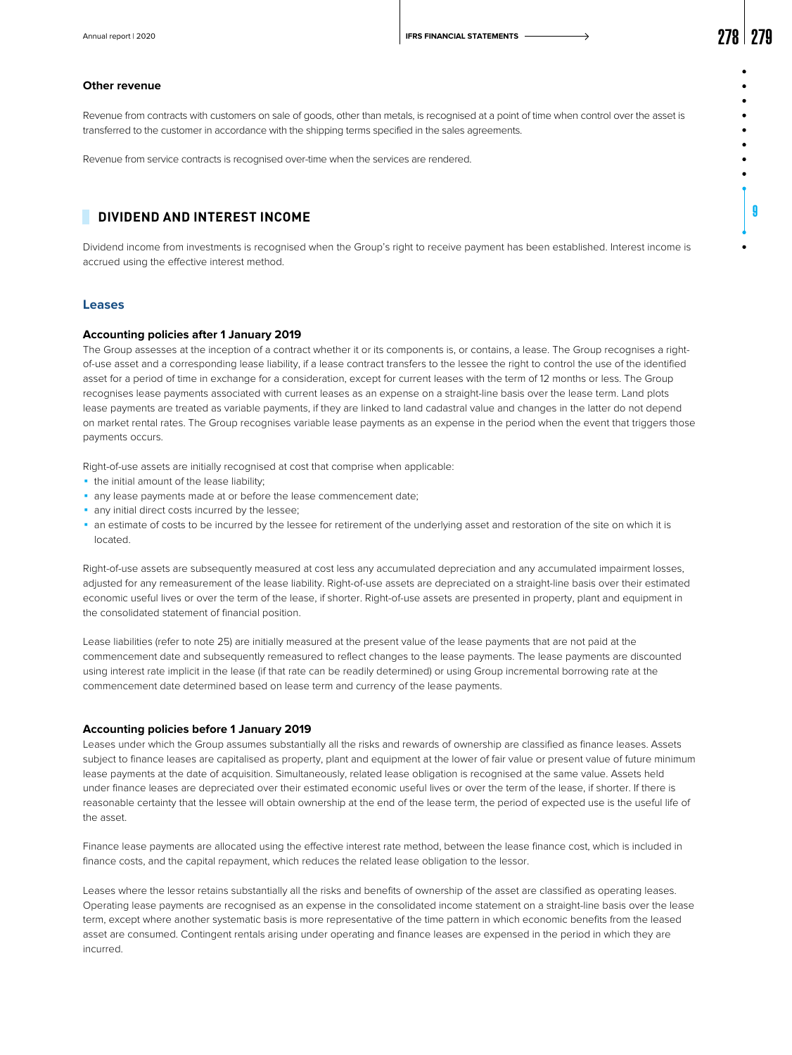### Other revenue

Revenue from contracts with customers on sale of goods, other than metals, is recognised at a point of time when control over the asset is transferred to the customer in accordance with the shipping terms specified in the sales agreements.

Revenue from service contracts is recognised over-time when the services are rendered.

## DIVIDEND AND INTEREST INCOME

Dividend income from investments is recognised when the Group's right to receive payment has been established. Interest income is accrued using the effective interest method.

### Leases

#### Accounting policies after 1 January 2019

The Group assesses at the inception of a contract whether it or its components is, or contains, a lease. The Group recognises a right-of-use asset and a corresponding lease liability, if a lease contract transfers to the lessee the right to control the use of the identified asset for a period of time in exchange for a consideration, except for current leases with the term of 12 months or less. The Group recognises lease payments associated with current leases as an expense on a straight-line basis over the lease term. Land plots lease payments are treated as variable payments, if they are linked to land cadastral value and changes in the latter do not depend on market rental rates. The Group recognises variable lease payments as an expense in the period when the event that triggers those payments occurs.

Right-of-use assets are initially recognised at cost that comprise when applicable:

- the initial amount of the lease liability;
- any lease payments made at or before the lease commencement date;
- any initial direct costs incurred by the lessee;
- an estimate of costs to be incurred by the lessee for retirement of the underlying asset and restoration of the site on which it is located.

Right-of-use assets are subsequently measured at cost less any accumulated depreciation and any accumulated impairment losses, adjusted for any remeasurement of the lease liability. Right-of-use assets are depreciated on a straight-line basis over their estimated economic useful lives or over the term of the lease, if shorter. Right-of-use assets are presented in property, plant and equipment in the consolidated statement of financial position.

Lease liabilities (refer to note 25) are initially measured at the present value of the lease payments that are not paid at the commencement date and subsequently remeasured to reflect changes to the lease payments. The lease payments are discounted using interest rate implicit in the lease (if that rate can be readily determined) or using Group incremental borrowing rate at the commencement date determined based on lease term and currency of the lease payments.

#### Accounting policies before 1 January 2019

Leases under which the Group assumes substantially all the risks and rewards of ownership are classified as finance leases. Assets subject to finance leases are capitalised as property, plant and equipment at the lower of fair value or present value of future minimum lease payments at the date of acquisition. Simultaneously, related lease obligation is recognised at the same value. Assets held under finance leases are depreciated over their estimated economic useful lives or over the term of the lease, if shorter. If there is reasonable certainty that the lessee will obtain ownership at the end of the lease term, the period of expected use is the useful life of the asset.

Finance lease payments are allocated using the effective interest rate method, between the lease finance cost, which is included in finance costs, and the capital repayment, which reduces the related lease obligation to the lessor.

Leases where the lessor retains substantially all the risks and benefits of ownership of the asset are classified as operating leases. Operating lease payments are recognised as an expense in the consolidated income statement on a straight-line basis over the lease term, except where another systematic basis is more representative of the time pattern in which economic benefits from the leased asset are consumed. Contingent rentals arising under operating and finance leases are expensed in the period in which they are incurred.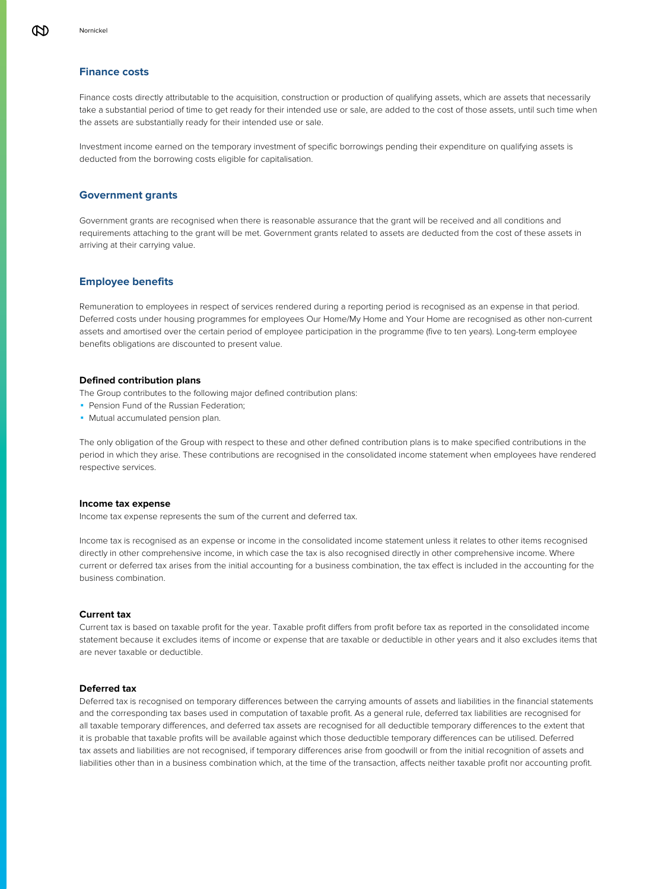## Finance costs

Finance costs directly attributable to the acquisition, construction or production of qualifying assets, which are assets that necessarily take a substantial period of time to get ready for their intended use or sale, are added to the cost of those assets, until such time when the assets are substantially ready for their intended use or sale.

Investment income earned on the temporary investment of specific borrowings pending their expenditure on qualifying assets is deducted from the borrowing costs eligible for capitalisation.

## Government grants

Government grants are recognised when there is reasonable assurance that the grant will be received and all conditions and requirements attaching to the grant will be met. Government grants related to assets are deducted from the cost of these assets in arriving at their carrying value.

## Employee benefits

Remuneration to employees in respect of services rendered during a reporting period is recognised as an expense in that period. Deferred costs under housing programmes for employees Our Home/My Home and Your Home are recognised as other non-current assets and amortised over the certain period of employee participation in the programme (five to ten years). Long-term employee benefits obligations are discounted to present value.

### Defined contribution plans

The Group contributes to the following major defined contribution plans:

- Pension Fund of the Russian Federation;
- Mutual accumulated pension plan.

The only obligation of the Group with respect to these and other defined contribution plans is to make specified contributions in the period in which they arise. These contributions are recognised in the consolidated income statement when employees have rendered respective services.

### Income tax expense

Income tax expense represents the sum of the current and deferred tax.

Income tax is recognised as an expense or income in the consolidated income statement unless it relates to other items recognised directly in other comprehensive income, in which case the tax is also recognised directly in other comprehensive income. Where current or deferred tax arises from the initial accounting for a business combination, the tax effect is included in the accounting for the business combination.

### Current tax

Current tax is based on taxable profit for the year. Taxable profit differs from profit before tax as reported in the consolidated income statement because it excludes items of income or expense that are taxable or deductible in other years and it also excludes items that are never taxable or deductible.

### Deferred tax

Deferred tax is recognised on temporary differences between the carrying amounts of assets and liabilities in the financial statements and the corresponding tax bases used in computation of taxable profit. As a general rule, deferred tax liabilities are recognised for all taxable temporary differences, and deferred tax assets are recognised for all deductible temporary differences to the extent that it is probable that taxable profits will be available against which those deductible temporary differences can be utilised. Deferred tax assets and liabilities are not recognised, if temporary differences arise from goodwill or from the initial recognition of assets and liabilities other than in a business combination which, at the time of the transaction, affects neither taxable profit nor accounting profit.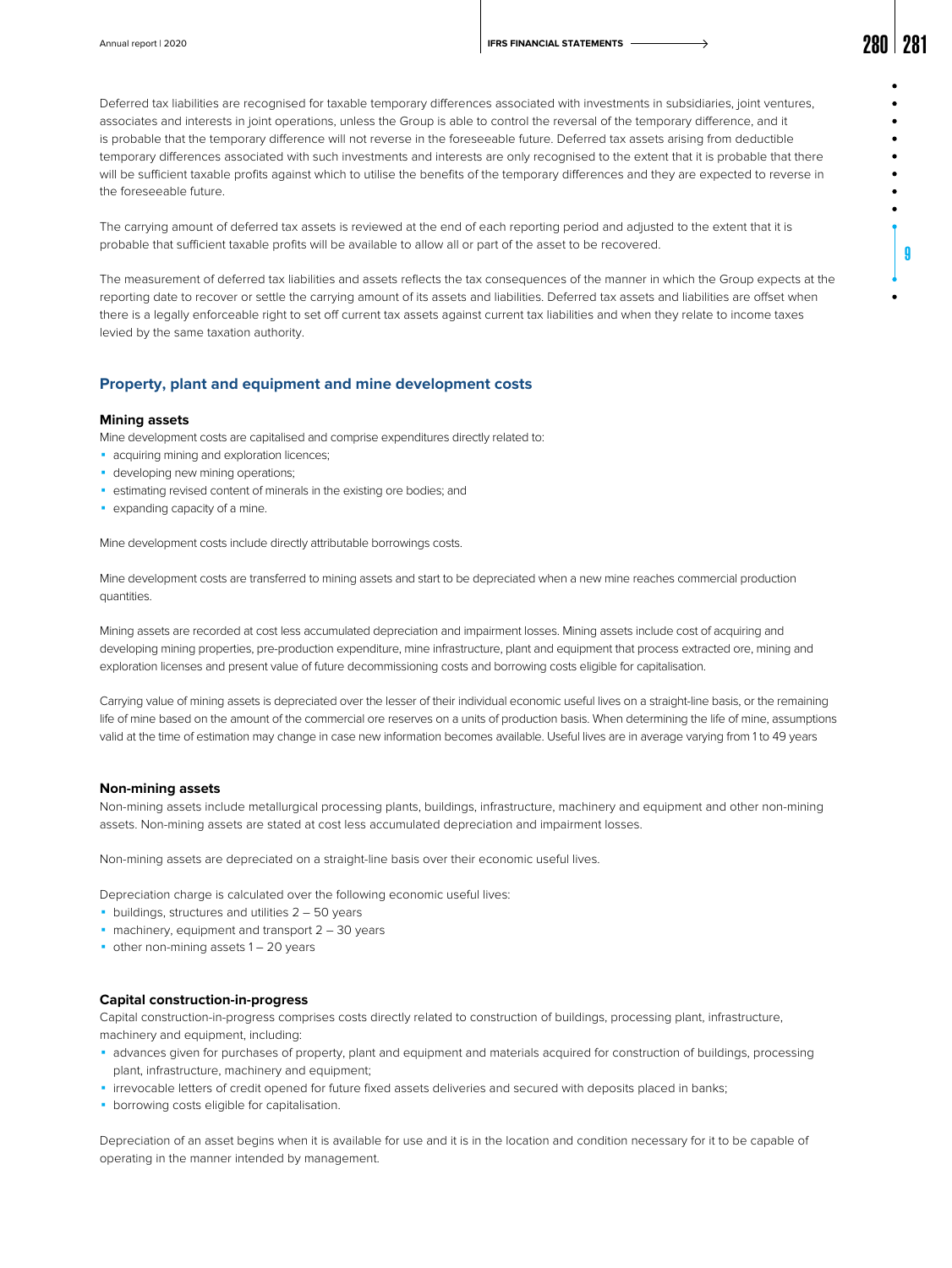Deferred tax liabilities are recognised for taxable temporary differences associated with investments in subsidiaries, joint ventures, associates and interests in joint operations, unless the Group is able to control the reversal of the temporary difference, and it is probable that the temporary difference will not reverse in the foreseeable future. Deferred tax assets arising from deductible temporary differences associated with such investments and interests are only recognised to the extent that it is probable that there will be sufficient taxable profits against which to utilise the benefits of the temporary differences and they are expected to reverse in the foreseeable future.

The carrying amount of deferred tax assets is reviewed at the end of each reporting period and adjusted to the extent that it is probable that sufficient taxable profits will be available to allow all or part of the asset to be recovered.

The measurement of deferred tax liabilities and assets reflects the tax consequences of the manner in which the Group expects at the reporting date to recover or settle the carrying amount of its assets and liabilities. Deferred tax assets and liabilities are offset when there is a legally enforceable right to set off current tax assets against current tax liabilities and when they relate to income taxes levied by the same taxation authority.

## Property, plant and equipment and mine development costs

### Mining assets

Mine development costs are capitalised and comprise expenditures directly related to:

- acquiring mining and exploration licences;
- developing new mining operations;
- estimating revised content of minerals in the existing ore bodies; and
- expanding capacity of a mine.

Mine development costs include directly attributable borrowings costs.

Mine development costs are transferred to mining assets and start to be depreciated when a new mine reaches commercial production quantities.

Mining assets are recorded at cost less accumulated depreciation and impairment losses. Mining assets include cost of acquiring and developing mining properties, pre-production expenditure, mine infrastructure, plant and equipment that process extracted ore, mining and exploration licenses and present value of future decommissioning costs and borrowing costs eligible for capitalisation.

Carrying value of mining assets is depreciated over the lesser of their individual economic useful lives on a straight-line basis, or the remaining life of mine based on the amount of the commercial ore reserves on a units of production basis. When determining the life of mine, assumptions valid at the time of estimation may change in case new information becomes available. Useful lives are in average varying from 1 to 49 years

### Non-mining assets

Non-mining assets include metallurgical processing plants, buildings, infrastructure, machinery and equipment and other non-mining assets. Non-mining assets are stated at cost less accumulated depreciation and impairment losses.

Non-mining assets are depreciated on a straight-line basis over their economic useful lives.

Depreciation charge is calculated over the following economic useful lives:

- buildings, structures and utilities 2 – 50 years
- machinery, equipment and transport 2 – 30 years
- other non-mining assets 1 – 20 years

### Capital construction-in-progress

Capital construction-in-progress comprises costs directly related to construction of buildings, processing plant, infrastructure, machinery and equipment, including:

- advances given for purchases of property, plant and equipment and materials acquired for construction of buildings, processing plant, infrastructure, machinery and equipment;
- irrevocable letters of credit opened for future fixed assets deliveries and secured with deposits placed in banks;
- borrowing costs eligible for capitalisation.

Depreciation of an asset begins when it is available for use and it is in the location and condition necessary for it to be capable of operating in the manner intended by management.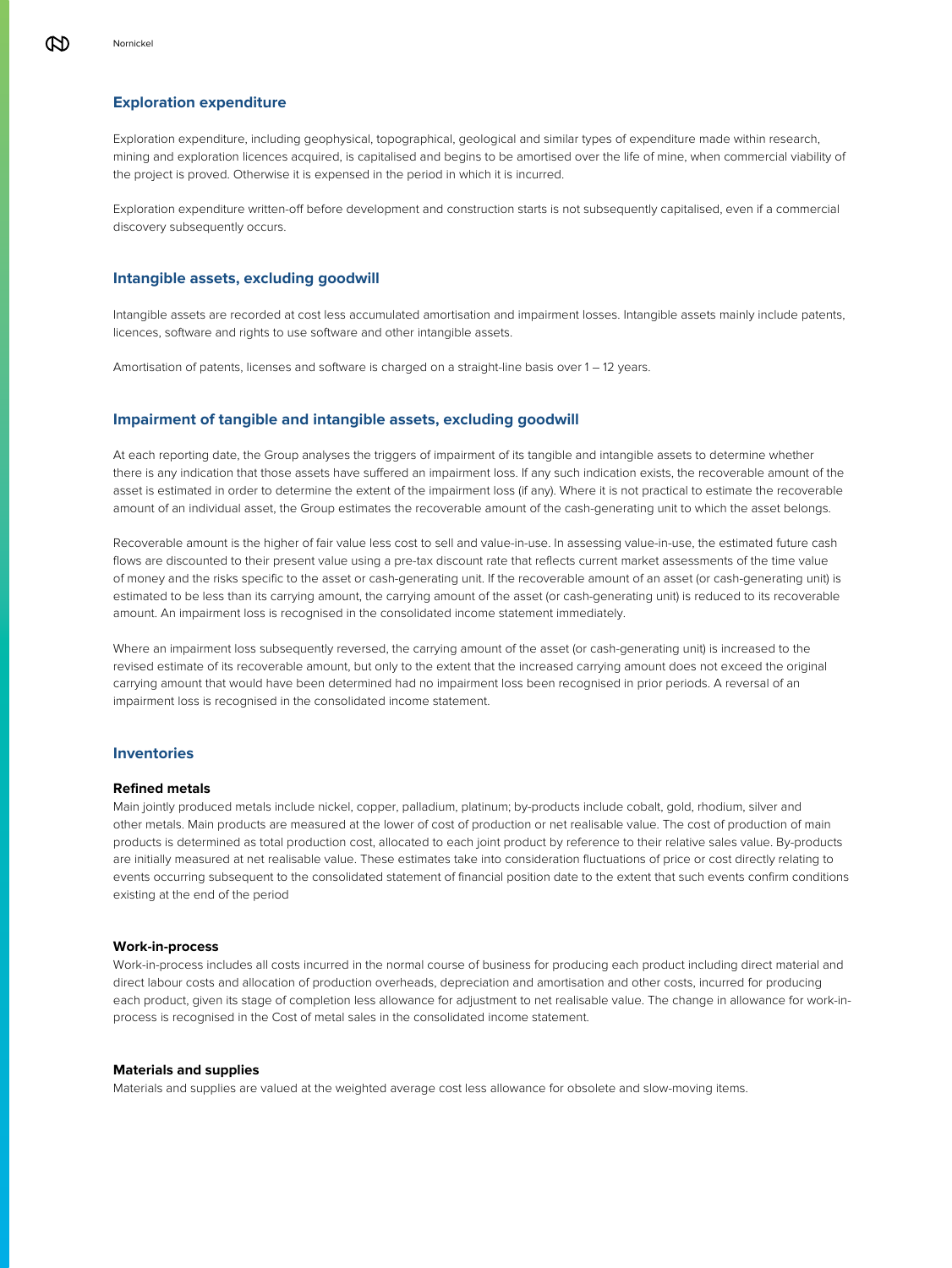## Exploration expenditure

Exploration expenditure, including geophysical, topographical, geological and similar types of expenditure made within research, mining and exploration licences acquired, is capitalised and begins to be amortised over the life of mine, when commercial viability of the project is proved. Otherwise it is expensed in the period in which it is incurred.

Exploration expenditure written-off before development and construction starts is not subsequently capitalised, even if a commercial discovery subsequently occurs.

## Intangible assets, excluding goodwill

Intangible assets are recorded at cost less accumulated amortisation and impairment losses. Intangible assets mainly include patents, licences, software and rights to use software and other intangible assets.

Amortisation of patents, licenses and software is charged on a straight-line basis over 1 – 12 years.

## Impairment of tangible and intangible assets, excluding goodwill

At each reporting date, the Group analyses the triggers of impairment of its tangible and intangible assets to determine whether there is any indication that those assets have suffered an impairment loss. If any such indication exists, the recoverable amount of the asset is estimated in order to determine the extent of the impairment loss (if any). Where it is not practical to estimate the recoverable amount of an individual asset, the Group estimates the recoverable amount of the cash-generating unit to which the asset belongs.

Recoverable amount is the higher of fair value less cost to sell and value-in-use. In assessing value-in-use, the estimated future cash flows are discounted to their present value using a pre-tax discount rate that reflects current market assessments of the time value of money and the risks specific to the asset or cash-generating unit. If the recoverable amount of an asset (or cash-generating unit) is estimated to be less than its carrying amount, the carrying amount of the asset (or cash-generating unit) is reduced to its recoverable amount. An impairment loss is recognised in the consolidated income statement immediately.

Where an impairment loss subsequently reversed, the carrying amount of the asset (or cash-generating unit) is increased to the revised estimate of its recoverable amount, but only to the extent that the increased carrying amount does not exceed the original carrying amount that would have been determined had no impairment loss been recognised in prior periods. A reversal of an impairment loss is recognised in the consolidated income statement.

## Inventories

### Refined metals

Main jointly produced metals include nickel, copper, palladium, platinum; by-products include cobalt, gold, rhodium, silver and other metals. Main products are measured at the lower of cost of production or net realisable value. The cost of production of main products is determined as total production cost, allocated to each joint product by reference to their relative sales value. By-products are initially measured at net realisable value. These estimates take into consideration fluctuations of price or cost directly relating to events occurring subsequent to the consolidated statement of financial position date to the extent that such events confirm conditions existing at the end of the period

### Work-in-process

Work-in-process includes all costs incurred in the normal course of business for producing each product including direct material and direct labour costs and allocation of production overheads, depreciation and amortisation and other costs, incurred for producing each product, given its stage of completion less allowance for adjustment to net realisable value. The change in allowance for work-in-process is recognised in the Cost of metal sales in the consolidated income statement.

### Materials and supplies

Materials and supplies are valued at the weighted average cost less allowance for obsolete and slow-moving items.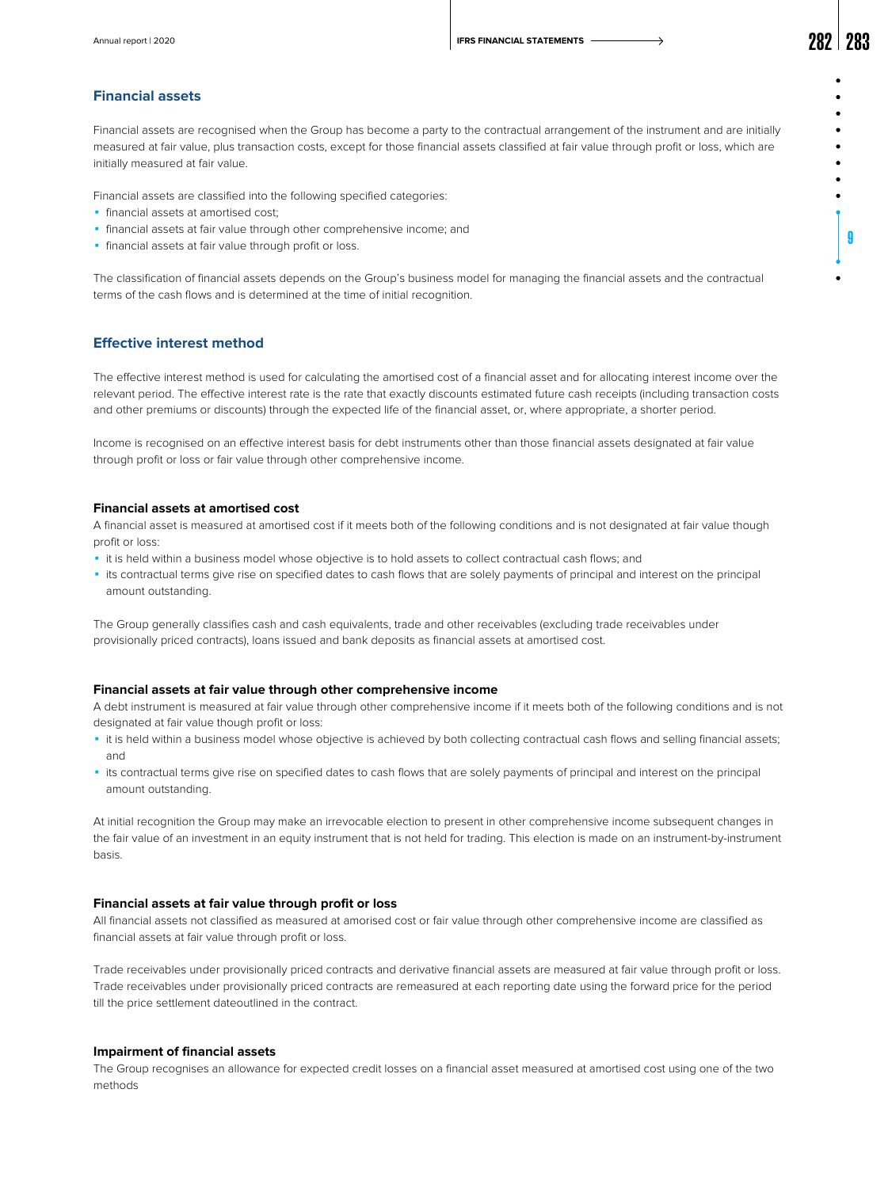## Financial assets

Financial assets are recognised when the Group has become a party to the contractual arrangement of the instrument and are initially measured at fair value, plus transaction costs, except for those financial assets classified at fair value through profit or loss, which are initially measured at fair value.

Financial assets are classified into the following specified categories:

- financial assets at amortised cost;
- financial assets at fair value through other comprehensive income; and
- financial assets at fair value through profit or loss.

The classification of financial assets depends on the Group's business model for managing the financial assets and the contractual terms of the cash flows and is determined at the time of initial recognition.

## Effective interest method

The effective interest method is used for calculating the amortised cost of a financial asset and for allocating interest income over the relevant period. The effective interest rate is the rate that exactly discounts estimated future cash receipts (including transaction costs and other premiums or discounts) through the expected life of the financial asset, or, where appropriate, a shorter period.

Income is recognised on an effective interest basis for debt instruments other than those financial assets designated at fair value through profit or loss or fair value through other comprehensive income.

### Financial assets at amortised cost

A financial asset is measured at amortised cost if it meets both of the following conditions and is not designated at fair value though profit or loss:

- it is held within a business model whose objective is to hold assets to collect contractual cash flows; and
- its contractual terms give rise on specified dates to cash flows that are solely payments of principal and interest on the principal amount outstanding.

The Group generally classifies cash and cash equivalents, trade and other receivables (excluding trade receivables under provisionally priced contracts), loans issued and bank deposits as financial assets at amortised cost.

### Financial assets at fair value through other comprehensive income

A debt instrument is measured at fair value through other comprehensive income if it meets both of the following conditions and is not designated at fair value though profit or loss:

- it is held within a business model whose objective is achieved by both collecting contractual cash flows and selling financial assets; and
- its contractual terms give rise on specified dates to cash flows that are solely payments of principal and interest on the principal amount outstanding.

At initial recognition the Group may make an irrevocable election to present in other comprehensive income subsequent changes in the fair value of an investment in an equity instrument that is not held for trading. This election is made on an instrument-by-instrument basis.

### Financial assets at fair value through profit or loss

All financial assets not classified as measured at amorised cost or fair value through other comprehensive income are classified as financial assets at fair value through profit or loss.

Trade receivables under provisionally priced contracts and derivative financial assets are measured at fair value through profit or loss. Trade receivables under provisionally priced contracts are remeasured at each reporting date using the forward price for the period till the price settlement dateoutlined in the contract.

### Impairment of financial assets

The Group recognises an allowance for expected credit losses on a financial asset measured at amortised cost using one of the two methods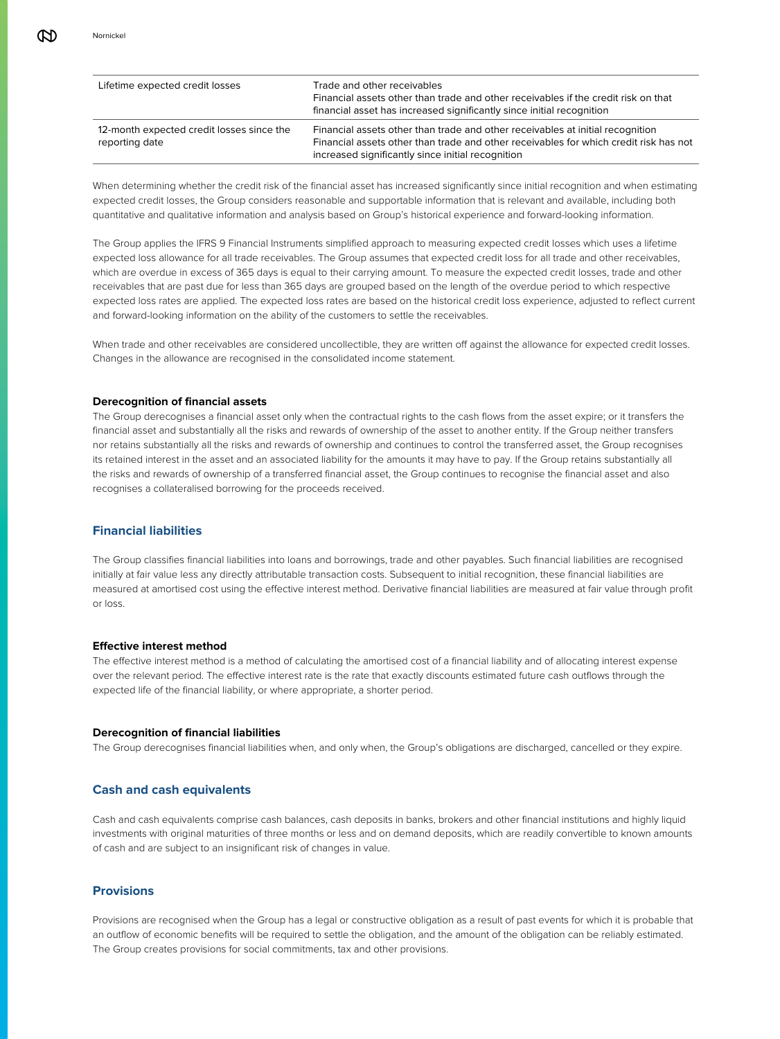| | |
|---|---|
| Lifetime expected credit losses | Trade and other receivables<br>Financial assets other than trade and other receivables if the credit risk on that financial asset has increased significantly since initial recognition |
| 12-month expected credit losses since the reporting date | Financial assets other than trade and other receivables at initial recognition<br>Financial assets other than trade and other receivables for which credit risk has not increased significantly since initial recognition |

When determining whether the credit risk of the financial asset has increased significantly since initial recognition and when estimating expected credit losses, the Group considers reasonable and supportable information that is relevant and available, including both quantitative and qualitative information and analysis based on Group's historical experience and forward-looking information.

The Group applies the IFRS 9 Financial Instruments simplified approach to measuring expected credit losses which uses a lifetime expected loss allowance for all trade receivables. The Group assumes that expected credit loss for all trade and other receivables, which are overdue in excess of 365 days is equal to their carrying amount. To measure the expected credit losses, trade and other receivables that are past due for less than 365 days are grouped based on the length of the overdue period to which respective expected loss rates are applied. The expected loss rates are based on the historical credit loss experience, adjusted to reflect current and forward-looking information on the ability of the customers to settle the receivables.

When trade and other receivables are considered uncollectible, they are written off against the allowance for expected credit losses. Changes in the allowance are recognised in the consolidated income statement.

**Derecognition of financial assets**

The Group derecognises a financial asset only when the contractual rights to the cash flows from the asset expire; or it transfers the financial asset and substantially all the risks and rewards of ownership of the asset to another entity. If the Group neither transfers nor retains substantially all the risks and rewards of ownership and continues to control the transferred asset, the Group recognises its retained interest in the asset and an associated liability for the amounts it may have to pay. If the Group retains substantially all the risks and rewards of ownership of a transferred financial asset, the Group continues to recognise the financial asset and also recognises a collateralised borrowing for the proceeds received.

## Financial liabilities

The Group classifies financial liabilities into loans and borrowings, trade and other payables. Such financial liabilities are recognised initially at fair value less any directly attributable transaction costs. Subsequent to initial recognition, these financial liabilities are measured at amortised cost using the effective interest method. Derivative financial liabilities are measured at fair value through profit or loss.

**Effective interest method**

The effective interest method is a method of calculating the amortised cost of a financial liability and of allocating interest expense over the relevant period. The effective interest rate is the rate that exactly discounts estimated future cash outflows through the expected life of the financial liability, or where appropriate, a shorter period.

**Derecognition of financial liabilities**

The Group derecognises financial liabilities when, and only when, the Group's obligations are discharged, cancelled or they expire.

## Cash and cash equivalents

Cash and cash equivalents comprise cash balances, cash deposits in banks, brokers and other financial institutions and highly liquid investments with original maturities of three months or less and on demand deposits, which are readily convertible to known amounts of cash and are subject to an insignificant risk of changes in value.

## Provisions

Provisions are recognised when the Group has a legal or constructive obligation as a result of past events for which it is probable that an outflow of economic benefits will be required to settle the obligation, and the amount of the obligation can be reliably estimated. The Group creates provisions for social commitments, tax and other provisions.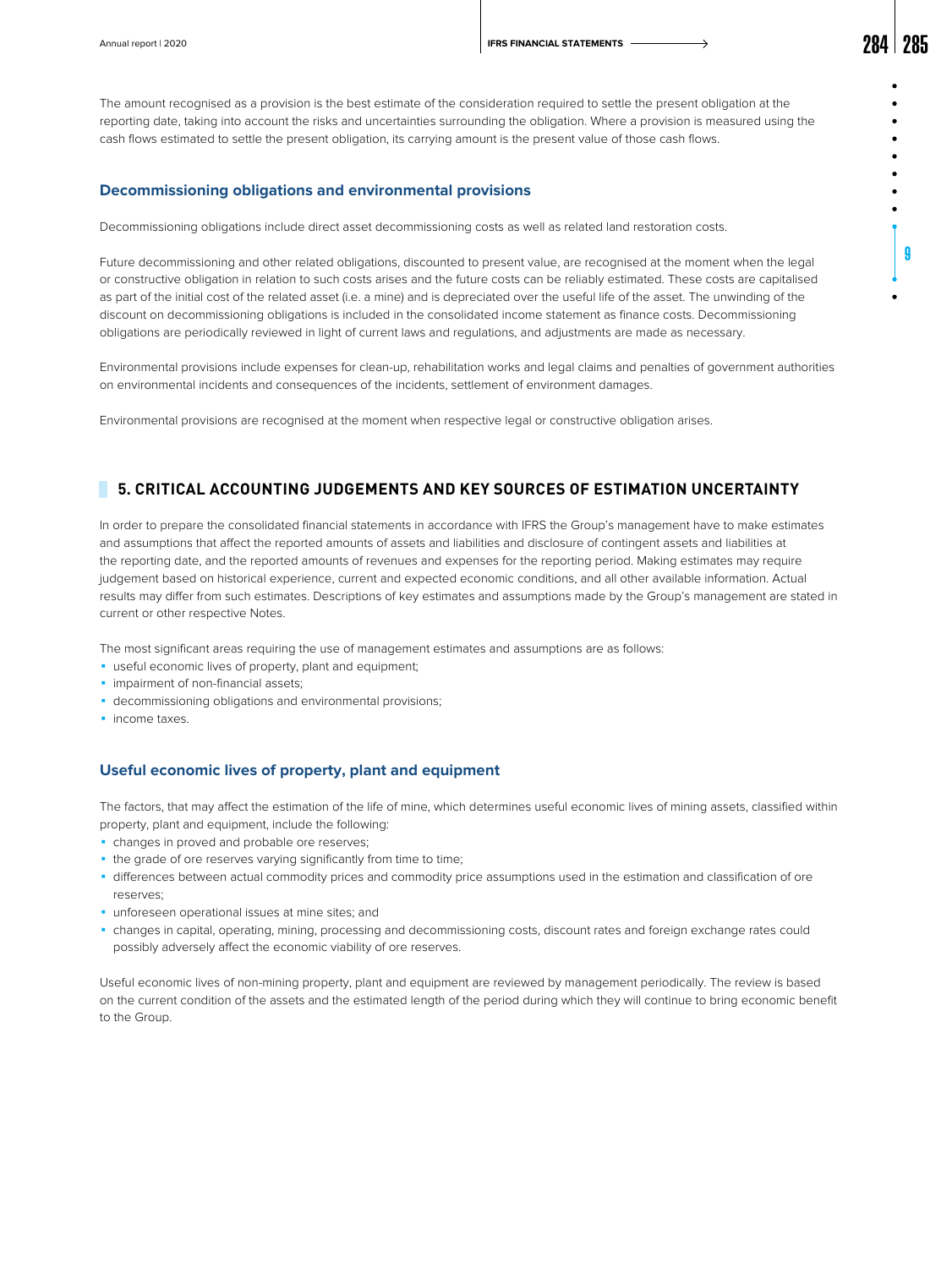The amount recognised as a provision is the best estimate of the consideration required to settle the present obligation at the reporting date, taking into account the risks and uncertainties surrounding the obligation. Where a provision is measured using the cash flows estimated to settle the present obligation, its carrying amount is the present value of those cash flows.

### Decommissioning obligations and environmental provisions

Decommissioning obligations include direct asset decommissioning costs as well as related land restoration costs.

Future decommissioning and other related obligations, discounted to present value, are recognised at the moment when the legal or constructive obligation in relation to such costs arises and the future costs can be reliably estimated. These costs are capitalised as part of the initial cost of the related asset (i.e. a mine) and is depreciated over the useful life of the asset. The unwinding of the discount on decommissioning obligations is included in the consolidated income statement as finance costs. Decommissioning obligations are periodically reviewed in light of current laws and regulations, and adjustments are made as necessary.

Environmental provisions include expenses for clean-up, rehabilitation works and legal claims and penalties of government authorities on environmental incidents and consequences of the incidents, settlement of environment damages.

Environmental provisions are recognised at the moment when respective legal or constructive obligation arises.

## 5. CRITICAL ACCOUNTING JUDGEMENTS AND KEY SOURCES OF ESTIMATION UNCERTAINTY

In order to prepare the consolidated financial statements in accordance with IFRS the Group's management have to make estimates and assumptions that affect the reported amounts of assets and liabilities and disclosure of contingent assets and liabilities at the reporting date, and the reported amounts of revenues and expenses for the reporting period. Making estimates may require judgement based on historical experience, current and expected economic conditions, and all other available information. Actual results may differ from such estimates. Descriptions of key estimates and assumptions made by the Group's management are stated in current or other respective Notes.

The most significant areas requiring the use of management estimates and assumptions are as follows:

- useful economic lives of property, plant and equipment;
- impairment of non-financial assets;
- decommissioning obligations and environmental provisions;
- income taxes.

### Useful economic lives of property, plant and equipment

The factors, that may affect the estimation of the life of mine, which determines useful economic lives of mining assets, classified within property, plant and equipment, include the following:

- changes in proved and probable ore reserves;
- the grade of ore reserves varying significantly from time to time;
- differences between actual commodity prices and commodity price assumptions used in the estimation and classification of ore reserves;
- unforeseen operational issues at mine sites; and
- changes in capital, operating, mining, processing and decommissioning costs, discount rates and foreign exchange rates could possibly adversely affect the economic viability of ore reserves.

Useful economic lives of non-mining property, plant and equipment are reviewed by management periodically. The review is based on the current condition of the assets and the estimated length of the period during which they will continue to bring economic benefit to the Group.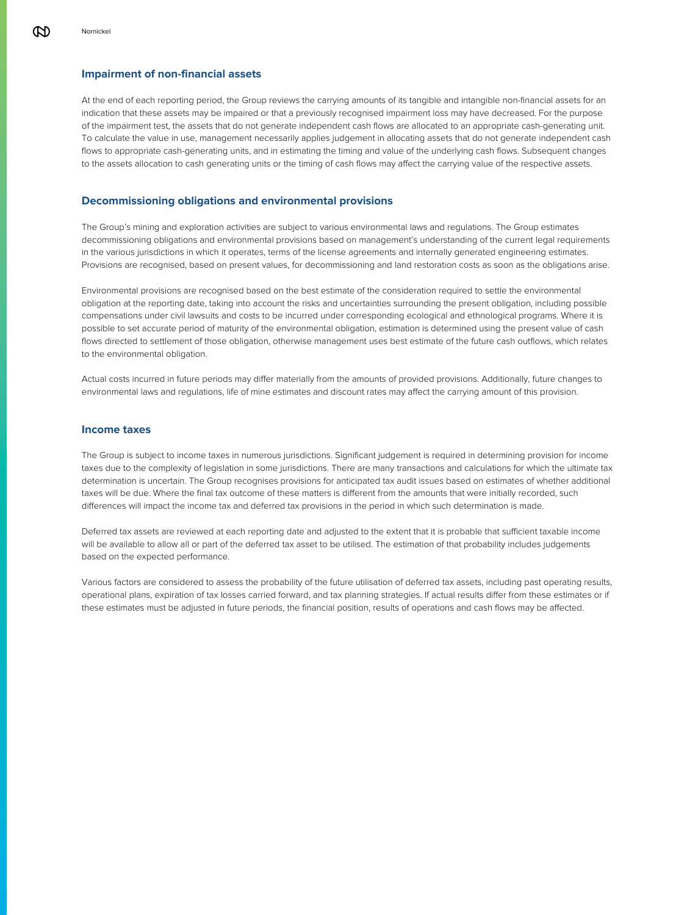## Impairment of non-financial assets

At the end of each reporting period, the Group reviews the carrying amounts of its tangible and intangible non-financial assets for an indication that these assets may be impaired or that a previously recognised impairment loss may have decreased. For the purpose of the impairment test, the assets that do not generate independent cash flows are allocated to an appropriate cash-generating unit. To calculate the value in use, management necessarily applies judgement in allocating assets that do not generate independent cash flows to appropriate cash-generating units, and in estimating the timing and value of the underlying cash flows. Subsequent changes to the assets allocation to cash generating units or the timing of cash flows may affect the carrying value of the respective assets.

## Decommissioning obligations and environmental provisions

The Group's mining and exploration activities are subject to various environmental laws and regulations. The Group estimates decommissioning obligations and environmental provisions based on management's understanding of the current legal requirements in the various jurisdictions in which it operates, terms of the license agreements and internally generated engineering estimates. Provisions are recognised, based on present values, for decommissioning and land restoration costs as soon as the obligations arise.

Environmental provisions are recognised based on the best estimate of the consideration required to settle the environmental obligation at the reporting date, taking into account the risks and uncertainties surrounding the present obligation, including possible compensations under civil lawsuits and costs to be incurred under corresponding ecological and ethnological programs. Where it is possible to set accurate period of maturity of the environmental obligation, estimation is determined using the present value of cash flows directed to settlement of those obligation, otherwise management uses best estimate of the future cash outflows, which relates to the environmental obligation.

Actual costs incurred in future periods may differ materially from the amounts of provided provisions. Additionally, future changes to environmental laws and regulations, life of mine estimates and discount rates may affect the carrying amount of this provision.

## Income taxes

The Group is subject to income taxes in numerous jurisdictions. Significant judgement is required in determining provision for income taxes due to the complexity of legislation in some jurisdictions. There are many transactions and calculations for which the ultimate tax determination is uncertain. The Group recognises provisions for anticipated tax audit issues based on estimates of whether additional taxes will be due. Where the final tax outcome of these matters is different from the amounts that were initially recorded, such differences will impact the income tax and deferred tax provisions in the period in which such determination is made.

Deferred tax assets are reviewed at each reporting date and adjusted to the extent that it is probable that sufficient taxable income will be available to allow all or part of the deferred tax asset to be utilised. The estimation of that probability includes judgements based on the expected performance.

Various factors are considered to assess the probability of the future utilisation of deferred tax assets, including past operating results, operational plans, expiration of tax losses carried forward, and tax planning strategies. If actual results differ from these estimates or if these estimates must be adjusted in future periods, the financial position, results of operations and cash flows may be affected.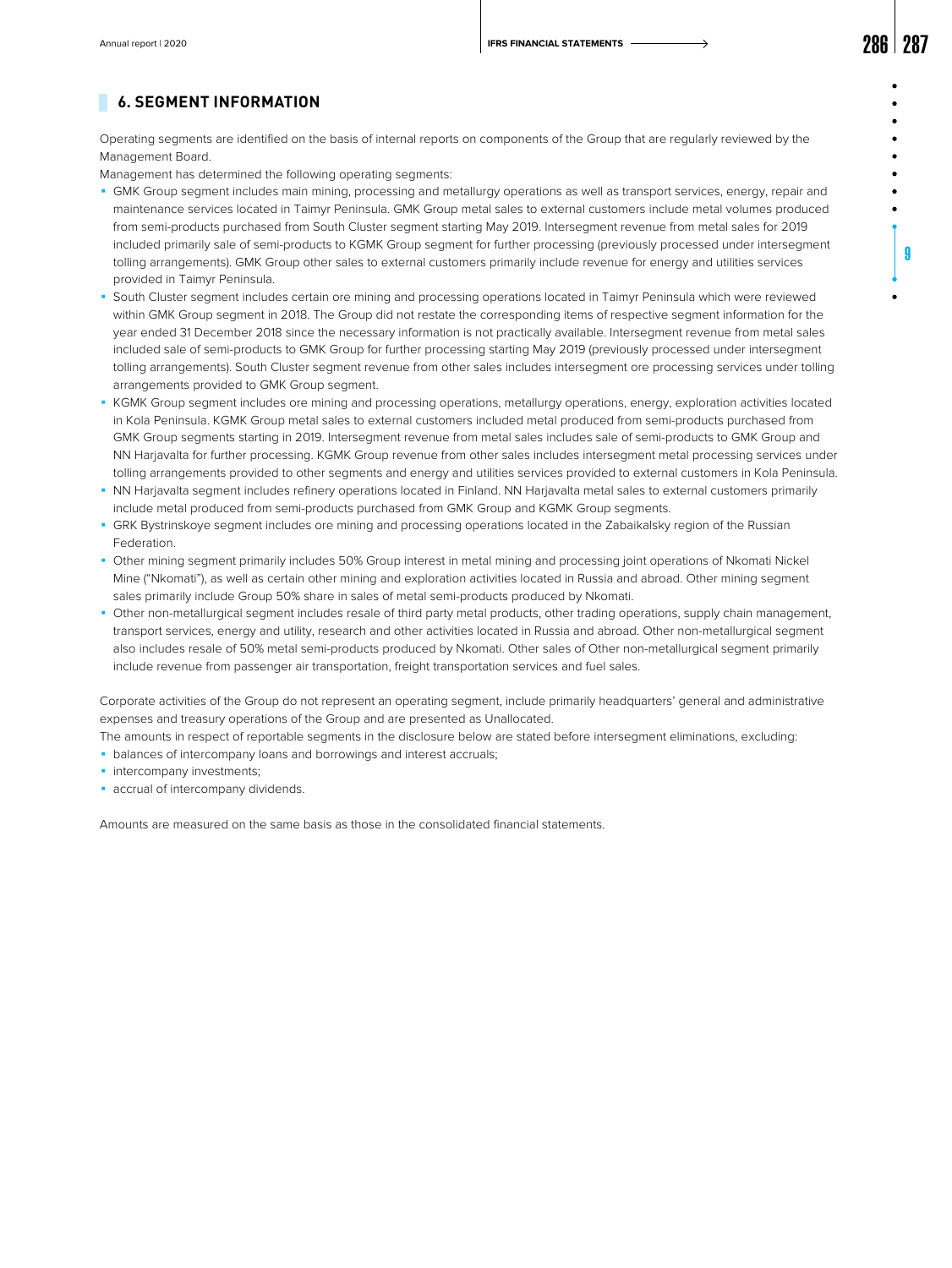## 6. SEGMENT INFORMATION

Operating segments are identified on the basis of internal reports on components of the Group that are regularly reviewed by the Management Board.

Management has determined the following operating segments:

- GMK Group segment includes main mining, processing and metallurgy operations as well as transport services, energy, repair and maintenance services located in Taimyr Peninsula. GMK Group metal sales to external customers include metal volumes produced from semi-products purchased from South Cluster segment starting May 2019. Intersegment revenue from metal sales for 2019 included primarily sale of semi-products to KGMK Group segment for further processing (previously processed under intersegment tolling arrangements). GMK Group other sales to external customers primarily include revenue for energy and utilities services provided in Taimyr Peninsula.
- South Cluster segment includes certain ore mining and processing operations located in Taimyr Peninsula which were reviewed within GMK Group segment in 2018. The Group did not restate the corresponding items of respective segment information for the year ended 31 December 2018 since the necessary information is not practically available. Intersegment revenue from metal sales included sale of semi-products to GMK Group for further processing starting May 2019 (previously processed under intersegment tolling arrangements). South Cluster segment revenue from other sales includes intersegment ore processing services under tolling arrangements provided to GMK Group segment.
- KGMK Group segment includes ore mining and processing operations, metallurgy operations, energy, exploration activities located in Kola Peninsula. KGMK Group metal sales to external customers included metal produced from semi-products purchased from GMK Group segments starting in 2019. Intersegment revenue from metal sales includes sale of semi-products to GMK Group and NN Harjavalta for further processing. KGMK Group revenue from other sales includes intersegment metal processing services under tolling arrangements provided to other segments and energy and utilities services provided to external customers in Kola Peninsula.
- NN Harjavalta segment includes refinery operations located in Finland. NN Harjavalta metal sales to external customers primarily include metal produced from semi-products purchased from GMK Group and KGMK Group segments.
- GRK Bystrinskoye segment includes ore mining and processing operations located in the Zabaikalsky region of the Russian Federation.
- Other mining segment primarily includes 50% Group interest in metal mining and processing joint operations of Nkomati Nickel Mine ("Nkomati"), as well as certain other mining and exploration activities located in Russia and abroad. Other mining segment sales primarily include Group 50% share in sales of metal semi-products produced by Nkomati.
- Other non-metallurgical segment includes resale of third party metal products, other trading operations, supply chain management, transport services, energy and utility, research and other activities located in Russia and abroad. Other non-metallurgical segment also includes resale of 50% metal semi-products produced by Nkomati. Other sales of Other non-metallurgical segment primarily include revenue from passenger air transportation, freight transportation services and fuel sales.

Corporate activities of the Group do not represent an operating segment, include primarily headquarters' general and administrative expenses and treasury operations of the Group and are presented as Unallocated.

The amounts in respect of reportable segments in the disclosure below are stated before intersegment eliminations, excluding:

- balances of intercompany loans and borrowings and interest accruals;
- intercompany investments;
- accrual of intercompany dividends.

Amounts are measured on the same basis as those in the consolidated financial statements.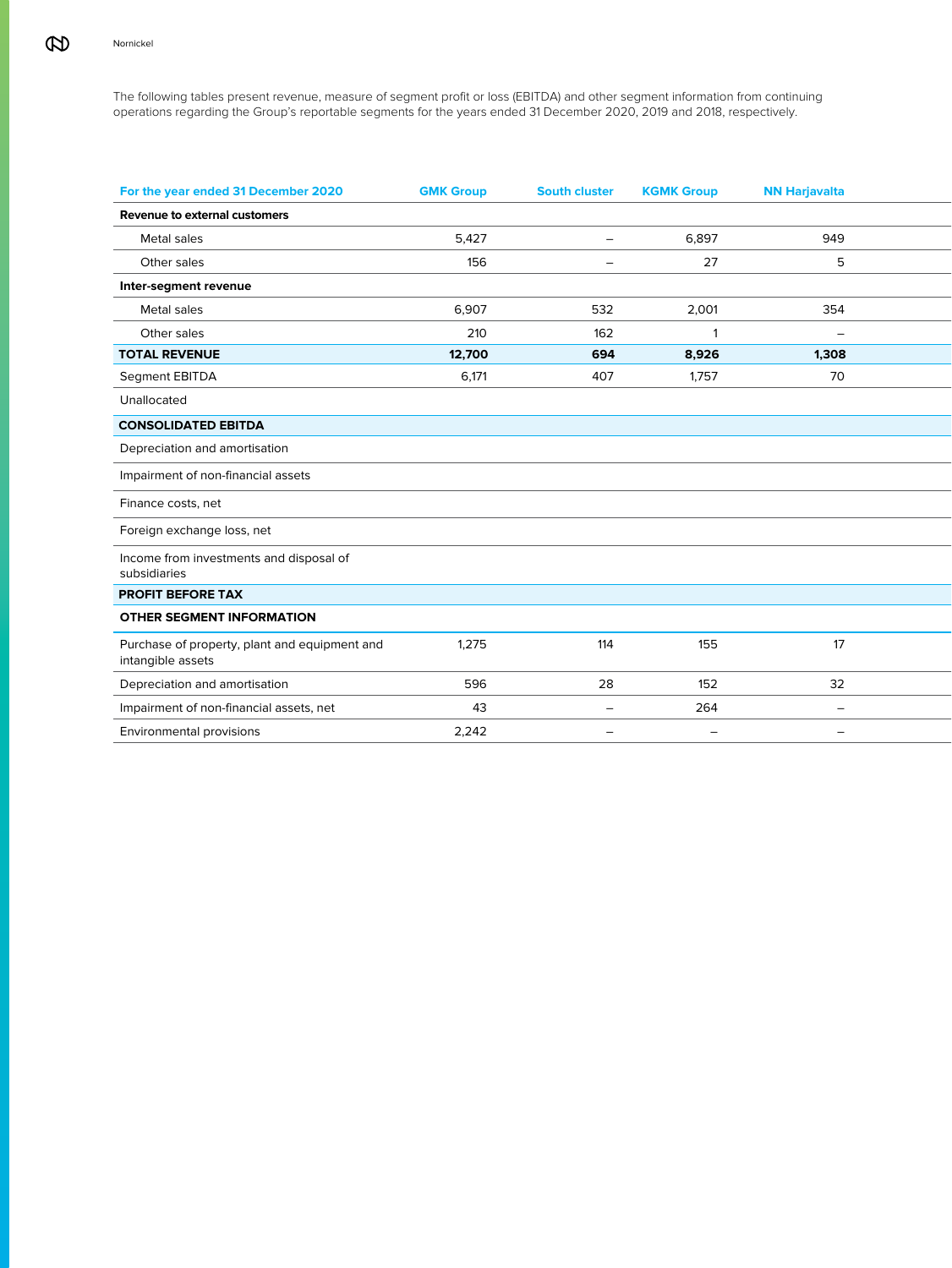The following tables present revenue, measure of segment profit or loss (EBITDA) and other segment information from continuing operations regarding the Group's reportable segments for the years ended 31 December 2020, 2019 and 2018, respectively.

| For the year ended 31 December 2020 | GMK Group | South cluster | KGMK Group | NN Harjavalta |
|---|---|---|---|---|
| **Revenue to external customers** | | | | |
| Metal sales | 5,427 | – | 6,897 | 949 |
| Other sales | 156 | – | 27 | 5 |
| **Inter-segment revenue** | | | | |
| Metal sales | 6,907 | 532 | 2,001 | 354 |
| Other sales | 210 | 162 | 1 | – |
| **TOTAL REVENUE** | **12,700** | **694** | **8,926** | **1,308** |
| Segment EBITDA | 6,171 | 407 | 1,757 | 70 |
| Unallocated | | | | |
| **CONSOLIDATED EBITDA** | | | | |
| Depreciation and amortisation | | | | |
| Impairment of non-financial assets | | | | |
| Finance costs, net | | | | |
| Foreign exchange loss, net | | | | |
| Income from investments and disposal of subsidiaries | | | | |
| **PROFIT BEFORE TAX** | | | | |
| **OTHER SEGMENT INFORMATION** | | | | |
| Purchase of property, plant and equipment and intangible assets | 1,275 | 114 | 155 | 17 |
| Depreciation and amortisation | 596 | 28 | 152 | 32 |
| Impairment of non-financial assets, net | 43 | – | 264 | – |
| Environmental provisions | 2,242 | – | – | – |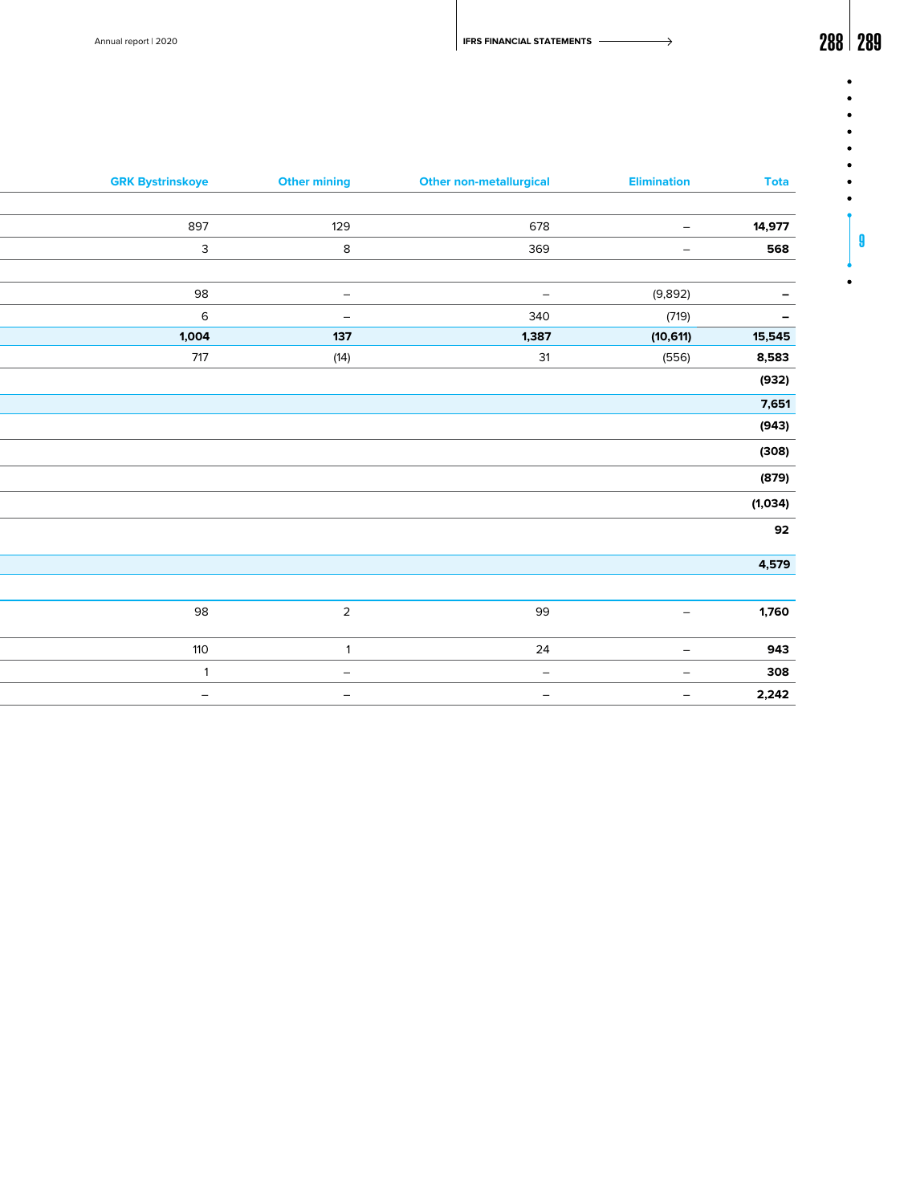| GRK Bystrinskoye | Other mining | Other non-metallurgical | Elimination | Tota |
|---|---|---|---|---|
| | | | | |
| 897 | 129 | 678 | – | **14,977** |
| 3 | 8 | 369 | – | **568** |
| | | | | |
| 98 | – | – | (9,892) | **–** |
| 6 | – | 340 | (719) | **–** |
| **1,004** | **137** | **1,387** | **(10,611)** | **15,545** |
| 717 | (14) | 31 | (556) | **8,583** |
| | | | | **(932)** |
| | | | | **7,651** |
| | | | | **(943)** |
| | | | | **(308)** |
| | | | | **(879)** |
| | | | | **(1,034)** |
| | | | | **92** |
| | | | | **4,579** |
| | | | | |
| 98 | 2 | 99 | – | **1,760** |
| 110 | 1 | 24 | – | **943** |
| 1 | – | – | – | **308** |
| – | – | – | – | **2,242** |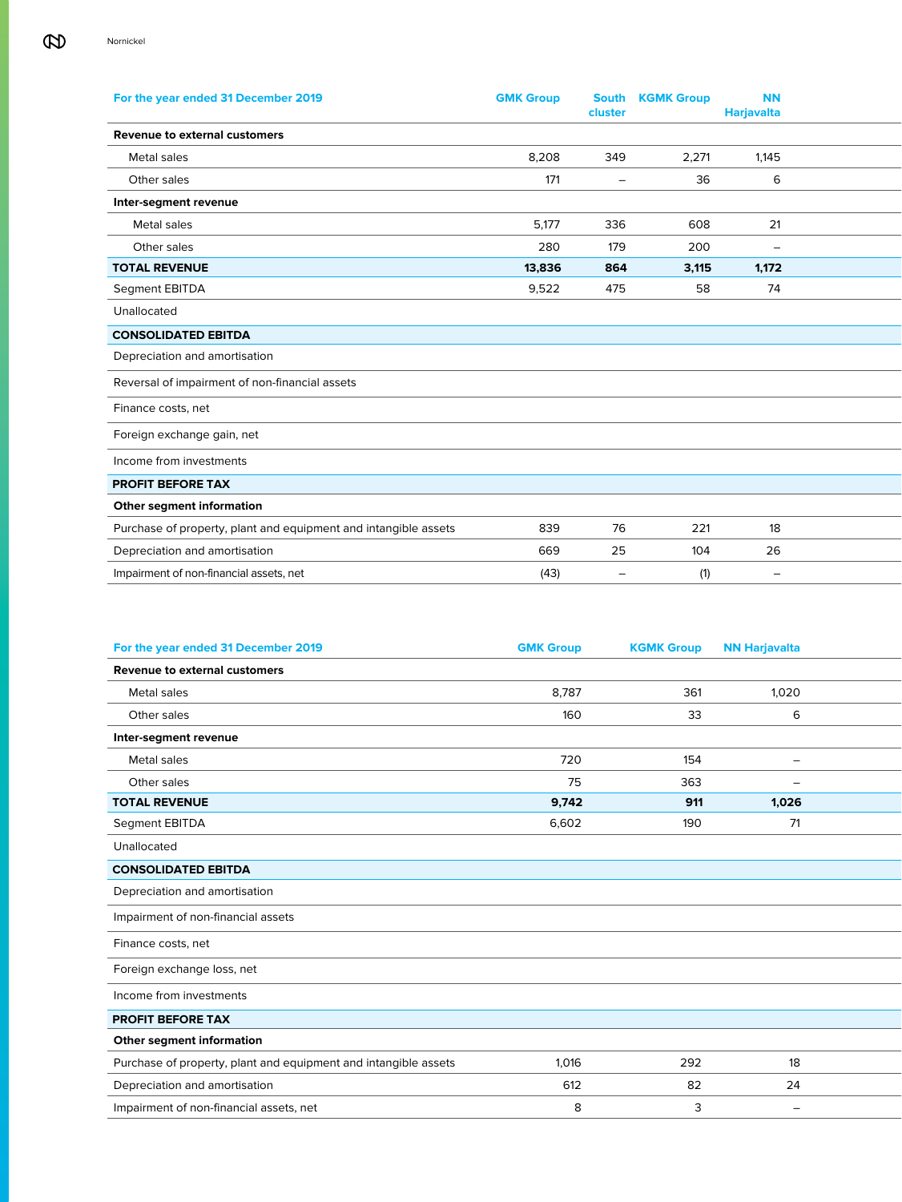| For the year ended 31 December 2019 | GMK Group | South cluster | KGMK Group | NN Harjavalta |
|---|---|---|---|---|
| **Revenue to external customers** | | | | |
| Metal sales | 8,208 | 349 | 2,271 | 1,145 |
| Other sales | 171 | – | 36 | 6 |
| **Inter-segment revenue** | | | | |
| Metal sales | 5,177 | 336 | 608 | 21 |
| Other sales | 280 | 179 | 200 | – |
| **TOTAL REVENUE** | **13,836** | **864** | **3,115** | **1,172** |
| Segment EBITDA | 9,522 | 475 | 58 | 74 |
| Unallocated | | | | |
| **CONSOLIDATED EBITDA** | | | | |
| Depreciation and amortisation | | | | |
| Reversal of impairment of non-financial assets | | | | |
| Finance costs, net | | | | |
| Foreign exchange gain, net | | | | |
| Income from investments | | | | |
| **PROFIT BEFORE TAX** | | | | |
| **Other segment information** | | | | |
| Purchase of property, plant and equipment and intangible assets | 839 | 76 | 221 | 18 |
| Depreciation and amortisation | 669 | 25 | 104 | 26 |
| Impairment of non-financial assets, net | (43) | – | (1) | – |

| For the year ended 31 December 2019 | GMK Group | KGMK Group | NN Harjavalta |
|---|---|---|---|
| **Revenue to external customers** | | | |
| Metal sales | 8,787 | 361 | 1,020 |
| Other sales | 160 | 33 | 6 |
| **Inter-segment revenue** | | | |
| Metal sales | 720 | 154 | – |
| Other sales | 75 | 363 | – |
| **TOTAL REVENUE** | **9,742** | **911** | **1,026** |
| Segment EBITDA | 6,602 | 190 | 71 |
| Unallocated | | | |
| **CONSOLIDATED EBITDA** | | | |
| Depreciation and amortisation | | | |
| Impairment of non-financial assets | | | |
| Finance costs, net | | | |
| Foreign exchange loss, net | | | |
| Income from investments | | | |
| **PROFIT BEFORE TAX** | | | |
| **Other segment information** | | | |
| Purchase of property, plant and equipment and intangible assets | 1,016 | 292 | 18 |
| Depreciation and amortisation | 612 | 82 | 24 |
| Impairment of non-financial assets, net | 8 | 3 | – |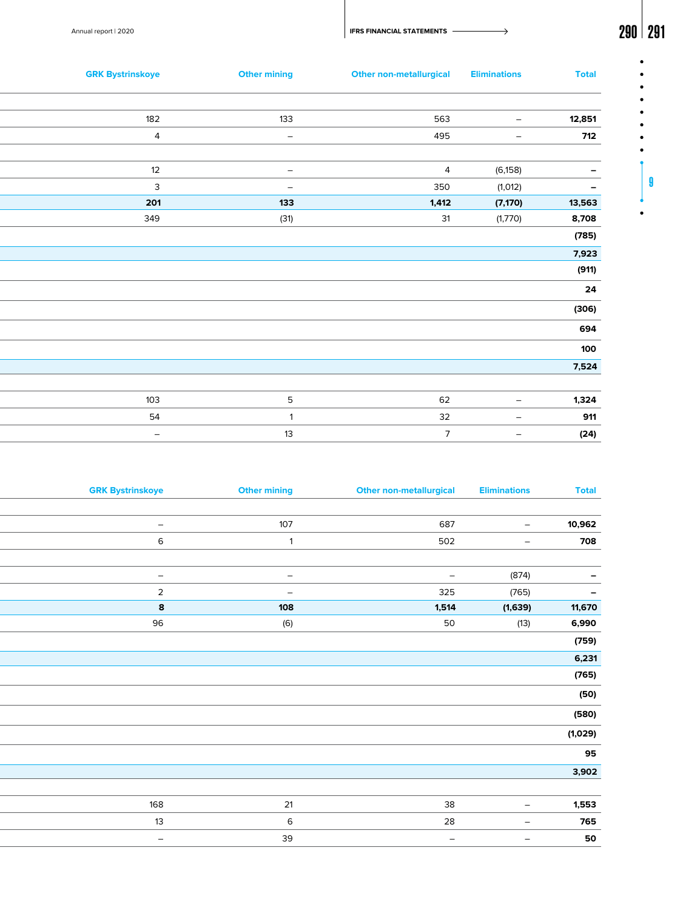| GRK Bystrinskoye | Other mining | Other non-metallurgical | Eliminations | Total |
|---|---|---|---|---|
| | | | | |
| 182 | 133 | 563 | – | 12,851 |
| 4 | – | 495 | – | 712 |
| | | | | |
| 12 | – | 4 | (6,158) | – |
| 3 | – | 350 | (1,012) | – |
| **201** | **133** | **1,412** | **(7,170)** | **13,563** |
| 349 | (31) | 31 | (1,770) | 8,708 |
| | | | | (785) |
| | | | | **7,923** |
| | | | | (911) |
| | | | | 24 |
| | | | | (306) |
| | | | | 694 |
| | | | | 100 |
| | | | | **7,524** |
| | | | | |
| 103 | 5 | 62 | – | 1,324 |
| 54 | 1 | 32 | – | 911 |
| – | 13 | 7 | – | (24) |

| GRK Bystrinskoye | Other mining | Other non-metallurgical | Eliminations | Total |
|---|---|---|---|---|
| | | | | |
| – | 107 | 687 | – | 10,962 |
| 6 | 1 | 502 | – | 708 |
| | | | | |
| – | – | – | (874) | – |
| 2 | – | 325 | (765) | – |
| **8** | **108** | **1,514** | **(1,639)** | **11,670** |
| 96 | (6) | 50 | (13) | 6,990 |
| | | | | (759) |
| | | | | **6,231** |
| | | | | (765) |
| | | | | (50) |
| | | | | (580) |
| | | | | (1,029) |
| | | | | 95 |
| | | | | **3,902** |
| | | | | |
| 168 | 21 | 38 | – | 1,553 |
| 13 | 6 | 28 | – | 765 |
| – | 39 | – | – | 50 |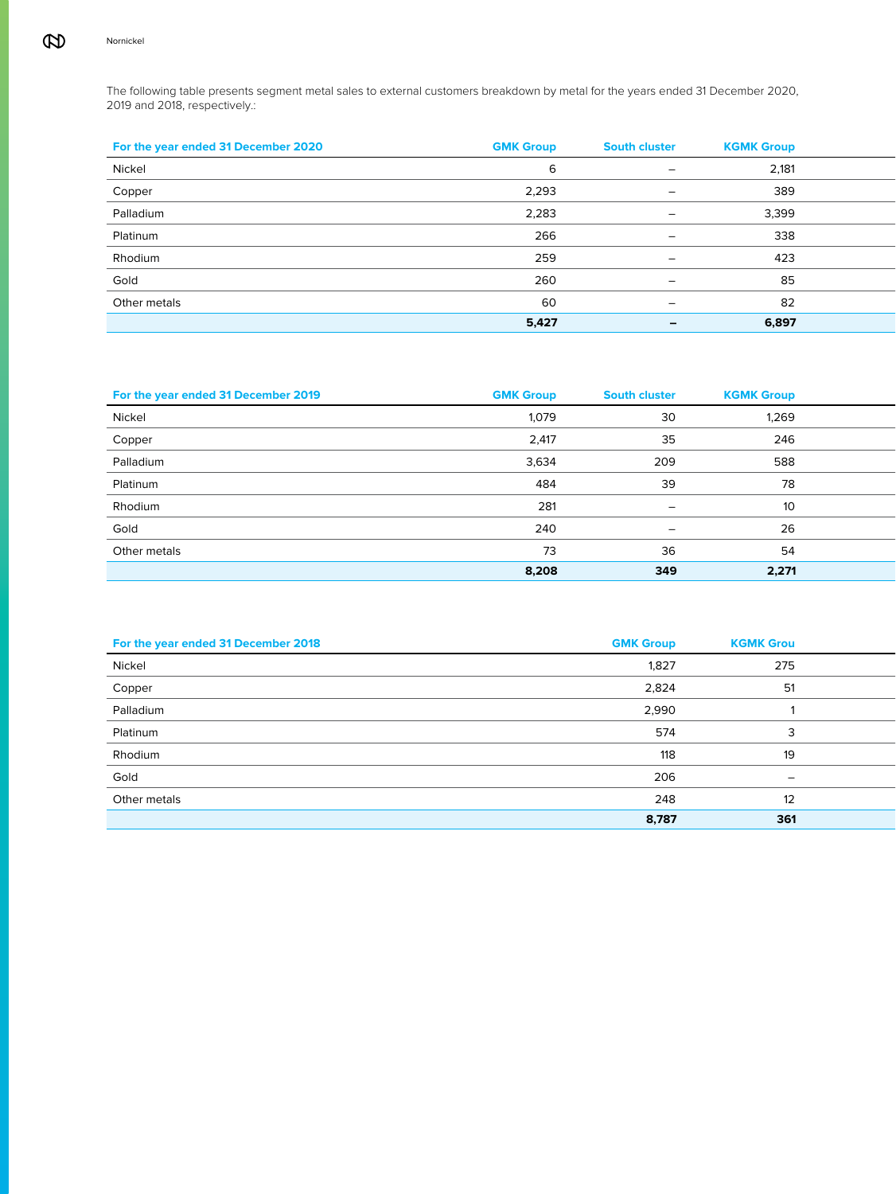The following table presents segment metal sales to external customers breakdown by metal for the years ended 31 December 2020, 2019 and 2018, respectively.:

| For the year ended 31 December 2020 | GMK Group | South cluster | KGMK Group |
|---|---|---|---|
| Nickel | 6 | – | 2,181 |
| Copper | 2,293 | – | 389 |
| Palladium | 2,283 | – | 3,399 |
| Platinum | 266 | – | 338 |
| Rhodium | 259 | – | 423 |
| Gold | 260 | – | 85 |
| Other metals | 60 | – | 82 |
| | **5,427** | **–** | **6,897** |

| For the year ended 31 December 2019 | GMK Group | South cluster | KGMK Group |
|---|---|---|---|
| Nickel | 1,079 | 30 | 1,269 |
| Copper | 2,417 | 35 | 246 |
| Palladium | 3,634 | 209 | 588 |
| Platinum | 484 | 39 | 78 |
| Rhodium | 281 | – | 10 |
| Gold | 240 | – | 26 |
| Other metals | 73 | 36 | 54 |
| | **8,208** | **349** | **2,271** |

| For the year ended 31 December 2018 | GMK Group | KGMK Grou |
|---|---|---|
| Nickel | 1,827 | 275 |
| Copper | 2,824 | 51 |
| Palladium | 2,990 | 1 |
| Platinum | 574 | 3 |
| Rhodium | 118 | 19 |
| Gold | 206 | – |
| Other metals | 248 | 12 |
| | **8,787** | **361** |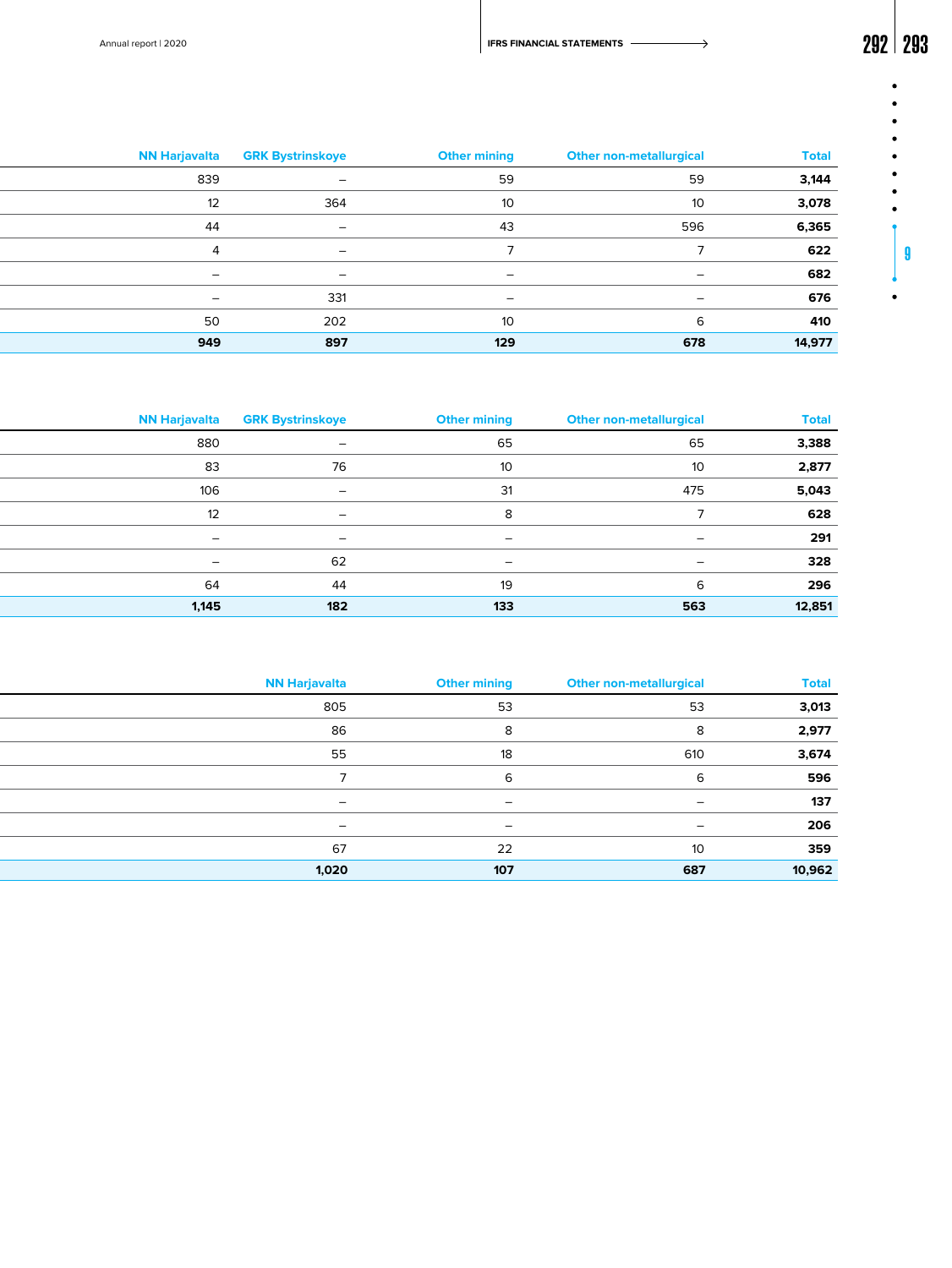| NN Harjavalta | GRK Bystrinskoye | Other mining | Other non-metallurgical | Total |
|---|---|---|---|---|
| 839 | – | 59 | 59 | **3,144** |
| 12 | 364 | 10 | 10 | **3,078** |
| 44 | – | 43 | 596 | **6,365** |
| 4 | – | 7 | 7 | **622** |
| – | – | – | – | **682** |
| – | 331 | – | – | **676** |
| 50 | 202 | 10 | 6 | **410** |
| **949** | **897** | **129** | **678** | **14,977** |

| NN Harjavalta | GRK Bystrinskoye | Other mining | Other non-metallurgical | Total |
|---|---|---|---|---|
| 880 | – | 65 | 65 | **3,388** |
| 83 | 76 | 10 | 10 | **2,877** |
| 106 | – | 31 | 475 | **5,043** |
| 12 | – | 8 | 7 | **628** |
| – | – | – | – | **291** |
| – | 62 | – | – | **328** |
| 64 | 44 | 19 | 6 | **296** |
| **1,145** | **182** | **133** | **563** | **12,851** |

| NN Harjavalta | Other mining | Other non-metallurgical | Total |
|---|---|---|---|
| 805 | 53 | 53 | **3,013** |
| 86 | 8 | 8 | **2,977** |
| 55 | 18 | 610 | **3,674** |
| 7 | 6 | 6 | **596** |
| – | – | – | **137** |
| – | – | – | **206** |
| 67 | 22 | 10 | **359** |
| **1,020** | **107** | **687** | **10,962** |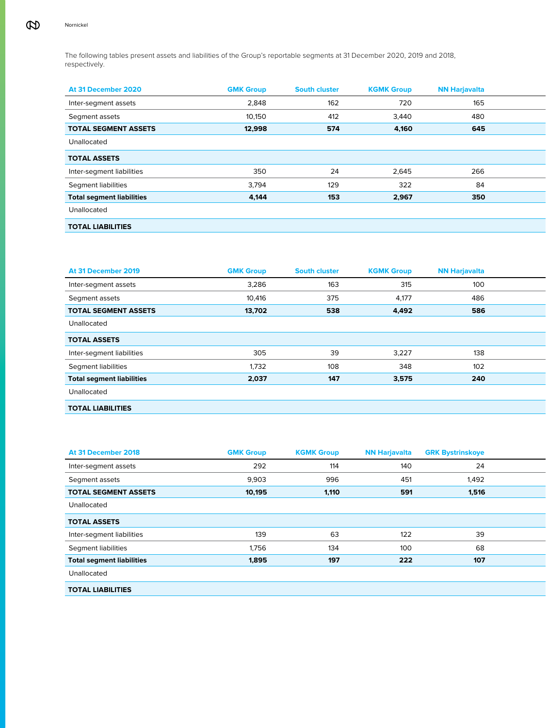The following tables present assets and liabilities of the Group's reportable segments at 31 December 2020, 2019 and 2018, respectively.

| At 31 December 2020 | GMK Group | South cluster | KGMK Group | NN Harjavalta |
|---|---|---|---|---|
| Inter-segment assets | 2,848 | 162 | 720 | 165 |
| Segment assets | 10,150 | 412 | 3,440 | 480 |
| **TOTAL SEGMENT ASSETS** | **12,998** | **574** | **4,160** | **645** |
| Unallocated | | | | |
| **TOTAL ASSETS** | | | | |
| Inter-segment liabilities | 350 | 24 | 2,645 | 266 |
| Segment liabilities | 3,794 | 129 | 322 | 84 |
| **Total segment liabilities** | **4,144** | **153** | **2,967** | **350** |
| Unallocated | | | | |
| **TOTAL LIABILITIES** | | | | |

| At 31 December 2019 | GMK Group | South cluster | KGMK Group | NN Harjavalta |
|---|---|---|---|---|
| Inter-segment assets | 3,286 | 163 | 315 | 100 |
| Segment assets | 10,416 | 375 | 4,177 | 486 |
| **TOTAL SEGMENT ASSETS** | **13,702** | **538** | **4,492** | **586** |
| Unallocated | | | | |
| **TOTAL ASSETS** | | | | |
| Inter-segment liabilities | 305 | 39 | 3,227 | 138 |
| Segment liabilities | 1,732 | 108 | 348 | 102 |
| **Total segment liabilities** | **2,037** | **147** | **3,575** | **240** |
| Unallocated | | | | |
| **TOTAL LIABILITIES** | | | | |

| At 31 December 2018 | GMK Group | KGMK Group | NN Harjavalta | GRK Bystrinskoye |
|---|---|---|---|---|
| Inter-segment assets | 292 | 114 | 140 | 24 |
| Segment assets | 9,903 | 996 | 451 | 1,492 |
| **TOTAL SEGMENT ASSETS** | **10,195** | **1,110** | **591** | **1,516** |
| Unallocated | | | | |
| **TOTAL ASSETS** | | | | |
| Inter-segment liabilities | 139 | 63 | 122 | 39 |
| Segment liabilities | 1,756 | 134 | 100 | 68 |
| **Total segment liabilities** | **1,895** | **197** | **222** | **107** |
| Unallocated | | | | |
| **TOTAL LIABILITIES** | | | | |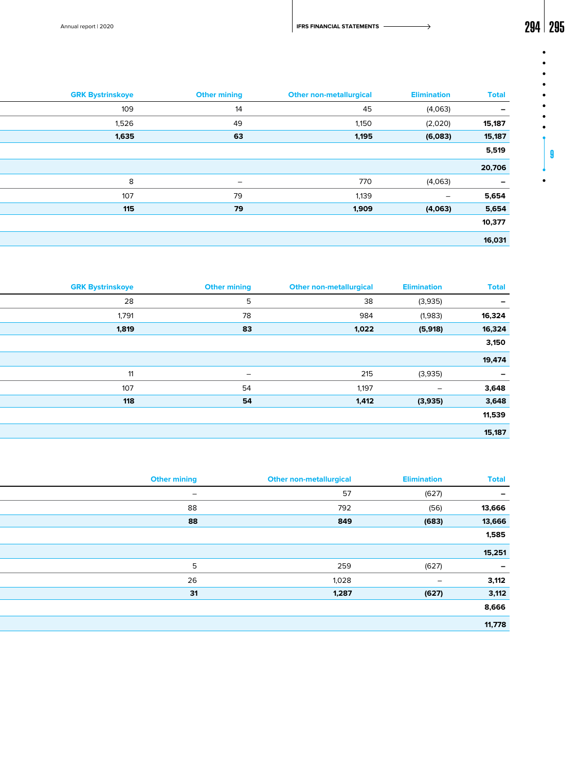| GRK Bystrinskoye | Other mining | Other non-metallurgical | Elimination | Total |
|---|---|---|---|---|
| 109 | 14 | 45 | (4,063) | – |
| 1,526 | 49 | 1,150 | (2,020) | 15,187 |
| **1,635** | **63** | **1,195** | **(6,083)** | **15,187** |
| | | | | **5,519** |
| | | | | **20,706** |
| 8 | – | 770 | (4,063) | – |
| 107 | 79 | 1,139 | – | 5,654 |
| **115** | **79** | **1,909** | **(4,063)** | **5,654** |
| | | | | **10,377** |
| | | | | **16,031** |

| GRK Bystrinskoye | Other mining | Other non-metallurgical | Elimination | Total |
|---|---|---|---|---|
| 28 | 5 | 38 | (3,935) | – |
| 1,791 | 78 | 984 | (1,983) | 16,324 |
| **1,819** | **83** | **1,022** | **(5,918)** | **16,324** |
| | | | | **3,150** |
| | | | | **19,474** |
| 11 | – | 215 | (3,935) | – |
| 107 | 54 | 1,197 | – | 3,648 |
| **118** | **54** | **1,412** | **(3,935)** | **3,648** |
| | | | | **11,539** |
| | | | | **15,187** |

| Other mining | Other non-metallurgical | Elimination | Total |
|---|---|---|---|
| – | 57 | (627) | – |
| 88 | 792 | (56) | 13,666 |
| **88** | **849** | **(683)** | **13,666** |
| | | | **1,585** |
| | | | **15,251** |
| 5 | 259 | (627) | – |
| 26 | 1,028 | – | 3,112 |
| **31** | **1,287** | **(627)** | **3,112** |
| | | | **8,666** |
| | | | **11,778** |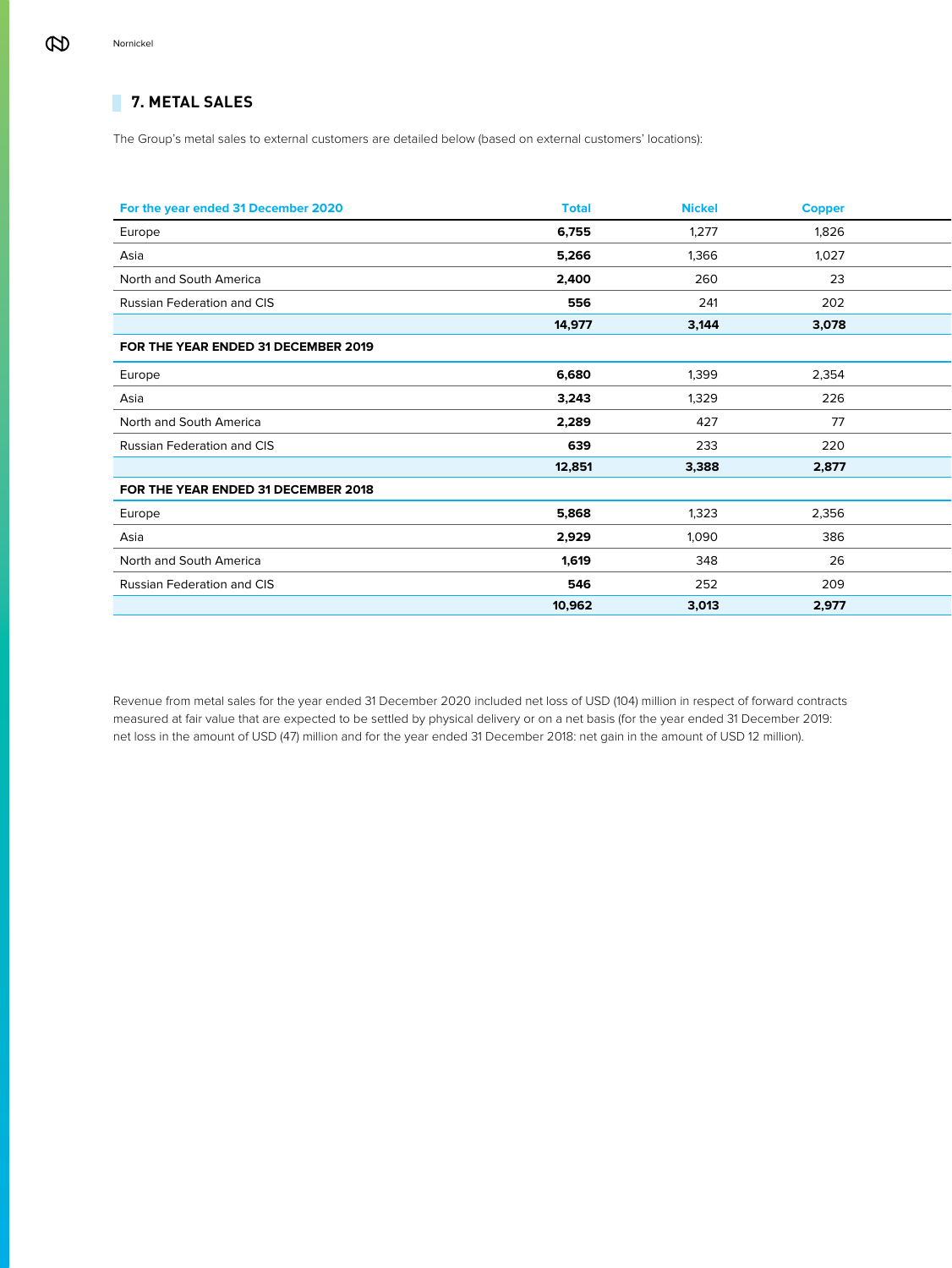## 7. METAL SALES

The Group's metal sales to external customers are detailed below (based on external customers' locations):

| For the year ended 31 December 2020 | Total | Nickel | Copper |
|---|---|---|---|
| Europe | **6,755** | 1,277 | 1,826 |
| Asia | **5,266** | 1,366 | 1,027 |
| North and South America | **2,400** | 260 | 23 |
| Russian Federation and CIS | **556** | 241 | 202 |
| | **14,977** | **3,144** | **3,078** |
| **FOR THE YEAR ENDED 31 DECEMBER 2019** | | | |
| Europe | **6,680** | 1,399 | 2,354 |
| Asia | **3,243** | 1,329 | 226 |
| North and South America | **2,289** | 427 | 77 |
| Russian Federation and CIS | **639** | 233 | 220 |
| | **12,851** | **3,388** | **2,877** |
| **FOR THE YEAR ENDED 31 DECEMBER 2018** | | | |
| Europe | **5,868** | 1,323 | 2,356 |
| Asia | **2,929** | 1,090 | 386 |
| North and South America | **1,619** | 348 | 26 |
| Russian Federation and CIS | **546** | 252 | 209 |
| | **10,962** | **3,013** | **2,977** |

Revenue from metal sales for the year ended 31 December 2020 included net loss of USD (104) million in respect of forward contracts measured at fair value that are expected to be settled by physical delivery or on a net basis (for the year ended 31 December 2019: net loss in the amount of USD (47) million and for the year ended 31 December 2018: net gain in the amount of USD 12 million).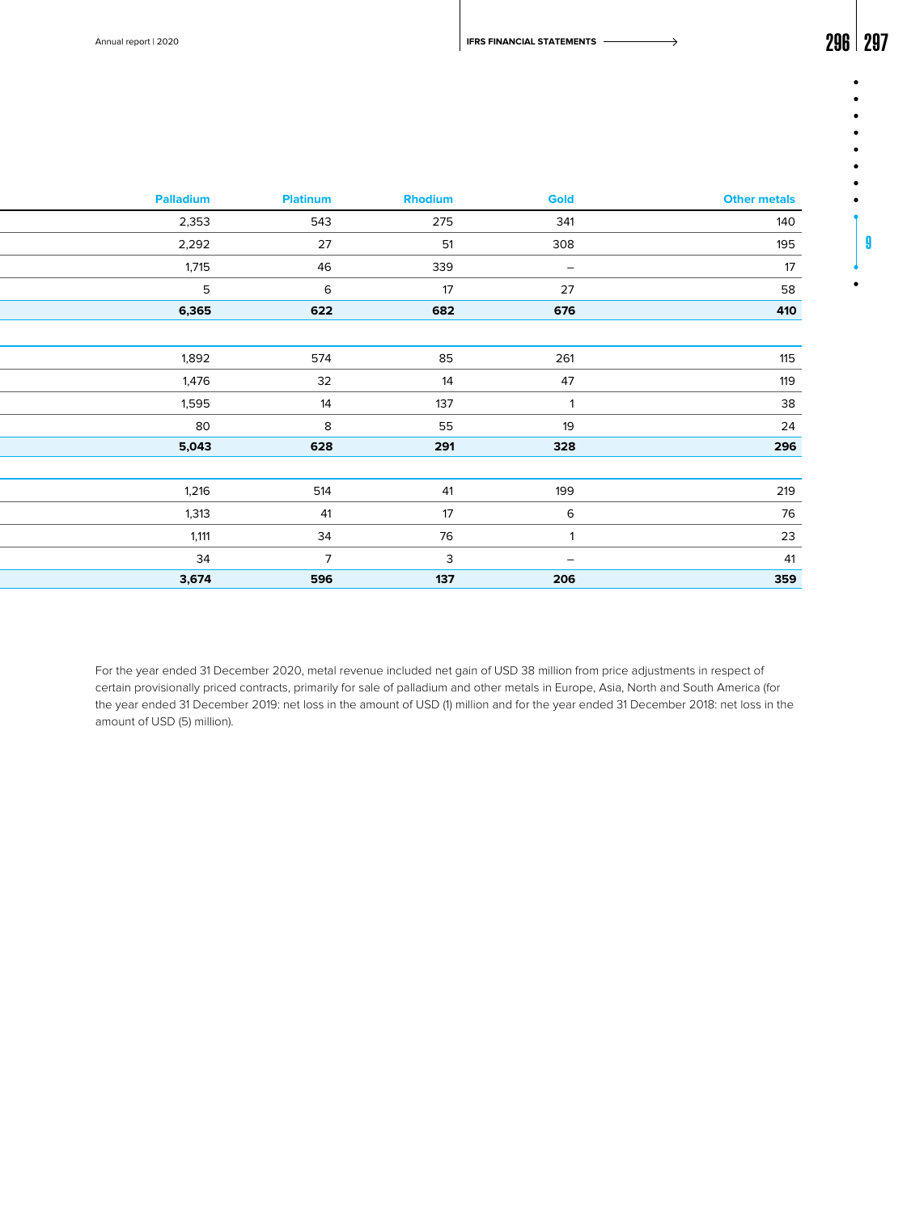| Palladium | Platinum | Rhodium | Gold | Other metals |
|---|---|---|---|---|
| 2,353 | 543 | 275 | 341 | 140 |
| 2,292 | 27 | 51 | 308 | 195 |
| 1,715 | 46 | 339 | – | 17 |
| 5 | 6 | 17 | 27 | 58 |
| **6,365** | **622** | **682** | **676** | **410** |
| | | | | |
| 1,892 | 574 | 85 | 261 | 115 |
| 1,476 | 32 | 14 | 47 | 119 |
| 1,595 | 14 | 137 | 1 | 38 |
| 80 | 8 | 55 | 19 | 24 |
| **5,043** | **628** | **291** | **328** | **296** |
| | | | | |
| 1,216 | 514 | 41 | 199 | 219 |
| 1,313 | 41 | 17 | 6 | 76 |
| 1,111 | 34 | 76 | 1 | 23 |
| 34 | 7 | 3 | – | 41 |
| **3,674** | **596** | **137** | **206** | **359** |

For the year ended 31 December 2020, metal revenue included net gain of USD 38 million from price adjustments in respect of certain provisionally priced contracts, primarily for sale of palladium and other metals in Europe, Asia, North and South America (for the year ended 31 December 2019: net loss in the amount of USD (1) million and for the year ended 31 December 2018: net loss in the amount of USD (5) million).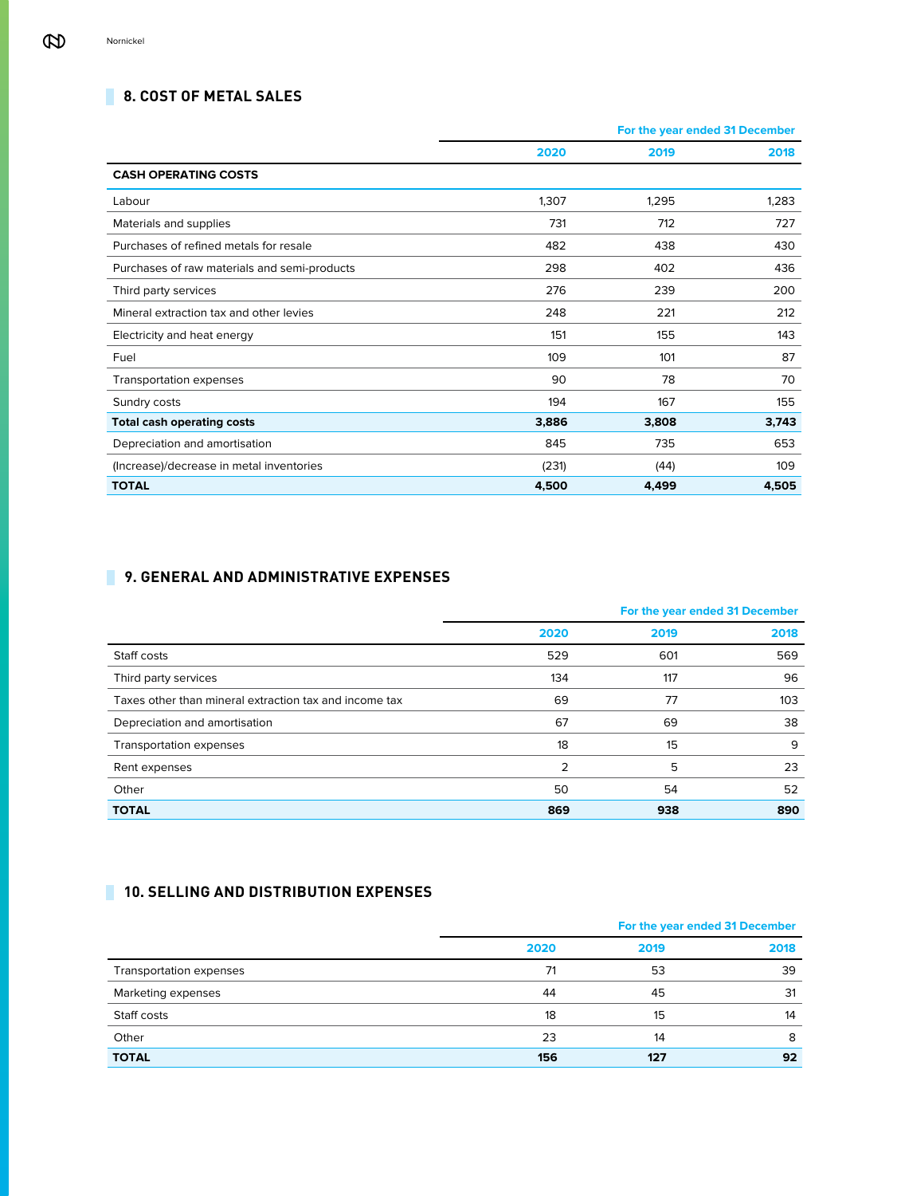## 8. COST OF METAL SALES

| | For the year ended 31 December | | |
|---|---|---|---|
| | 2020 | 2019 | 2018 |
| **CASH OPERATING COSTS** | | | |
| Labour | 1,307 | 1,295 | 1,283 |
| Materials and supplies | 731 | 712 | 727 |
| Purchases of refined metals for resale | 482 | 438 | 430 |
| Purchases of raw materials and semi-products | 298 | 402 | 436 |
| Third party services | 276 | 239 | 200 |
| Mineral extraction tax and other levies | 248 | 221 | 212 |
| Electricity and heat energy | 151 | 155 | 143 |
| Fuel | 109 | 101 | 87 |
| Transportation expenses | 90 | 78 | 70 |
| Sundry costs | 194 | 167 | 155 |
| **Total cash operating costs** | **3,886** | **3,808** | **3,743** |
| Depreciation and amortisation | 845 | 735 | 653 |
| (Increase)/decrease in metal inventories | (231) | (44) | 109 |
| **TOTAL** | **4,500** | **4,499** | **4,505** |

## 9. GENERAL AND ADMINISTRATIVE EXPENSES

| | For the year ended 31 December | | |
|---|---|---|---|
| | 2020 | 2019 | 2018 |
| Staff costs | 529 | 601 | 569 |
| Third party services | 134 | 117 | 96 |
| Taxes other than mineral extraction tax and income tax | 69 | 77 | 103 |
| Depreciation and amortisation | 67 | 69 | 38 |
| Transportation expenses | 18 | 15 | 9 |
| Rent expenses | 2 | 5 | 23 |
| Other | 50 | 54 | 52 |
| **TOTAL** | **869** | **938** | **890** |

## 10. SELLING AND DISTRIBUTION EXPENSES

| | For the year ended 31 December | | |
|---|---|---|---|
| | 2020 | 2019 | 2018 |
| Transportation expenses | 71 | 53 | 39 |
| Marketing expenses | 44 | 45 | 31 |
| Staff costs | 18 | 15 | 14 |
| Other | 23 | 14 | 8 |
| **TOTAL** | **156** | **127** | **92** |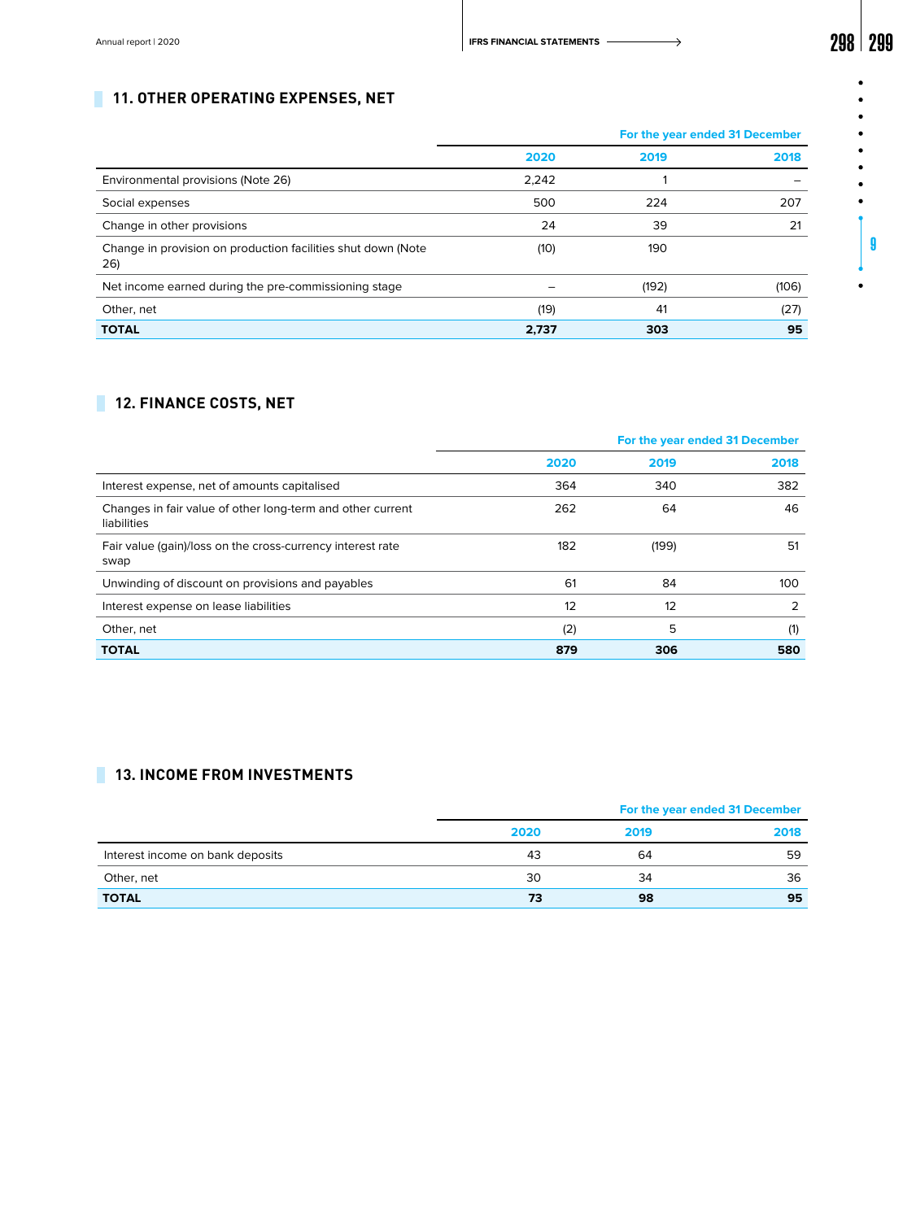## 11. OTHER OPERATING EXPENSES, NET

| | For the year ended 31 December | | |
|---|---|---|---|
| | 2020 | 2019 | 2018 |
| Environmental provisions (Note 26) | 2,242 | 1 | – |
| Social expenses | 500 | 224 | 207 |
| Change in other provisions | 24 | 39 | 21 |
| Change in provision on production facilities shut down (Note 26) | (10) | 190 | |
| Net income earned during the pre-commissioning stage | – | (192) | (106) |
| Other, net | (19) | 41 | (27) |
| **TOTAL** | **2,737** | **303** | **95** |

## 12. FINANCE COSTS, NET

| | For the year ended 31 December | | |
|---|---|---|---|
| | 2020 | 2019 | 2018 |
| Interest expense, net of amounts capitalised | 364 | 340 | 382 |
| Changes in fair value of other long-term and other current liabilities | 262 | 64 | 46 |
| Fair value (gain)/loss on the cross-currency interest rate swap | 182 | (199) | 51 |
| Unwinding of discount on provisions and payables | 61 | 84 | 100 |
| Interest expense on lease liabilities | 12 | 12 | 2 |
| Other, net | (2) | 5 | (1) |
| **TOTAL** | **879** | **306** | **580** |

## 13. INCOME FROM INVESTMENTS

| | For the year ended 31 December | | |
|---|---|---|---|
| | 2020 | 2019 | 2018 |
| Interest income on bank deposits | 43 | 64 | 59 |
| Other, net | 30 | 34 | 36 |
| **TOTAL** | **73** | **98** | **95** |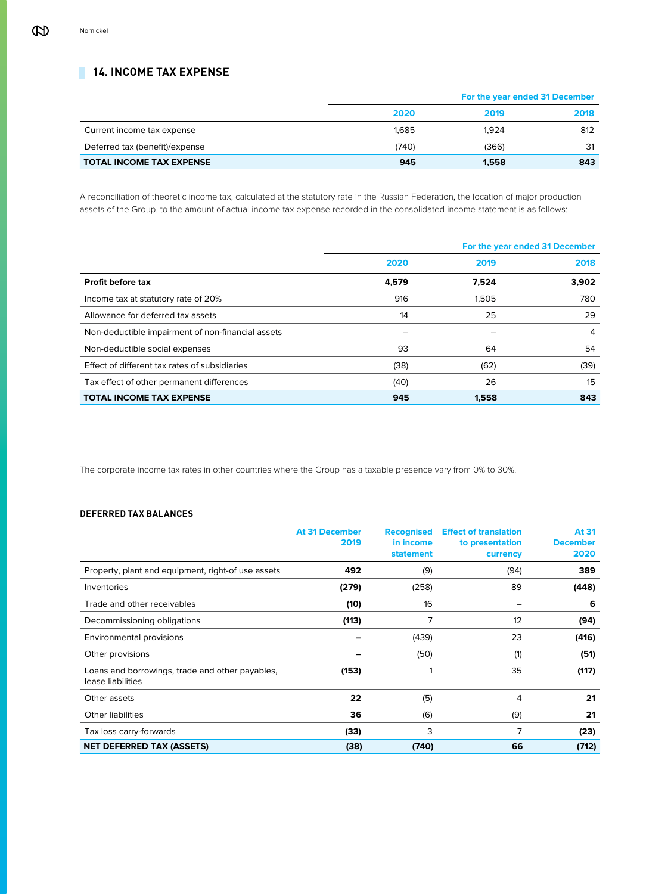## 14. INCOME TAX EXPENSE

| | For the year ended 31 December | | |
|---|---|---|---|
| | 2020 | 2019 | 2018 |
| Current income tax expense | 1,685 | 1,924 | 812 |
| Deferred tax (benefit)/expense | (740) | (366) | 31 |
| **TOTAL INCOME TAX EXPENSE** | **945** | **1,558** | **843** |

A reconciliation of theoretic income tax, calculated at the statutory rate in the Russian Federation, the location of major production assets of the Group, to the amount of actual income tax expense recorded in the consolidated income statement is as follows:

| | For the year ended 31 December | | |
|---|---|---|---|
| | 2020 | 2019 | 2018 |
| **Profit before tax** | **4,579** | **7,524** | **3,902** |
| Income tax at statutory rate of 20% | 916 | 1,505 | 780 |
| Allowance for deferred tax assets | 14 | 25 | 29 |
| Non-deductible impairment of non-financial assets | – | – | 4 |
| Non-deductible social expenses | 93 | 64 | 54 |
| Effect of different tax rates of subsidiaries | (38) | (62) | (39) |
| Tax effect of other permanent differences | (40) | 26 | 15 |
| **TOTAL INCOME TAX EXPENSE** | **945** | **1,558** | **843** |

The corporate income tax rates in other countries where the Group has a taxable presence vary from 0% to 30%.

### DEFERRED TAX BALANCES

| | At 31 December 2019 | Recognised in income statement | Effect of translation to presentation currency | At 31 December 2020 |
|---|---|---|---|---|
| Property, plant and equipment, right-of use assets | **492** | (9) | (94) | **389** |
| Inventories | **(279)** | (258) | 89 | **(448)** |
| Trade and other receivables | **(10)** | 16 | – | **6** |
| Decommissioning obligations | **(113)** | 7 | 12 | **(94)** |
| Environmental provisions | **–** | (439) | 23 | **(416)** |
| Other provisions | **–** | (50) | (1) | **(51)** |
| Loans and borrowings, trade and other payables, lease liabilities | **(153)** | 1 | 35 | **(117)** |
| Other assets | **22** | (5) | 4 | **21** |
| Other liabilities | **36** | (6) | (9) | **21** |
| Tax loss carry-forwards | **(33)** | 3 | 7 | **(23)** |
| **NET DEFERRED TAX (ASSETS)** | **(38)** | **(740)** | **66** | **(712)** |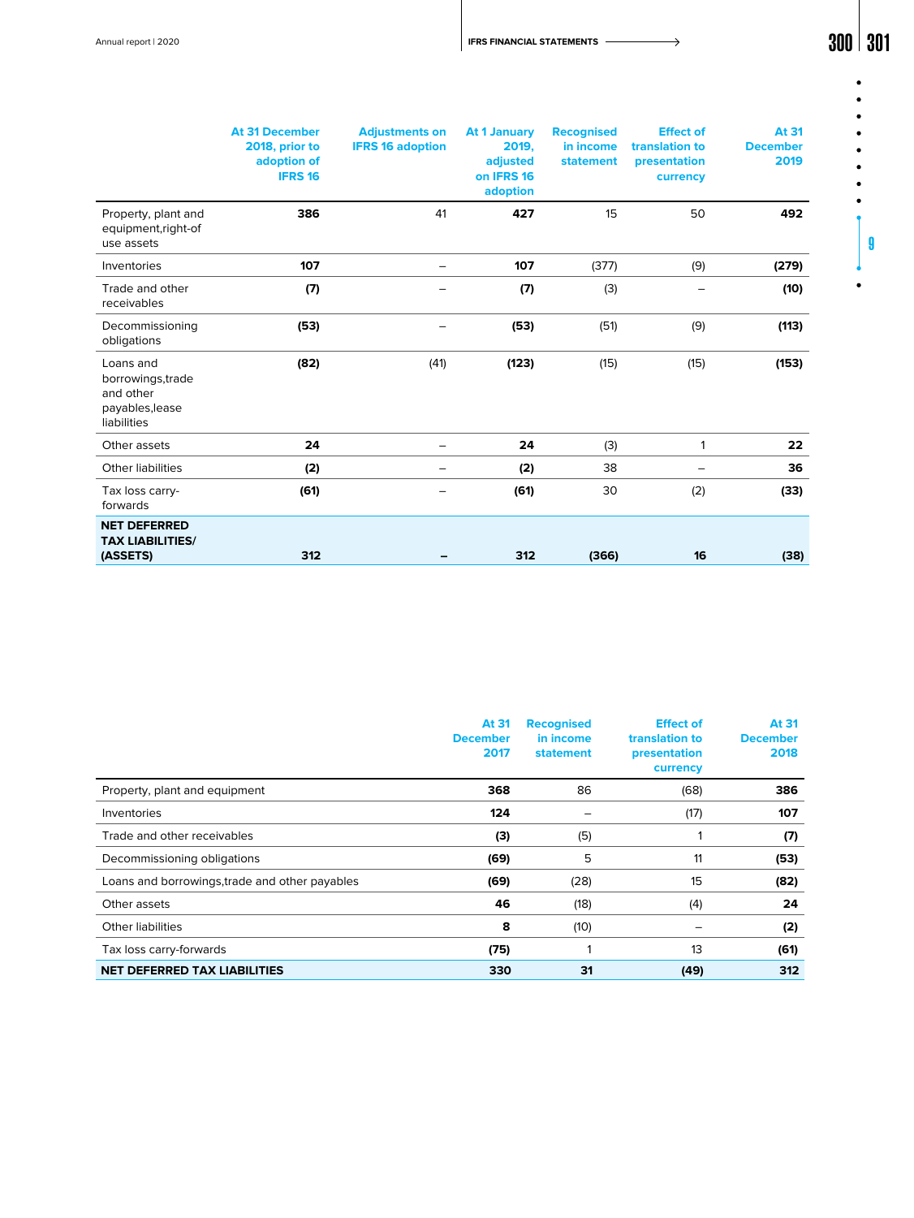| | At 31 December 2018, prior to adoption of IFRS 16 | Adjustments on IFRS 16 adoption | At 1 January 2019, adjusted on IFRS 16 adoption | Recognised in income statement | Effect of translation to presentation currency | At 31 December 2019 |
|---|---|---|---|---|---|---|
| Property, plant and equipment,right-of use assets | **386** | 41 | **427** | 15 | 50 | **492** |
| Inventories | **107** | – | **107** | (377) | (9) | **(279)** |
| Trade and other receivables | **(7)** | – | **(7)** | (3) | – | **(10)** |
| Decommissioning obligations | **(53)** | – | **(53)** | (51) | (9) | **(113)** |
| Loans and borrowings,trade and other payables,lease liabilities | **(82)** | (41) | **(123)** | (15) | (15) | **(153)** |
| Other assets | **24** | – | **24** | (3) | 1 | **22** |
| Other liabilities | **(2)** | – | **(2)** | 38 | – | **36** |
| Tax loss carry-forwards | **(61)** | – | **(61)** | 30 | (2) | **(33)** |
| **NET DEFERRED TAX LIABILITIES/ (ASSETS)** | **312** | **–** | **312** | **(366)** | **16** | **(38)** |

| | At 31 December 2017 | Recognised in income statement | Effect of translation to presentation currency | At 31 December 2018 |
|---|---|---|---|---|
| Property, plant and equipment | **368** | 86 | (68) | **386** |
| Inventories | **124** | – | (17) | **107** |
| Trade and other receivables | **(3)** | (5) | 1 | **(7)** |
| Decommissioning obligations | **(69)** | 5 | 11 | **(53)** |
| Loans and borrowings,trade and other payables | **(69)** | (28) | 15 | **(82)** |
| Other assets | **46** | (18) | (4) | **24** |
| Other liabilities | **8** | (10) | – | **(2)** |
| Tax loss carry-forwards | **(75)** | 1 | 13 | **(61)** |
| **NET DEFERRED TAX LIABILITIES** | **330** | **31** | **(49)** | **312** |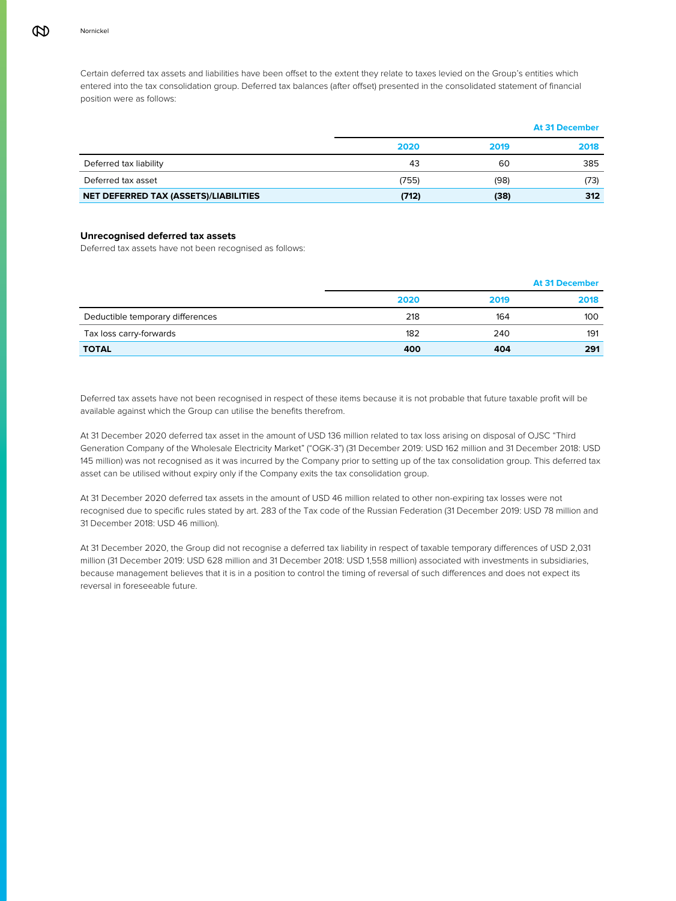Certain deferred tax assets and liabilities have been offset to the extent they relate to taxes levied on the Group's entities which entered into the tax consolidation group. Deferred tax balances (after offset) presented in the consolidated statement of financial position were as follows:

| | At 31 December | | |
|---|---|---|---|
| | 2020 | 2019 | 2018 |
| Deferred tax liability | 43 | 60 | 385 |
| Deferred tax asset | (755) | (98) | (73) |
| **NET DEFERRED TAX (ASSETS)/LIABILITIES** | **(712)** | **(38)** | **312** |

### Unrecognised deferred tax assets

Deferred tax assets have not been recognised as follows:

| | At 31 December | | |
|---|---|---|---|
| | 2020 | 2019 | 2018 |
| Deductible temporary differences | 218 | 164 | 100 |
| Tax loss carry-forwards | 182 | 240 | 191 |
| **TOTAL** | **400** | **404** | **291** |

Deferred tax assets have not been recognised in respect of these items because it is not probable that future taxable profit will be available against which the Group can utilise the benefits therefrom.

At 31 December 2020 deferred tax asset in the amount of USD 136 million related to tax loss arising on disposal of OJSC "Third Generation Company of the Wholesale Electricity Market" ("OGK-3") (31 December 2019: USD 162 million and 31 December 2018: USD 145 million) was not recognised as it was incurred by the Company prior to setting up of the tax consolidation group. This deferred tax asset can be utilised without expiry only if the Company exits the tax consolidation group.

At 31 December 2020 deferred tax assets in the amount of USD 46 million related to other non-expiring tax losses were not recognised due to specific rules stated by art. 283 of the Tax code of the Russian Federation (31 December 2019: USD 78 million and 31 December 2018: USD 46 million).

At 31 December 2020, the Group did not recognise a deferred tax liability in respect of taxable temporary differences of USD 2,031 million (31 December 2019: USD 628 million and 31 December 2018: USD 1,558 million) associated with investments in subsidiaries, because management believes that it is in a position to control the timing of reversal of such differences and does not expect its reversal in foreseeable future.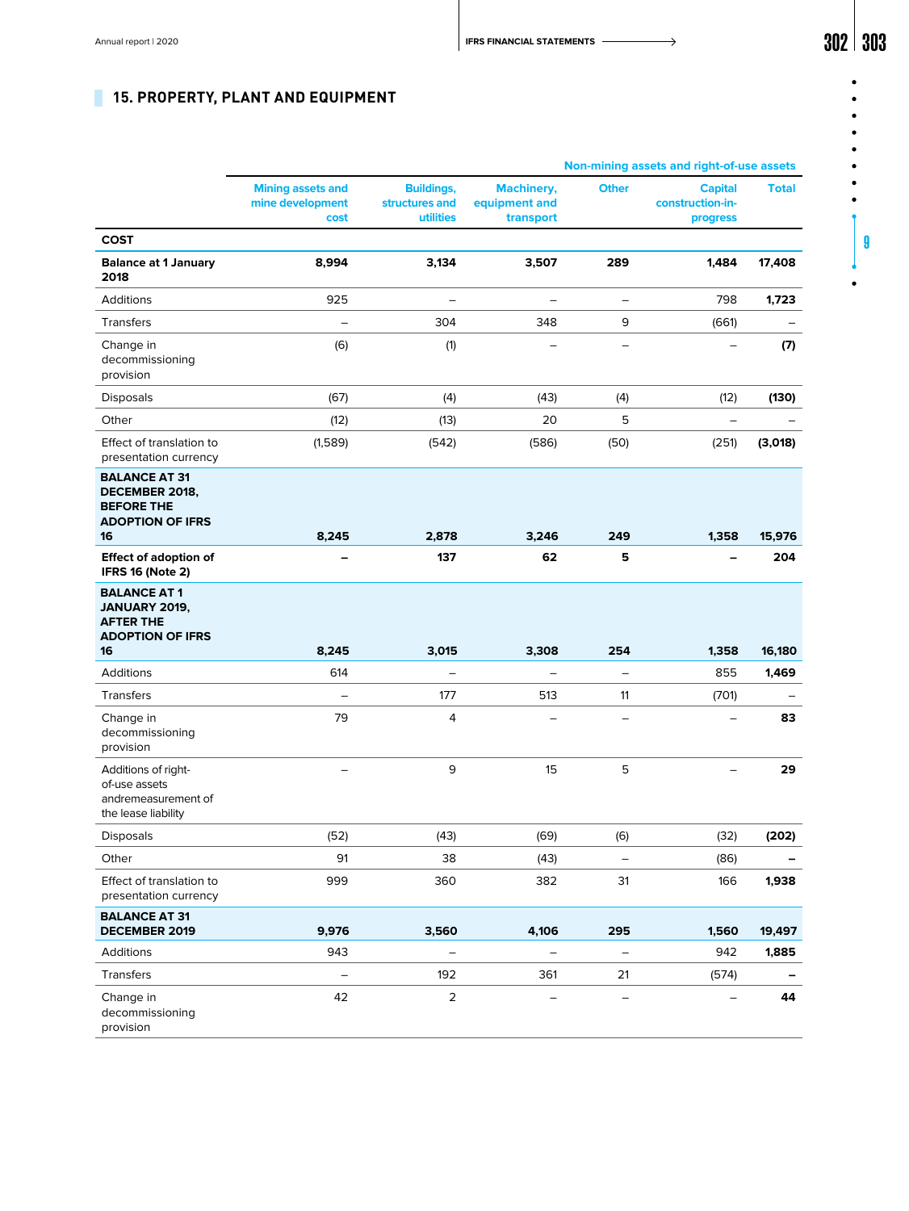## 15. PROPERTY, PLANT AND EQUIPMENT

| | Mining assets and mine development cost | Non-mining assets and right-of-use assets | | | | |
|---|---|---|---|---|---|---|
| | | Buildings, structures and utilities | Machinery, equipment and transport | Other | Capital construction-in-progress | Total |
| **COST** | | | | | | |
| **Balance at 1 January 2018** | **8,994** | **3,134** | **3,507** | **289** | **1,484** | **17,408** |
| Additions | 925 | – | – | – | 798 | **1,723** |
| Transfers | – | 304 | 348 | 9 | (661) | – |
| Change in decommissioning provision | (6) | (1) | – | – | – | **(7)** |
| Disposals | (67) | (4) | (43) | (4) | (12) | **(130)** |
| Other | (12) | (13) | 20 | 5 | – | – |
| Effect of translation to presentation currency | (1,589) | (542) | (586) | (50) | (251) | **(3,018)** |
| **BALANCE AT 31 DECEMBER 2018, BEFORE THE ADOPTION OF IFRS 16** | **8,245** | **2,878** | **3,246** | **249** | **1,358** | **15,976** |
| **Effect of adoption of IFRS 16 (Note 2)** | **–** | **137** | **62** | **5** | **–** | **204** |
| **BALANCE AT 1 JANUARY 2019, AFTER THE ADOPTION OF IFRS 16** | **8,245** | **3,015** | **3,308** | **254** | **1,358** | **16,180** |
| Additions | 614 | – | – | – | 855 | **1,469** |
| Transfers | – | 177 | 513 | 11 | (701) | – |
| Change in decommissioning provision | 79 | 4 | – | – | – | **83** |
| Additions of right-of-use assets andremeasurement of the lease liability | – | 9 | 15 | 5 | – | **29** |
| Disposals | (52) | (43) | (69) | (6) | (32) | **(202)** |
| Other | 91 | 38 | (43) | – | (86) | **–** |
| Effect of translation to presentation currency | 999 | 360 | 382 | 31 | 166 | **1,938** |
| **BALANCE AT 31 DECEMBER 2019** | **9,976** | **3,560** | **4,106** | **295** | **1,560** | **19,497** |
| Additions | 943 | – | – | – | 942 | **1,885** |
| Transfers | – | 192 | 361 | 21 | (574) | **–** |
| Change in decommissioning provision | 42 | 2 | – | – | – | **44** |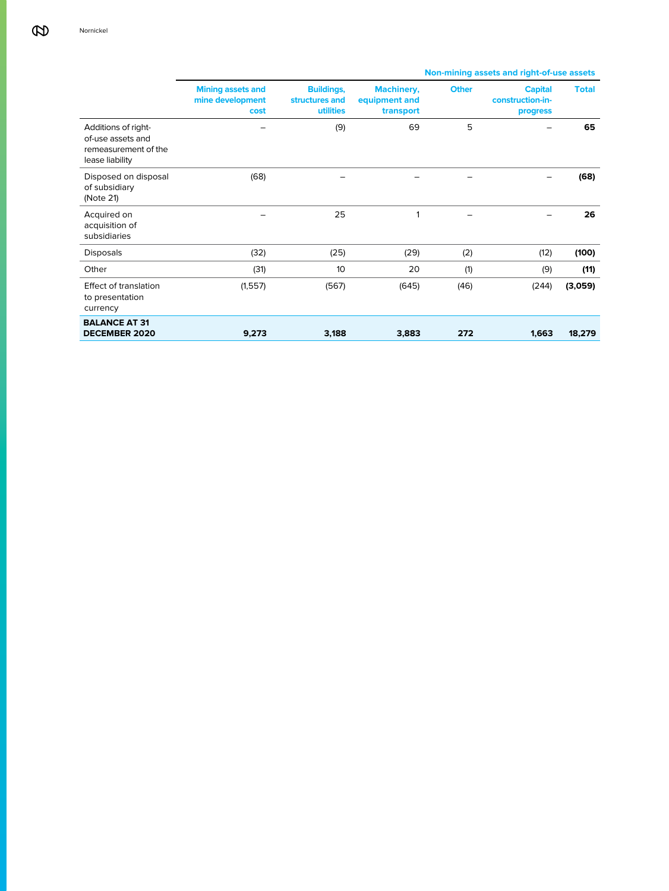| | Mining assets and mine development cost | Non-mining assets and right-of-use assets | | | | |
|---|---|---|---|---|---|---|
| | | Buildings, structures and utilities | Machinery, equipment and transport | Other | Capital construction-in-progress | Total |
| Additions of right-of-use assets and remeasurement of the lease liability | – | (9) | 69 | 5 | – | **65** |
| Disposed on disposal of subsidiary (Note 21) | (68) | – | – | – | – | **(68)** |
| Acquired on acquisition of subsidiaries | – | 25 | 1 | – | – | **26** |
| Disposals | (32) | (25) | (29) | (2) | (12) | **(100)** |
| Other | (31) | 10 | 20 | (1) | (9) | **(11)** |
| Effect of translation to presentation currency | (1,557) | (567) | (645) | (46) | (244) | **(3,059)** |
| **BALANCE AT 31 DECEMBER 2020** | **9,273** | **3,188** | **3,883** | **272** | **1,663** | **18,279** |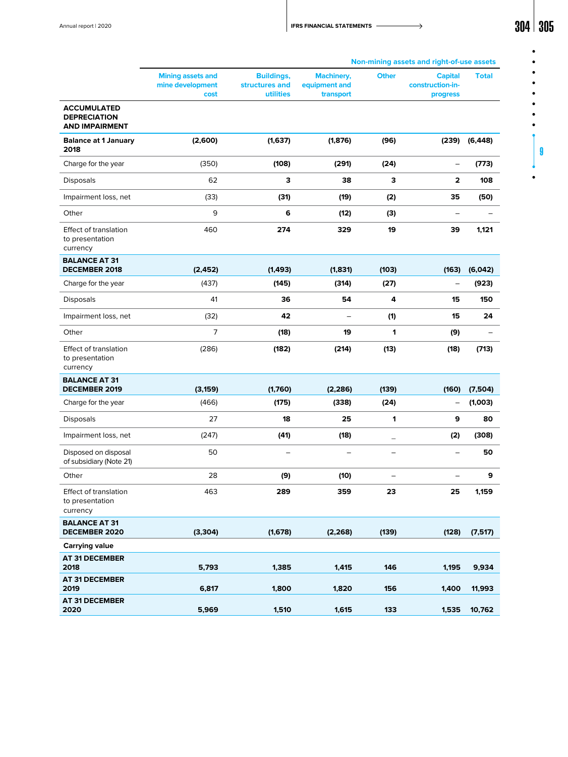| | Mining assets and mine development cost | Non-mining assets and right-of-use assets | | | | |
|---|---|---|---|---|---|---|
| | | Buildings, structures and utilities | Machinery, equipment and transport | Other | Capital construction-in-progress | Total |
| **ACCUMULATED DEPRECIATION AND IMPAIRMENT** | | | | | | |
| **Balance at 1 January 2018** | **(2,600)** | **(1,637)** | **(1,876)** | **(96)** | **(239)** | **(6,448)** |
| Charge for the year | (350) | **(108)** | **(291)** | **(24)** | – | **(773)** |
| Disposals | 62 | **3** | **38** | **3** | **2** | **108** |
| Impairment loss, net | (33) | **(31)** | **(19)** | **(2)** | **35** | **(50)** |
| Other | 9 | **6** | **(12)** | **(3)** | – | – |
| Effect of translation to presentation currency | 460 | **274** | **329** | **19** | **39** | **1,121** |
| **BALANCE AT 31 DECEMBER 2018** | **(2,452)** | **(1,493)** | **(1,831)** | **(103)** | **(163)** | **(6,042)** |
| Charge for the year | (437) | **(145)** | **(314)** | **(27)** | – | **(923)** |
| Disposals | 41 | **36** | **54** | **4** | **15** | **150** |
| Impairment loss, net | (32) | **42** | – | **(1)** | **15** | **24** |
| Other | 7 | **(18)** | **19** | **1** | **(9)** | – |
| Effect of translation to presentation currency | (286) | **(182)** | **(214)** | **(13)** | **(18)** | **(713)** |
| **BALANCE AT 31 DECEMBER 2019** | **(3,159)** | **(1,760)** | **(2,286)** | **(139)** | **(160)** | **(7,504)** |
| Charge for the year | (466) | **(175)** | **(338)** | **(24)** | – | **(1,003)** |
| Disposals | 27 | **18** | **25** | **1** | **9** | **80** |
| Impairment loss, net | (247) | **(41)** | **(18)** | _ | **(2)** | **(308)** |
| Disposed on disposal of subsidiary (Note 21) | 50 | – | – | – | – | **50** |
| Other | 28 | **(9)** | **(10)** | – | – | **9** |
| Effect of translation to presentation currency | 463 | **289** | **359** | **23** | **25** | **1,159** |
| **BALANCE AT 31 DECEMBER 2020** | **(3,304)** | **(1,678)** | **(2,268)** | **(139)** | **(128)** | **(7,517)** |
| **Carrying value** | | | | | | |
| **AT 31 DECEMBER 2018** | **5,793** | **1,385** | **1,415** | **146** | **1,195** | **9,934** |
| **AT 31 DECEMBER 2019** | **6,817** | **1,800** | **1,820** | **156** | **1,400** | **11,993** |
| **AT 31 DECEMBER 2020** | **5,969** | **1,510** | **1,615** | **133** | **1,535** | **10,762** |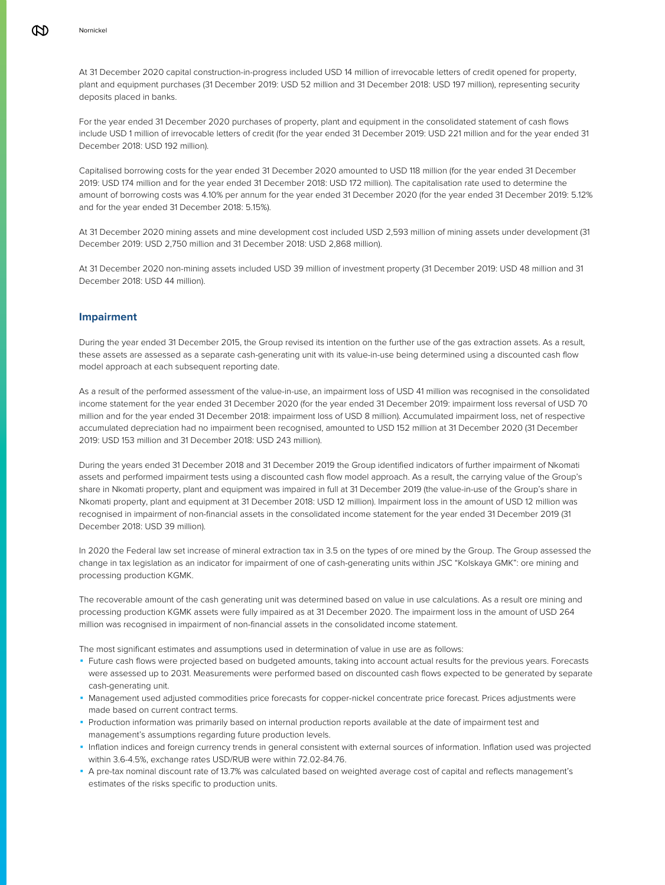At 31 December 2020 capital construction-in-progress included USD 14 million of irrevocable letters of credit opened for property, plant and equipment purchases (31 December 2019: USD 52 million and 31 December 2018: USD 197 million), representing security deposits placed in banks.

For the year ended 31 December 2020 purchases of property, plant and equipment in the consolidated statement of cash flows include USD 1 million of irrevocable letters of credit (for the year ended 31 December 2019: USD 221 million and for the year ended 31 December 2018: USD 192 million).

Capitalised borrowing costs for the year ended 31 December 2020 amounted to USD 118 million (for the year ended 31 December 2019: USD 174 million and for the year ended 31 December 2018: USD 172 million). The capitalisation rate used to determine the amount of borrowing costs was 4.10% per annum for the year ended 31 December 2020 (for the year ended 31 December 2019: 5.12% and for the year ended 31 December 2018: 5.15%).

At 31 December 2020 mining assets and mine development cost included USD 2,593 million of mining assets under development (31 December 2019: USD 2,750 million and 31 December 2018: USD 2,868 million).

At 31 December 2020 non-mining assets included USD 39 million of investment property (31 December 2019: USD 48 million and 31 December 2018: USD 44 million).

## Impairment

During the year ended 31 December 2015, the Group revised its intention on the further use of the gas extraction assets. As a result, these assets are assessed as a separate cash-generating unit with its value-in-use being determined using a discounted cash flow model approach at each subsequent reporting date.

As a result of the performed assessment of the value-in-use, an impairment loss of USD 41 million was recognised in the consolidated income statement for the year ended 31 December 2020 (for the year ended 31 December 2019: impairment loss reversal of USD 70 million and for the year ended 31 December 2018: impairment loss of USD 8 million). Accumulated impairment loss, net of respective accumulated depreciation had no impairment been recognised, amounted to USD 152 million at 31 December 2020 (31 December 2019: USD 153 million and 31 December 2018: USD 243 million).

During the years ended 31 December 2018 and 31 December 2019 the Group identified indicators of further impairment of Nkomati assets and performed impairment tests using a discounted cash flow model approach. As a result, the carrying value of the Group's share in Nkomati property, plant and equipment was impaired in full at 31 December 2019 (the value-in-use of the Group's share in Nkomati property, plant and equipment at 31 December 2018: USD 12 million). Impairment loss in the amount of USD 12 million was recognised in impairment of non-financial assets in the consolidated income statement for the year ended 31 December 2019 (31 December 2018: USD 39 million).

In 2020 the Federal law set increase of mineral extraction tax in 3.5 on the types of ore mined by the Group. The Group assessed the change in tax legislation as an indicator for impairment of one of cash-generating units within JSC "Kolskaya GMK": ore mining and processing production KGMK.

The recoverable amount of the cash generating unit was determined based on value in use calculations. As a result ore mining and processing production KGMK assets were fully impaired as at 31 December 2020. The impairment loss in the amount of USD 264 million was recognised in impairment of non-financial assets in the consolidated income statement.

The most significant estimates and assumptions used in determination of value in use are as follows:

- Future cash flows were projected based on budgeted amounts, taking into account actual results for the previous years. Forecasts were assessed up to 2031. Measurements were performed based on discounted cash flows expected to be generated by separate cash-generating unit.
- Management used adjusted commodities price forecasts for copper-nickel concentrate price forecast. Prices adjustments were made based on current contract terms.
- Production information was primarily based on internal production reports available at the date of impairment test and management's assumptions regarding future production levels.
- Inflation indices and foreign currency trends in general consistent with external sources of information. Inflation used was projected within 3.6-4.5%, exchange rates USD/RUB were within 72.02-84.76.
- A pre-tax nominal discount rate of 13.7% was calculated based on weighted average cost of capital and reflects management's estimates of the risks specific to production units.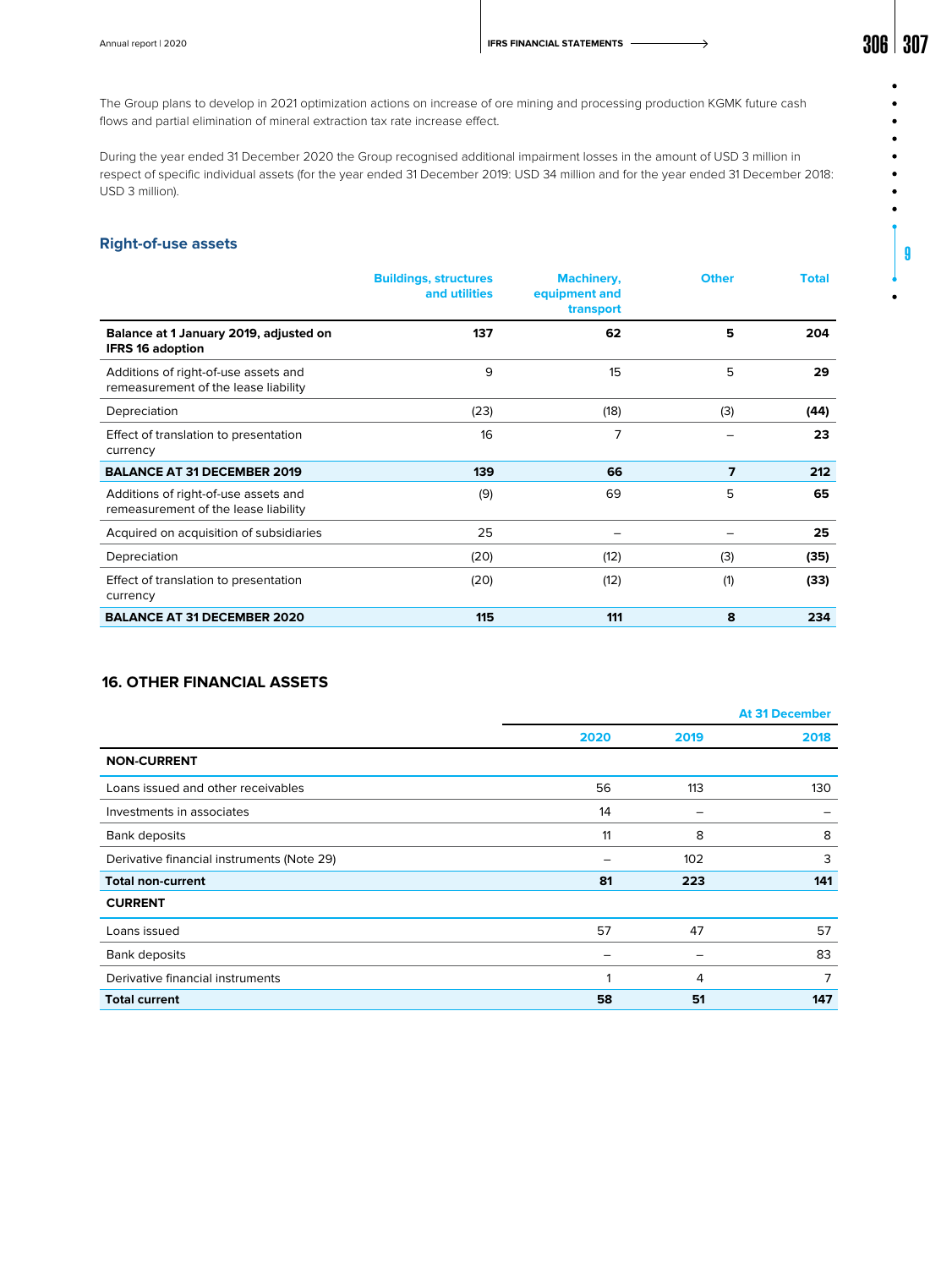The Group plans to develop in 2021 optimization actions on increase of ore mining and processing production KGMK future cash flows and partial elimination of mineral extraction tax rate increase effect.

During the year ended 31 December 2020 the Group recognised additional impairment losses in the amount of USD 3 million in respect of specific individual assets (for the year ended 31 December 2019: USD 34 million and for the year ended 31 December 2018: USD 3 million).

## Right-of-use assets

| | Buildings, structures and utilities | Machinery, equipment and transport | Other | Total |
|---|---|---|---|---|
| **Balance at 1 January 2019, adjusted on IFRS 16 adoption** | **137** | **62** | **5** | **204** |
| Additions of right-of-use assets and remeasurement of the lease liability | 9 | 15 | 5 | **29** |
| Depreciation | (23) | (18) | (3) | **(44)** |
| Effect of translation to presentation currency | 16 | 7 | – | **23** |
| **BALANCE AT 31 DECEMBER 2019** | **139** | **66** | **7** | **212** |
| Additions of right-of-use assets and remeasurement of the lease liability | (9) | 69 | 5 | **65** |
| Acquired on acquisition of subsidiaries | 25 | – | – | **25** |
| Depreciation | (20) | (12) | (3) | **(35)** |
| Effect of translation to presentation currency | (20) | (12) | (1) | **(33)** |
| **BALANCE AT 31 DECEMBER 2020** | **115** | **111** | **8** | **234** |

## 16. OTHER FINANCIAL ASSETS

| | At 31 December | | |
|---|---|---|---|
| | 2020 | 2019 | 2018 |
| **NON-CURRENT** | | | |
| Loans issued and other receivables | 56 | 113 | 130 |
| Investments in associates | 14 | – | – |
| Bank deposits | 11 | 8 | 8 |
| Derivative financial instruments (Note 29) | – | 102 | 3 |
| **Total non-current** | **81** | **223** | **141** |
| **CURRENT** | | | |
| Loans issued | 57 | 47 | 57 |
| Bank deposits | – | – | 83 |
| Derivative financial instruments | 1 | 4 | 7 |
| **Total current** | **58** | **51** | **147** |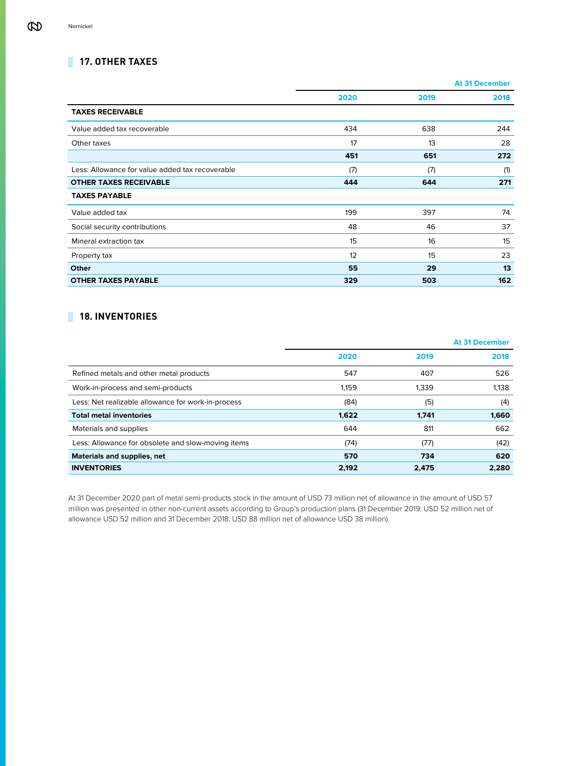## 17. OTHER TAXES

| | | | At 31 December |
|---|---|---|---|
| | **2020** | **2019** | **2018** |
| **TAXES RECEIVABLE** | | | |
| Value added tax recoverable | 434 | 638 | 244 |
| Other taxes | 17 | 13 | 28 |
| | **451** | **651** | **272** |
| Less: Allowance for value added tax recoverable | (7) | (7) | (1) |
| **OTHER TAXES RECEIVABLE** | **444** | **644** | **271** |
| **TAXES PAYABLE** | | | |
| Value added tax | 199 | 397 | 74 |
| Social security contributions | 48 | 46 | 37 |
| Mineral extraction tax | 15 | 16 | 15 |
| Property tax | 12 | 15 | 23 |
| **Other** | **55** | **29** | **13** |
| **OTHER TAXES PAYABLE** | **329** | **503** | **162** |

## 18. INVENTORIES

| | | | At 31 December |
|---|---|---|---|
| | **2020** | **2019** | **2018** |
| Refined metals and other metal products | 547 | 407 | 526 |
| Work-in-process and semi-products | 1,159 | 1,339 | 1,138 |
| Less: Net realizable allowance for work-in-process | (84) | (5) | (4) |
| **Total metal inventories** | **1,622** | **1,741** | **1,660** |
| Materials and supplies | 644 | 811 | 662 |
| Less: Allowance for obsolete and slow-moving items | (74) | (77) | (42) |
| **Materials and supplies, net** | **570** | **734** | **620** |
| **INVENTORIES** | **2,192** | **2,475** | **2,280** |

At 31 December 2020 part of metal semi-products stock in the amount of USD 73 million net of allowance in the amount of USD 57 million was presented in other non-current assets according to Group's production plans (31 December 2019: USD 52 million net of allowance USD 52 million and 31 December 2018: USD 88 million net of allowance USD 38 million).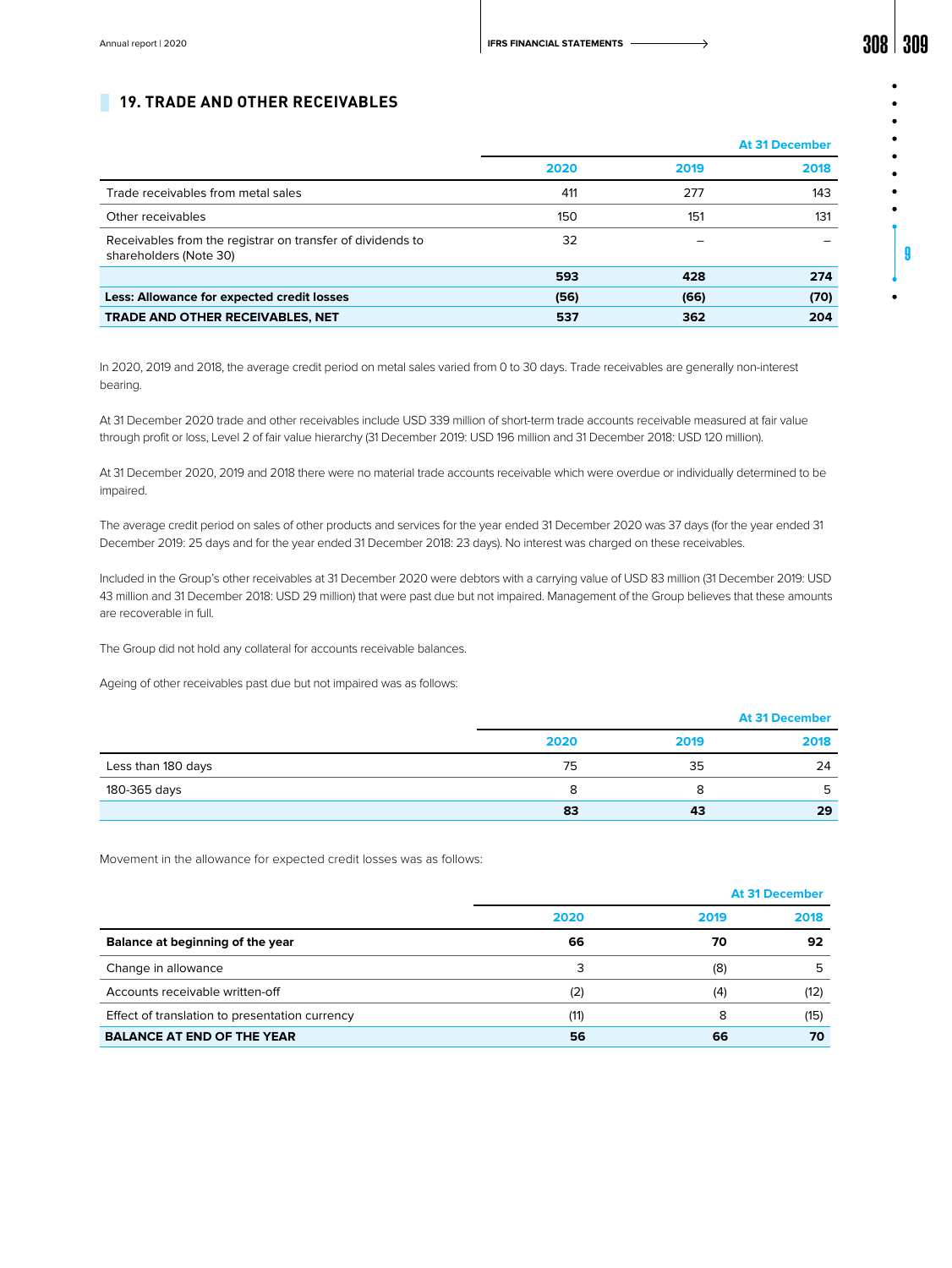## 19. TRADE AND OTHER RECEIVABLES

| | At 31 December | | |
|---|---|---|---|
| | 2020 | 2019 | 2018 |
| Trade receivables from metal sales | 411 | 277 | 143 |
| Other receivables | 150 | 151 | 131 |
| Receivables from the registrar on transfer of dividends to shareholders (Note 30) | 32 | – | – |
| | **593** | **428** | **274** |
| **Less: Allowance for expected credit losses** | **(56)** | **(66)** | **(70)** |
| **TRADE AND OTHER RECEIVABLES, NET** | **537** | **362** | **204** |

In 2020, 2019 and 2018, the average credit period on metal sales varied from 0 to 30 days. Trade receivables are generally non-interest bearing.

At 31 December 2020 trade and other receivables include USD 339 million of short-term trade accounts receivable measured at fair value through profit or loss, Level 2 of fair value hierarchy (31 December 2019: USD 196 million and 31 December 2018: USD 120 million).

At 31 December 2020, 2019 and 2018 there were no material trade accounts receivable which were overdue or individually determined to be impaired.

The average credit period on sales of other products and services for the year ended 31 December 2020 was 37 days (for the year ended 31 December 2019: 25 days and for the year ended 31 December 2018: 23 days). No interest was charged on these receivables.

Included in the Group's other receivables at 31 December 2020 were debtors with a carrying value of USD 83 million (31 December 2019: USD 43 million and 31 December 2018: USD 29 million) that were past due but not impaired. Management of the Group believes that these amounts are recoverable in full.

The Group did not hold any collateral for accounts receivable balances.

Ageing of other receivables past due but not impaired was as follows:

| | At 31 December | | |
|---|---|---|---|
| | 2020 | 2019 | 2018 |
| Less than 180 days | 75 | 35 | 24 |
| 180-365 days | 8 | 8 | 5 |
| | **83** | **43** | **29** |

Movement in the allowance for expected credit losses was as follows:

| | At 31 December | | |
|---|---|---|---|
| | 2020 | 2019 | 2018 |
| **Balance at beginning of the year** | **66** | **70** | **92** |
| Change in allowance | 3 | (8) | 5 |
| Accounts receivable written-off | (2) | (4) | (12) |
| Effect of translation to presentation currency | (11) | 8 | (15) |
| **BALANCE AT END OF THE YEAR** | **56** | **66** | **70** |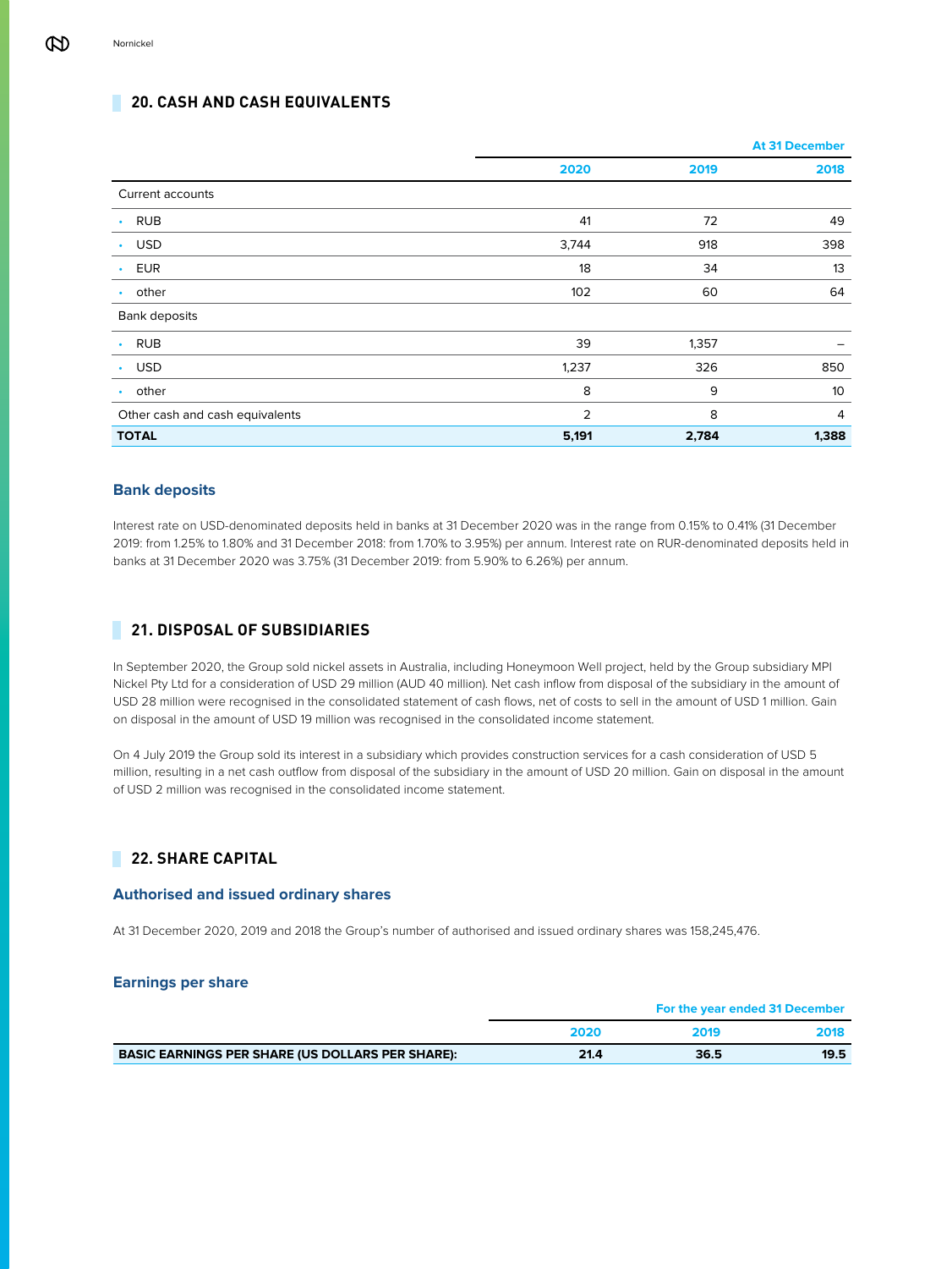## 20. CASH AND CASH EQUIVALENTS

| | At 31 December | | |
|---|---|---|---|
| | 2020 | 2019 | 2018 |
| Current accounts | | | |
| • RUB | 41 | 72 | 49 |
| • USD | 3,744 | 918 | 398 |
| • EUR | 18 | 34 | 13 |
| • other | 102 | 60 | 64 |
| Bank deposits | | | |
| • RUB | 39 | 1,357 | – |
| • USD | 1,237 | 326 | 850 |
| • other | 8 | 9 | 10 |
| Other cash and cash equivalents | 2 | 8 | 4 |
| **TOTAL** | **5,191** | **2,784** | **1,388** |

### Bank deposits

Interest rate on USD-denominated deposits held in banks at 31 December 2020 was in the range from 0.15% to 0.41% (31 December 2019: from 1.25% to 1.80% and 31 December 2018: from 1.70% to 3.95%) per annum. Interest rate on RUR-denominated deposits held in banks at 31 December 2020 was 3.75% (31 December 2019: from 5.90% to 6.26%) per annum.

## 21. DISPOSAL OF SUBSIDIARIES

In September 2020, the Group sold nickel assets in Australia, including Honeymoon Well project, held by the Group subsidiary MPI Nickel Pty Ltd for a consideration of USD 29 million (AUD 40 million). Net cash inflow from disposal of the subsidiary in the amount of USD 28 million were recognised in the consolidated statement of cash flows, net of costs to sell in the amount of USD 1 million. Gain on disposal in the amount of USD 19 million was recognised in the consolidated income statement.

On 4 July 2019 the Group sold its interest in a subsidiary which provides construction services for a cash consideration of USD 5 million, resulting in a net cash outflow from disposal of the subsidiary in the amount of USD 20 million. Gain on disposal in the amount of USD 2 million was recognised in the consolidated income statement.

## 22. SHARE CAPITAL

### Authorised and issued ordinary shares

At 31 December 2020, 2019 and 2018 the Group's number of authorised and issued ordinary shares was 158,245,476.

### Earnings per share

| | For the year ended 31 December | | |
|---|---|---|---|
| | 2020 | 2019 | 2018 |
| **BASIC EARNINGS PER SHARE (US DOLLARS PER SHARE):** | **21.4** | **36.5** | **19.5** |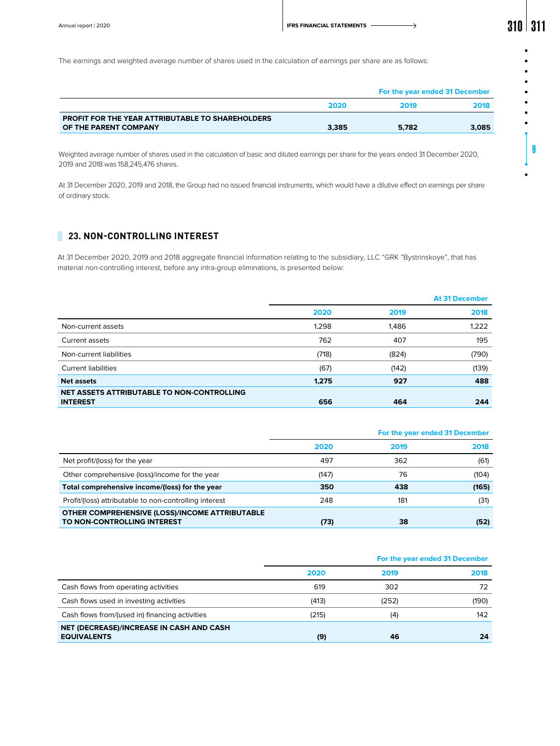The earnings and weighted average number of shares used in the calculation of earnings per share are as follows:

| | For the year ended 31 December | | |
|---|---|---|---|
| | 2020 | 2019 | 2018 |
| **PROFIT FOR THE YEAR ATTRIBUTABLE TO SHAREHOLDERS OF THE PARENT COMPANY** | **3,385** | **5,782** | **3,085** |

Weighted average number of shares used in the calculation of basic and diluted earnings per share for the years ended 31 December 2020, 2019 and 2018 was 158,245,476 shares.

At 31 December 2020, 2019 and 2018, the Group had no issued financial instruments, which would have a dilutive effect on earnings per share of ordinary stock.

## 23. NON-CONTROLLING INTEREST

At 31 December 2020, 2019 and 2018 aggregate financial information relating to the subsidiary, LLC "GRK "Bystrinskoye", that has material non-controlling interest, before any intra-group eliminations, is presented below:

| | At 31 December | | |
|---|---|---|---|
| | 2020 | 2019 | 2018 |
| Non-current assets | 1,298 | 1,486 | 1,222 |
| Current assets | 762 | 407 | 195 |
| Non-current liabilities | (718) | (824) | (790) |
| Current liabilities | (67) | (142) | (139) |
| **Net assets** | **1,275** | **927** | **488** |
| **NET ASSETS ATTRIBUTABLE TO NON-CONTROLLING INTEREST** | **656** | **464** | **244** |

| | For the year ended 31 December | | |
|---|---|---|---|
| | 2020 | 2019 | 2018 |
| Net profit/(loss) for the year | 497 | 362 | (61) |
| Other comprehensive (loss)/income for the year | (147) | 76 | (104) |
| **Total comprehensive income/(loss) for the year** | **350** | **438** | **(165)** |
| Profit/(loss) attributable to non-controlling interest | 248 | 181 | (31) |
| **OTHER COMPREHENSIVE (LOSS)/INCOME ATTRIBUTABLE TO NON-CONTROLLING INTEREST** | **(73)** | **38** | **(52)** |

| | For the year ended 31 December | | |
|---|---|---|---|
| | 2020 | 2019 | 2018 |
| Cash flows from operating activities | 619 | 302 | 72 |
| Cash flows used in investing activities | (413) | (252) | (190) |
| Cash flows from/(used in) financing activities | (215) | (4) | 142 |
| **NET (DECREASE)/INCREASE IN CASH AND CASH EQUIVALENTS** | **(9)** | **46** | **24** |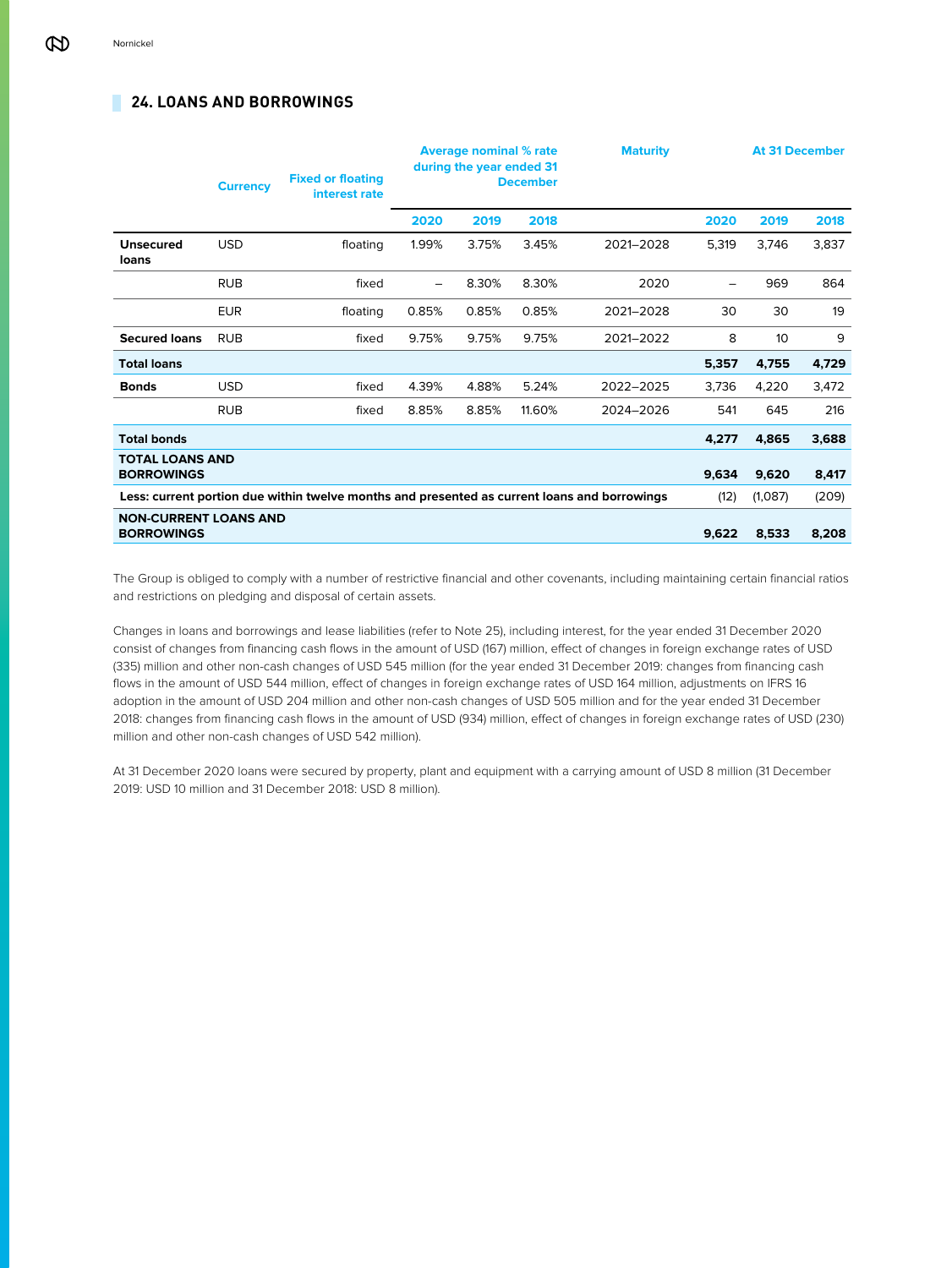## 24. LOANS AND BORROWINGS

| | Currency | Fixed or floating interest rate | Average nominal % rate during the year ended 31 December | | | Maturity | At 31 December | | |
|---|---|---|---|---|---|---|---|---|---|
| | | | 2020 | 2019 | 2018 | | 2020 | 2019 | 2018 |
| **Unsecured loans** | USD | floating | 1.99% | 3.75% | 3.45% | 2021–2028 | 5,319 | 3,746 | 3,837 |
| | RUB | fixed | – | 8.30% | 8.30% | 2020 | – | 969 | 864 |
| | EUR | floating | 0.85% | 0.85% | 0.85% | 2021–2028 | 30 | 30 | 19 |
| **Secured loans** | RUB | fixed | 9.75% | 9.75% | 9.75% | 2021–2022 | 8 | 10 | 9 |
| **Total loans** | | | | | | | **5,357** | **4,755** | **4,729** |
| **Bonds** | USD | fixed | 4.39% | 4.88% | 5.24% | 2022–2025 | 3,736 | 4,220 | 3,472 |
| | RUB | fixed | 8.85% | 8.85% | 11.60% | 2024–2026 | 541 | 645 | 216 |
| **Total bonds** | | | | | | | **4,277** | **4,865** | **3,688** |
| **TOTAL LOANS AND BORROWINGS** | | | | | | | **9,634** | **9,620** | **8,417** |
| **Less: current portion due within twelve months and presented as current loans and borrowings** | | | | | | | (12) | (1,087) | (209) |
| **NON-CURRENT LOANS AND BORROWINGS** | | | | | | | **9,622** | **8,533** | **8,208** |

The Group is obliged to comply with a number of restrictive financial and other covenants, including maintaining certain financial ratios and restrictions on pledging and disposal of certain assets.

Changes in loans and borrowings and lease liabilities (refer to Note 25), including interest, for the year ended 31 December 2020 consist of changes from financing cash flows in the amount of USD (167) million, effect of changes in foreign exchange rates of USD (335) million and other non-cash changes of USD 545 million (for the year ended 31 December 2019: changes from financing cash flows in the amount of USD 544 million, effect of changes in foreign exchange rates of USD 164 million, adjustments on IFRS 16 adoption in the amount of USD 204 million and other non-cash changes of USD 505 million and for the year ended 31 December 2018: changes from financing cash flows in the amount of USD (934) million, effect of changes in foreign exchange rates of USD (230) million and other non-cash changes of USD 542 million).

At 31 December 2020 loans were secured by property, plant and equipment with a carrying amount of USD 8 million (31 December 2019: USD 10 million and 31 December 2018: USD 8 million).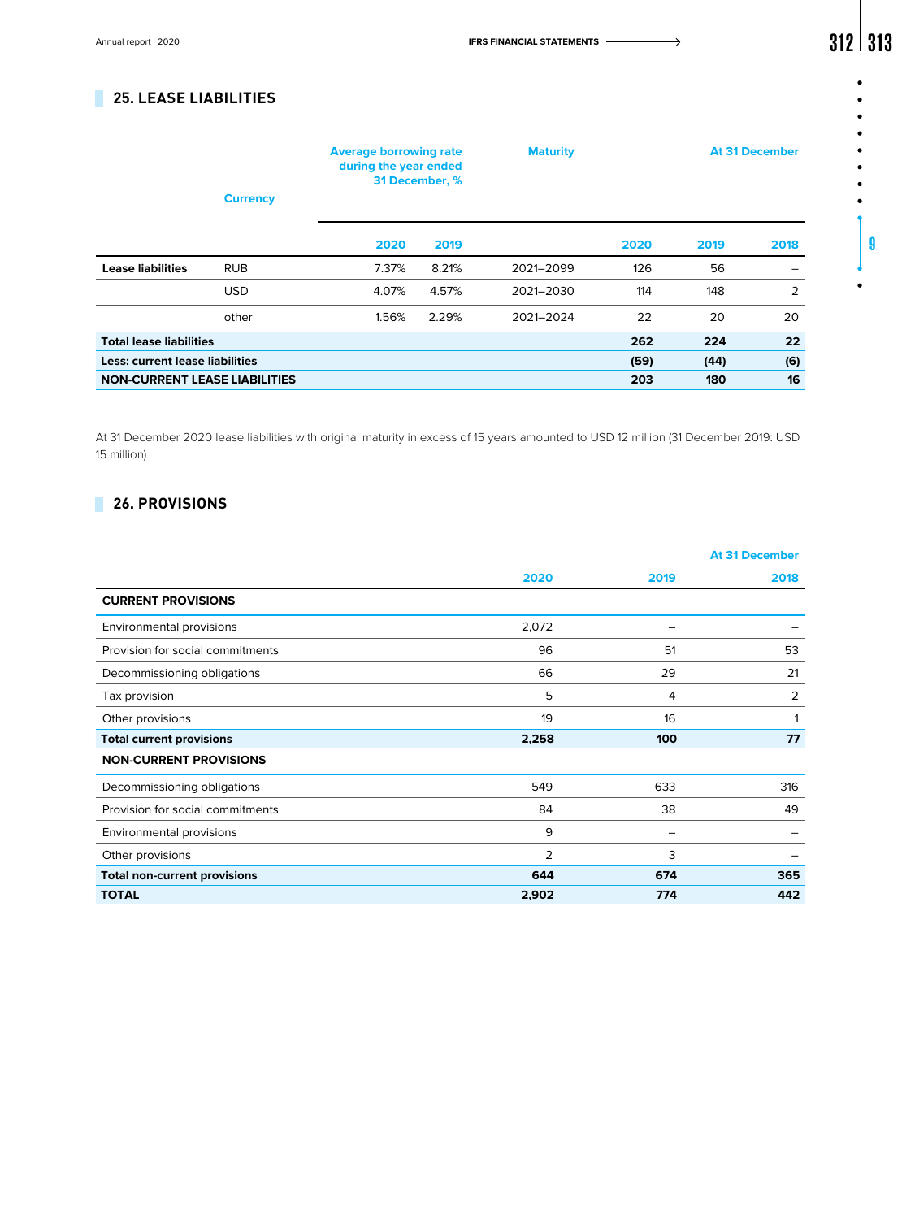## 25. LEASE LIABILITIES

| | Currency | Average borrowing rate during the year ended 31 December, % | | Maturity | At 31 December | | |
|---|---|---|---|---|---|---|---|
| | | 2020 | 2019 | | 2020 | 2019 | 2018 |
| **Lease liabilities** | RUB | 7.37% | 8.21% | 2021–2099 | 126 | 56 | – |
| | USD | 4.07% | 4.57% | 2021–2030 | 114 | 148 | 2 |
| | other | 1.56% | 2.29% | 2021–2024 | 22 | 20 | 20 |
| **Total lease liabilities** | | | | | **262** | **224** | **22** |
| **Less: current lease liabilities** | | | | | **(59)** | **(44)** | **(6)** |
| **NON-CURRENT LEASE LIABILITIES** | | | | | **203** | **180** | **16** |

At 31 December 2020 lease liabilities with original maturity in excess of 15 years amounted to USD 12 million (31 December 2019: USD 15 million).

## 26. PROVISIONS

| | At 31 December | | |
|---|---|---|---|
| | 2020 | 2019 | 2018 |
| **CURRENT PROVISIONS** | | | |
| Environmental provisions | 2,072 | – | – |
| Provision for social commitments | 96 | 51 | 53 |
| Decommissioning obligations | 66 | 29 | 21 |
| Tax provision | 5 | 4 | 2 |
| Other provisions | 19 | 16 | 1 |
| **Total current provisions** | **2,258** | **100** | **77** |
| **NON-CURRENT PROVISIONS** | | | |
| Decommissioning obligations | 549 | 633 | 316 |
| Provision for social commitments | 84 | 38 | 49 |
| Environmental provisions | 9 | – | – |
| Other provisions | 2 | 3 | – |
| **Total non-current provisions** | **644** | **674** | **365** |
| **TOTAL** | **2,902** | **774** | **442** |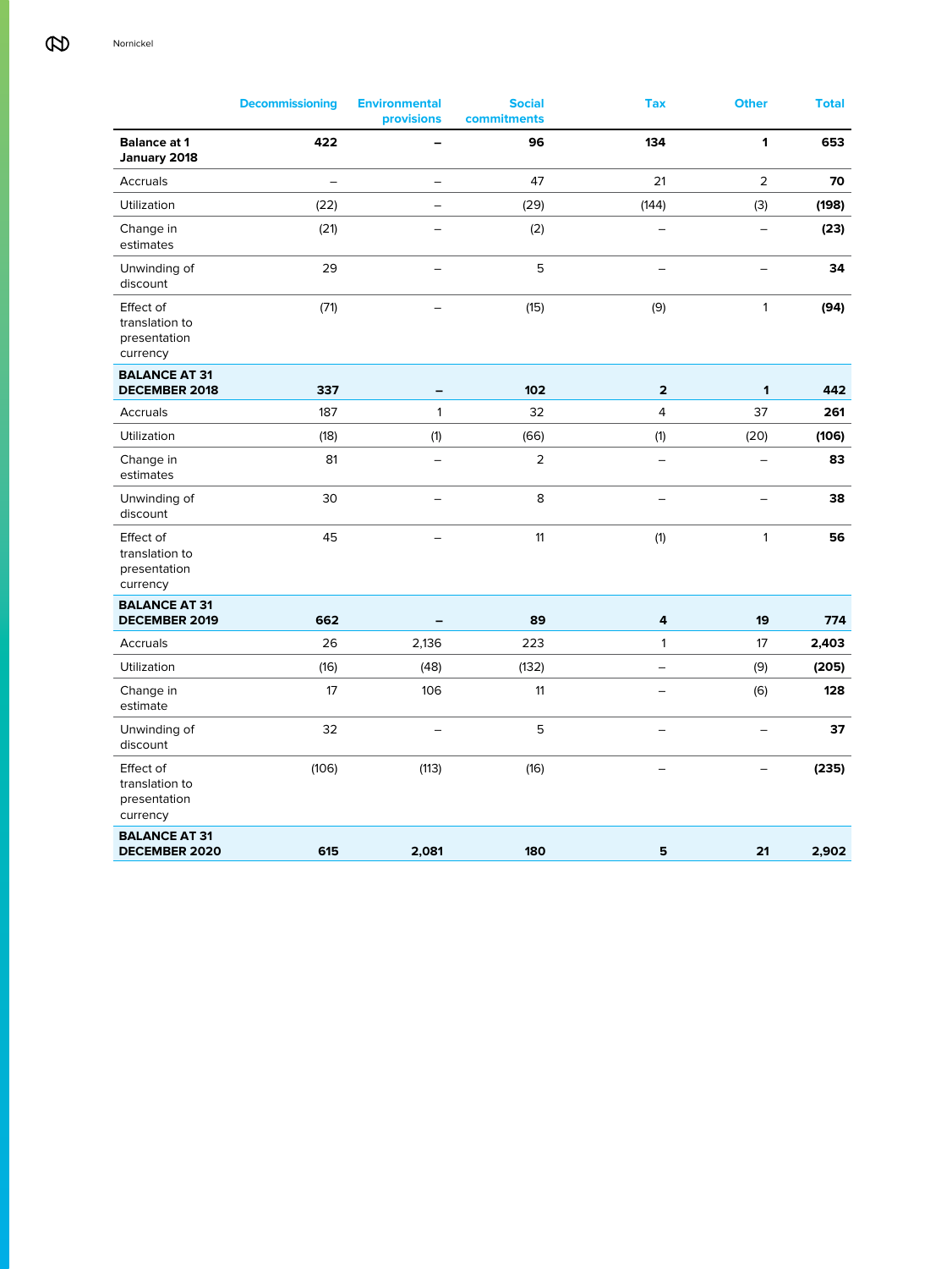| | Decommissioning | Environmental provisions | Social commitments | Tax | Other | Total |
|---|---|---|---|---|---|---|
| **Balance at 1 January 2018** | **422** | **–** | **96** | **134** | **1** | **653** |
| Accruals | – | – | 47 | 21 | 2 | **70** |
| Utilization | (22) | – | (29) | (144) | (3) | **(198)** |
| Change in estimates | (21) | – | (2) | – | – | **(23)** |
| Unwinding of discount | 29 | – | 5 | – | – | **34** |
| Effect of translation to presentation currency | (71) | – | (15) | (9) | 1 | **(94)** |
| **BALANCE AT 31 DECEMBER 2018** | **337** | **–** | **102** | **2** | **1** | **442** |
| Accruals | 187 | 1 | 32 | 4 | 37 | **261** |
| Utilization | (18) | (1) | (66) | (1) | (20) | **(106)** |
| Change in estimates | 81 | – | 2 | – | – | **83** |
| Unwinding of discount | 30 | – | 8 | – | – | **38** |
| Effect of translation to presentation currency | 45 | – | 11 | (1) | 1 | **56** |
| **BALANCE AT 31 DECEMBER 2019** | **662** | **–** | **89** | **4** | **19** | **774** |
| Accruals | 26 | 2,136 | 223 | 1 | 17 | **2,403** |
| Utilization | (16) | (48) | (132) | – | (9) | **(205)** |
| Change in estimate | 17 | 106 | 11 | – | (6) | **128** |
| Unwinding of discount | 32 | – | 5 | – | – | **37** |
| Effect of translation to presentation currency | (106) | (113) | (16) | – | – | **(235)** |
| **BALANCE AT 31 DECEMBER 2020** | **615** | **2,081** | **180** | **5** | **21** | **2,902** |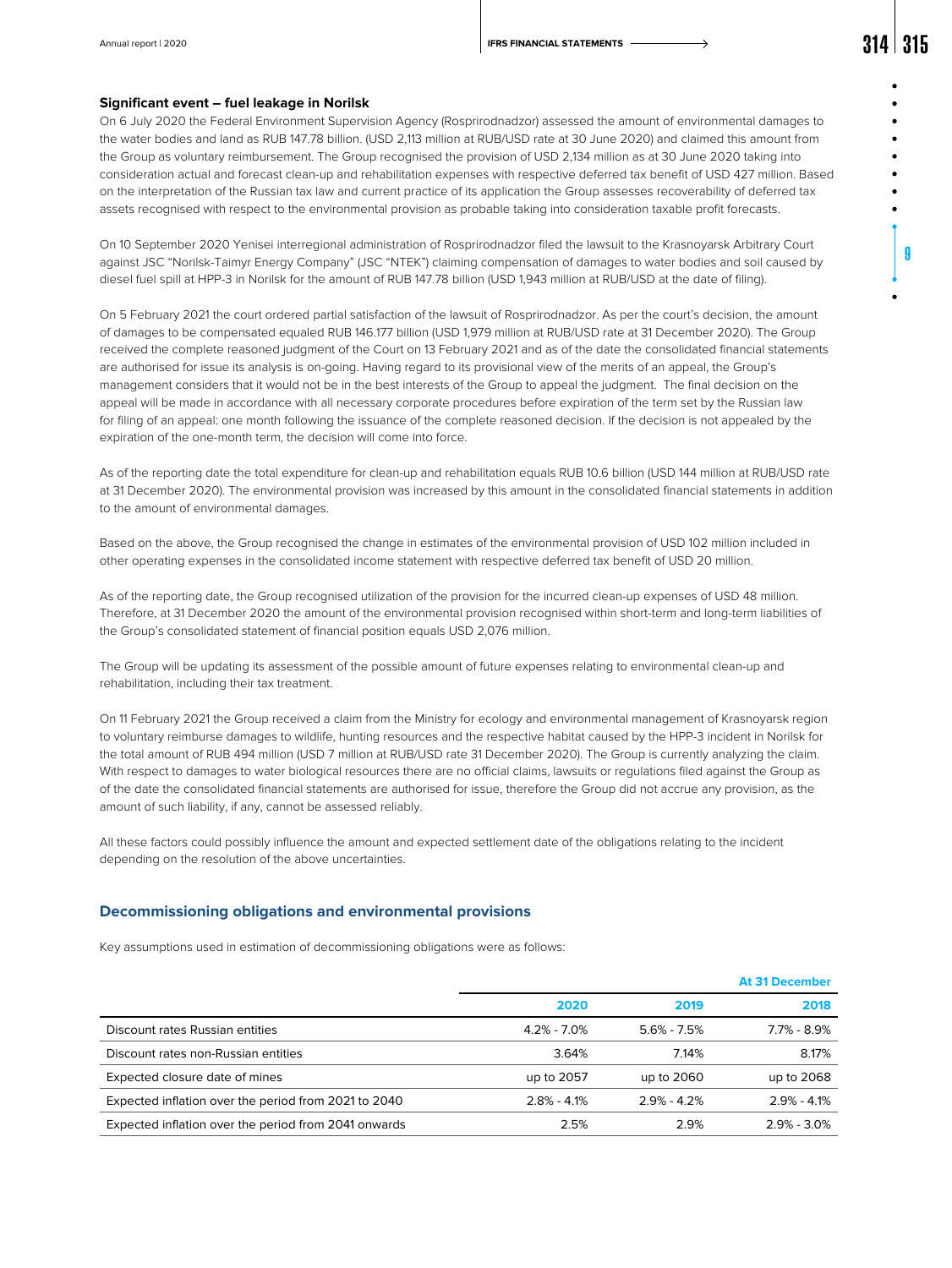**Significant event – fuel leakage in Norilsk**

On 6 July 2020 the Federal Environment Supervision Agency (Rosprirodnadzor) assessed the amount of environmental damages to the water bodies and land as RUB 147.78 billion. (USD 2,113 million at RUB/USD rate at 30 June 2020) and claimed this amount from the Group as voluntary reimbursement. The Group recognised the provision of USD 2,134 million as at 30 June 2020 taking into consideration actual and forecast clean-up and rehabilitation expenses with respective deferred tax benefit of USD 427 million. Based on the interpretation of the Russian tax law and current practice of its application the Group assesses recoverability of deferred tax assets recognised with respect to the environmental provision as probable taking into consideration taxable profit forecasts.

On 10 September 2020 Yenisei interregional administration of Rosprirodnadzor filed the lawsuit to the Krasnoyarsk Arbitrary Court against JSC "Norilsk-Taimyr Energy Company" (JSC "NTEK") claiming compensation of damages to water bodies and soil caused by diesel fuel spill at HPP-3 in Norilsk for the amount of RUB 147.78 billion (USD 1,943 million at RUB/USD at the date of filing).

On 5 February 2021 the court ordered partial satisfaction of the lawsuit of Rosprirodnadzor. As per the court's decision, the amount of damages to be compensated equaled RUB 146.177 billion (USD 1,979 million at RUB/USD rate at 31 December 2020). The Group received the complete reasoned judgment of the Court on 13 February 2021 and as of the date the consolidated financial statements are authorised for issue its analysis is on-going. Having regard to its provisional view of the merits of an appeal, the Group's management considers that it would not be in the best interests of the Group to appeal the judgment. The final decision on the appeal will be made in accordance with all necessary corporate procedures before expiration of the term set by the Russian law for filing of an appeal: one month following the issuance of the complete reasoned decision. If the decision is not appealed by the expiration of the one-month term, the decision will come into force.

As of the reporting date the total expenditure for clean-up and rehabilitation equals RUB 10.6 billion (USD 144 million at RUB/USD rate at 31 December 2020). The environmental provision was increased by this amount in the consolidated financial statements in addition to the amount of environmental damages.

Based on the above, the Group recognised the change in estimates of the environmental provision of USD 102 million included in other operating expenses in the consolidated income statement with respective deferred tax benefit of USD 20 million.

As of the reporting date, the Group recognised utilization of the provision for the incurred clean-up expenses of USD 48 million. Therefore, at 31 December 2020 the amount of the environmental provision recognised within short-term and long-term liabilities of the Group's consolidated statement of financial position equals USD 2,076 million.

The Group will be updating its assessment of the possible amount of future expenses relating to environmental clean-up and rehabilitation, including their tax treatment.

On 11 February 2021 the Group received a claim from the Ministry for ecology and environmental management of Krasnoyarsk region to voluntary reimburse damages to wildlife, hunting resources and the respective habitat caused by the HPP-3 incident in Norilsk for the total amount of RUB 494 million (USD 7 million at RUB/USD rate 31 December 2020). The Group is currently analyzing the claim. With respect to damages to water biological resources there are no official claims, lawsuits or regulations filed against the Group as of the date the consolidated financial statements are authorised for issue, therefore the Group did not accrue any provision, as the amount of such liability, if any, cannot be assessed reliably.

All these factors could possibly influence the amount and expected settlement date of the obligations relating to the incident depending on the resolution of the above uncertainties.

## Decommissioning obligations and environmental provisions

Key assumptions used in estimation of decommissioning obligations were as follows:

| | At 31 December | | |
|---|---|---|---|
| | 2020 | 2019 | 2018 |
| Discount rates Russian entities | 4.2% - 7.0% | 5.6% - 7.5% | 7.7% - 8.9% |
| Discount rates non-Russian entities | 3.64% | 7.14% | 8.17% |
| Expected closure date of mines | up to 2057 | up to 2060 | up to 2068 |
| Expected inflation over the period from 2021 to 2040 | 2.8% - 4.1% | 2.9% - 4.2% | 2.9% - 4.1% |
| Expected inflation over the period from 2041 onwards | 2.5% | 2.9% | 2.9% - 3.0% |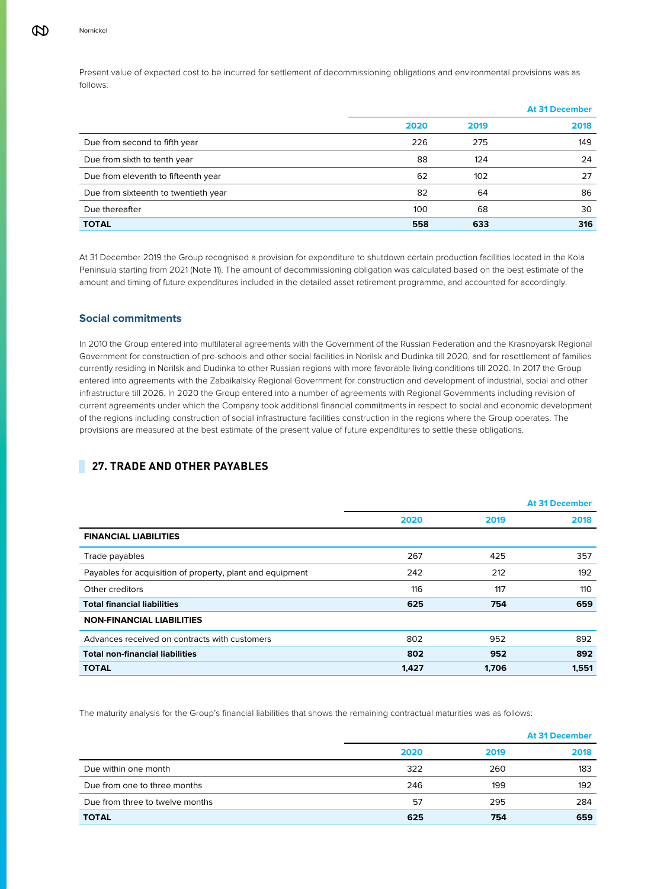Present value of expected cost to be incurred for settlement of decommissioning obligations and environmental provisions was as follows:

| | At 31 December | | |
|---|---|---|---|
| | 2020 | 2019 | 2018 |
| Due from second to fifth year | 226 | 275 | 149 |
| Due from sixth to tenth year | 88 | 124 | 24 |
| Due from eleventh to fifteenth year | 62 | 102 | 27 |
| Due from sixteenth to twentieth year | 82 | 64 | 86 |
| Due thereafter | 100 | 68 | 30 |
| **TOTAL** | **558** | **633** | **316** |

At 31 December 2019 the Group recognised a provision for expenditure to shutdown certain production facilities located in the Kola Peninsula starting from 2021 (Note 11). The amount of decommissioning obligation was calculated based on the best estimate of the amount and timing of future expenditures included in the detailed asset retirement programme, and accounted for accordingly.

### Social commitments

In 2010 the Group entered into multilateral agreements with the Government of the Russian Federation and the Krasnoyarsk Regional Government for construction of pre-schools and other social facilities in Norilsk and Dudinka till 2020, and for resettlement of families currently residing in Norilsk and Dudinka to other Russian regions with more favorable living conditions till 2020. In 2017 the Group entered into agreements with the Zabaikalsky Regional Government for construction and development of industrial, social and other infrastructure till 2026. In 2020 the Group entered into a number of agreements with Regional Governments including revision of current agreements under which the Company took additional financial commitments in respect to social and economic development of the regions including construction of social infrastructure facilities construction in the regions where the Group operates. The provisions are measured at the best estimate of the present value of future expenditures to settle these obligations.

## 27. TRADE AND OTHER PAYABLES

| | At 31 December | | |
|---|---|---|---|
| | 2020 | 2019 | 2018 |
| **FINANCIAL LIABILITIES** | | | |
| Trade payables | 267 | 425 | 357 |
| Payables for acquisition of property, plant and equipment | 242 | 212 | 192 |
| Other creditors | 116 | 117 | 110 |
| **Total financial liabilities** | **625** | **754** | **659** |
| **NON-FINANCIAL LIABILITIES** | | | |
| Advances received on contracts with customers | 802 | 952 | 892 |
| **Total non-financial liabilities** | **802** | **952** | **892** |
| **TOTAL** | **1,427** | **1,706** | **1,551** |

The maturity analysis for the Group's financial liabilities that shows the remaining contractual maturities was as follows:

| | At 31 December | | |
|---|---|---|---|
| | 2020 | 2019 | 2018 |
| Due within one month | 322 | 260 | 183 |
| Due from one to three months | 246 | 199 | 192 |
| Due from three to twelve months | 57 | 295 | 284 |
| **TOTAL** | **625** | **754** | **659** |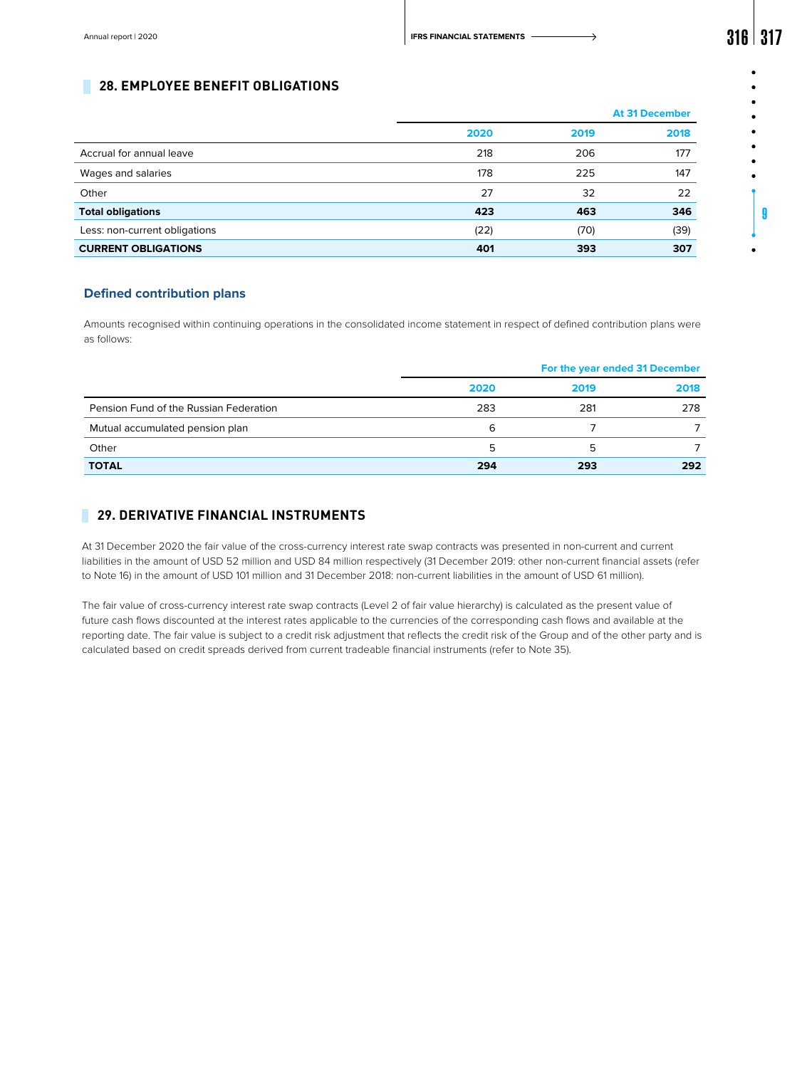## 28. EMPLOYEE BENEFIT OBLIGATIONS

| | At 31 December | | |
|---|---|---|---|
| | 2020 | 2019 | 2018 |
| Accrual for annual leave | 218 | 206 | 177 |
| Wages and salaries | 178 | 225 | 147 |
| Other | 27 | 32 | 22 |
| **Total obligations** | **423** | **463** | **346** |
| Less: non-current obligations | (22) | (70) | (39) |
| **CURRENT OBLIGATIONS** | **401** | **393** | **307** |

### Defined contribution plans

Amounts recognised within continuing operations in the consolidated income statement in respect of defined contribution plans were as follows:

| | For the year ended 31 December | | |
|---|---|---|---|
| | 2020 | 2019 | 2018 |
| Pension Fund of the Russian Federation | 283 | 281 | 278 |
| Mutual accumulated pension plan | 6 | 7 | 7 |
| Other | 5 | 5 | 7 |
| **TOTAL** | **294** | **293** | **292** |

## 29. DERIVATIVE FINANCIAL INSTRUMENTS

At 31 December 2020 the fair value of the cross-currency interest rate swap contracts was presented in non-current and current liabilities in the amount of USD 52 million and USD 84 million respectively (31 December 2019: other non-current financial assets (refer to Note 16) in the amount of USD 101 million and 31 December 2018: non-current liabilities in the amount of USD 61 million).

The fair value of cross-currency interest rate swap contracts (Level 2 of fair value hierarchy) is calculated as the present value of future cash flows discounted at the interest rates applicable to the currencies of the corresponding cash flows and available at the reporting date. The fair value is subject to a credit risk adjustment that reflects the credit risk of the Group and of the other party and is calculated based on credit spreads derived from current tradeable financial instruments (refer to Note 35).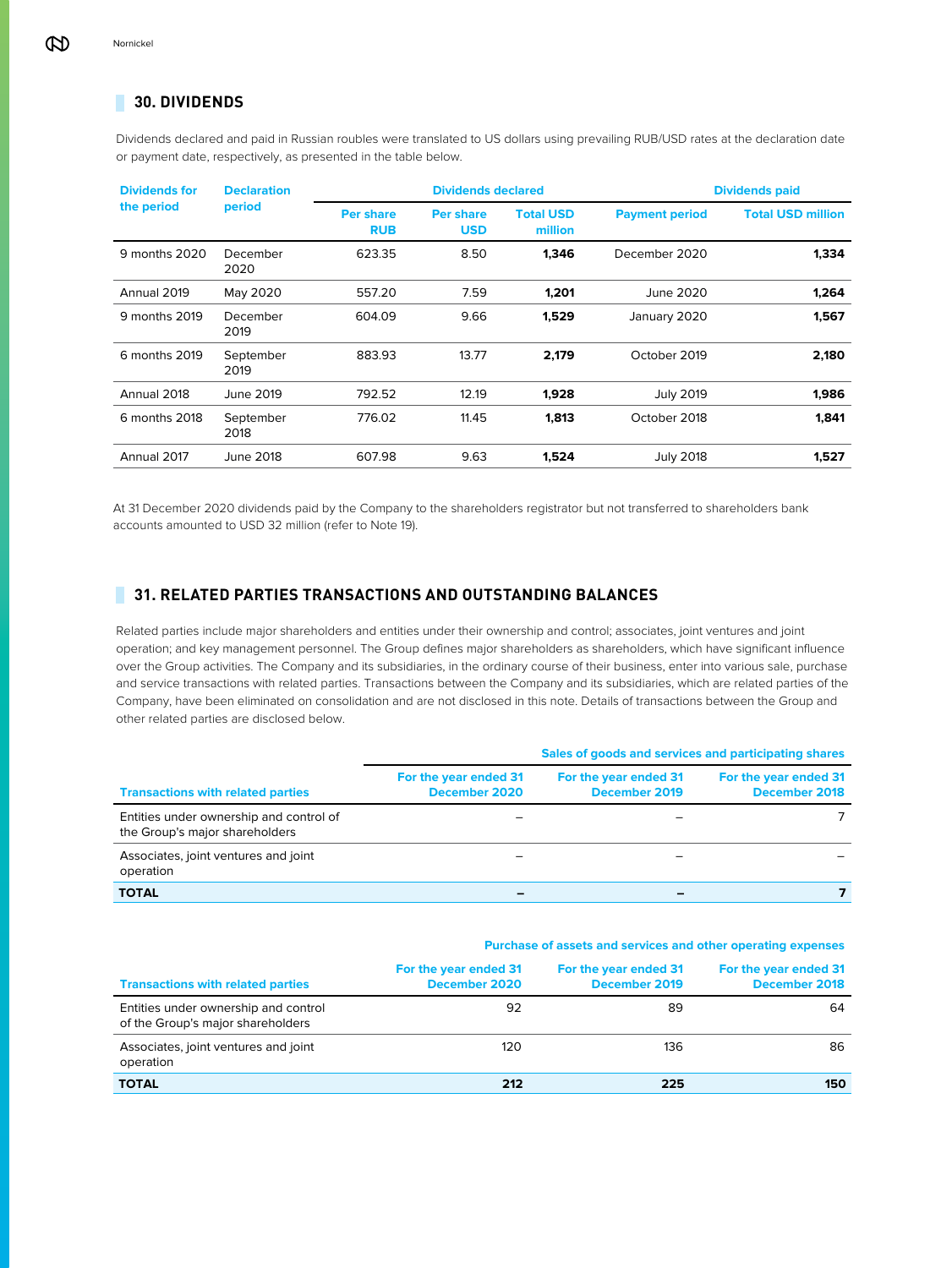## 30. DIVIDENDS

Dividends declared and paid in Russian roubles were translated to US dollars using prevailing RUB/USD rates at the declaration date or payment date, respectively, as presented in the table below.

| Dividends for the period | Declaration period | Dividends declared | | | Dividends paid | |
|---|---|---|---|---|---|---|
| | | Per share RUB | Per share USD | Total USD million | Payment period | Total USD million |
| 9 months 2020 | December 2020 | 623.35 | 8.50 | **1,346** | December 2020 | **1,334** |
| Annual 2019 | May 2020 | 557.20 | 7.59 | **1,201** | June 2020 | **1,264** |
| 9 months 2019 | December 2019 | 604.09 | 9.66 | **1,529** | January 2020 | **1,567** |
| 6 months 2019 | September 2019 | 883.93 | 13.77 | **2,179** | October 2019 | **2,180** |
| Annual 2018 | June 2019 | 792.52 | 12.19 | **1,928** | July 2019 | **1,986** |
| 6 months 2018 | September 2018 | 776.02 | 11.45 | **1,813** | October 2018 | **1,841** |
| Annual 2017 | June 2018 | 607.98 | 9.63 | **1,524** | July 2018 | **1,527** |

At 31 December 2020 dividends paid by the Company to the shareholders registrator but not transferred to shareholders bank accounts amounted to USD 32 million (refer to Note 19).

## 31. RELATED PARTIES TRANSACTIONS AND OUTSTANDING BALANCES

Related parties include major shareholders and entities under their ownership and control; associates, joint ventures and joint operation; and key management personnel. The Group defines major shareholders as shareholders, which have significant influence over the Group activities. The Company and its subsidiaries, in the ordinary course of their business, enter into various sale, purchase and service transactions with related parties. Transactions between the Company and its subsidiaries, which are related parties of the Company, have been eliminated on consolidation and are not disclosed in this note. Details of transactions between the Group and other related parties are disclosed below.

| | Sales of goods and services and participating shares | | |
|---|---|---|---|
| Transactions with related parties | For the year ended 31 December 2020 | For the year ended 31 December 2019 | For the year ended 31 December 2018 |
| Entities under ownership and control of the Group's major shareholders | – | – | 7 |
| Associates, joint ventures and joint operation | – | – | – |
| **TOTAL** | **–** | **–** | **7** |

| | Purchase of assets and services and other operating expenses | | |
|---|---|---|---|
| Transactions with related parties | For the year ended 31 December 2020 | For the year ended 31 December 2019 | For the year ended 31 December 2018 |
| Entities under ownership and control of the Group's major shareholders | 92 | 89 | 64 |
| Associates, joint ventures and joint operation | 120 | 136 | 86 |
| **TOTAL** | **212** | **225** | **150** |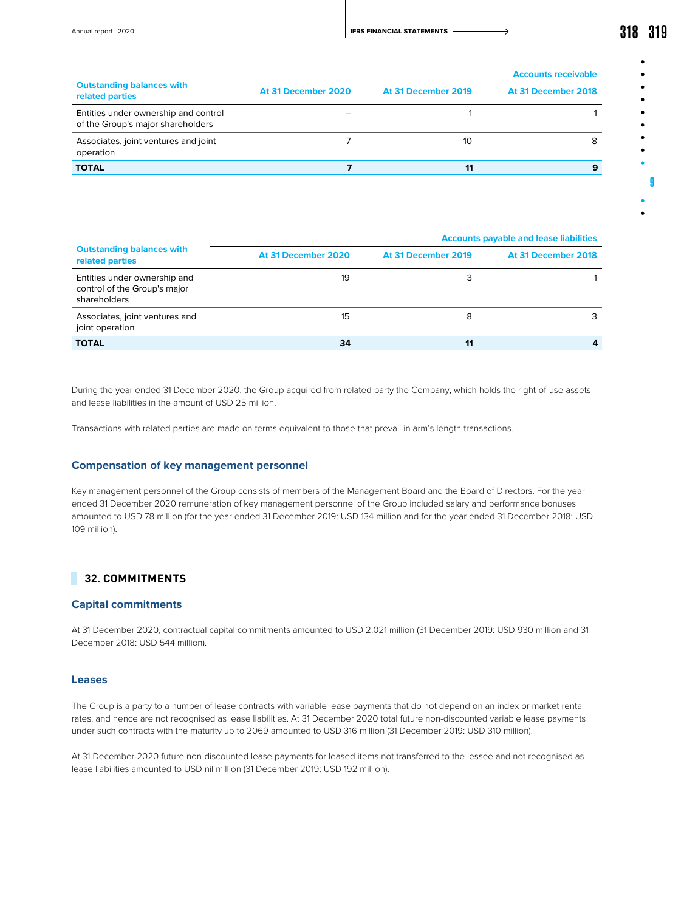| Outstanding balances with related parties | At 31 December 2020 | At 31 December 2019 | Accounts receivable At 31 December 2018 |
|---|---|---|---|
| Entities under ownership and control of the Group's major shareholders | – | 1 | 1 |
| Associates, joint ventures and joint operation | 7 | 10 | 8 |
| **TOTAL** | **7** | **11** | **9** |

| Outstanding balances with related parties | Accounts payable and lease liabilities | | |
|---|---|---|---|
| | At 31 December 2020 | At 31 December 2019 | At 31 December 2018 |
| Entities under ownership and control of the Group's major shareholders | 19 | 3 | 1 |
| Associates, joint ventures and joint operation | 15 | 8 | 3 |
| **TOTAL** | **34** | **11** | **4** |

During the year ended 31 December 2020, the Group acquired from related party the Company, which holds the right-of-use assets and lease liabilities in the amount of USD 25 million.

Transactions with related parties are made on terms equivalent to those that prevail in arm's length transactions.

### Compensation of key management personnel

Key management personnel of the Group consists of members of the Management Board and the Board of Directors. For the year ended 31 December 2020 remuneration of key management personnel of the Group included salary and performance bonuses amounted to USD 78 million (for the year ended 31 December 2019: USD 134 million and for the year ended 31 December 2018: USD 109 million).

## 32. COMMITMENTS

### Capital commitments

At 31 December 2020, contractual capital commitments amounted to USD 2,021 million (31 December 2019: USD 930 million and 31 December 2018: USD 544 million).

### Leases

The Group is a party to a number of lease contracts with variable lease payments that do not depend on an index or market rental rates, and hence are not recognised as lease liabilities. At 31 December 2020 total future non-discounted variable lease payments under such contracts with the maturity up to 2069 amounted to USD 316 million (31 December 2019: USD 310 million).

At 31 December 2020 future non-discounted lease payments for leased items not transferred to the lessee and not recognised as lease liabilities amounted to USD nil million (31 December 2019: USD 192 million).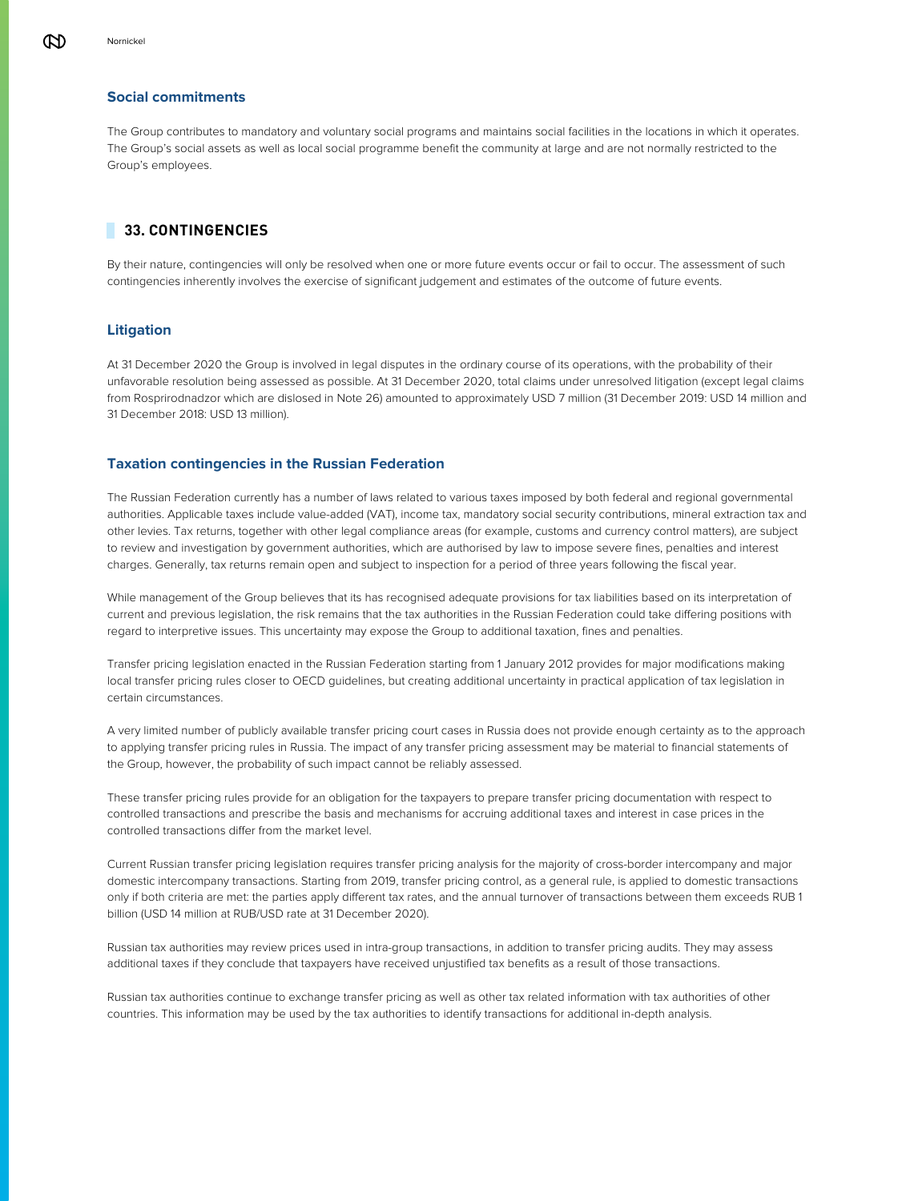### Social commitments

The Group contributes to mandatory and voluntary social programs and maintains social facilities in the locations in which it operates. The Group's social assets as well as local social programme benefit the community at large and are not normally restricted to the Group's employees.

## 33. CONTINGENCIES

By their nature, contingencies will only be resolved when one or more future events occur or fail to occur. The assessment of such contingencies inherently involves the exercise of significant judgement and estimates of the outcome of future events.

### Litigation

At 31 December 2020 the Group is involved in legal disputes in the ordinary course of its operations, with the probability of their unfavorable resolution being assessed as possible. At 31 December 2020, total claims under unresolved litigation (except legal claims from Rosprirodnadzor which are dislosed in Note 26) amounted to approximately USD 7 million (31 December 2019: USD 14 million and 31 December 2018: USD 13 million).

### Taxation contingencies in the Russian Federation

The Russian Federation currently has a number of laws related to various taxes imposed by both federal and regional governmental authorities. Applicable taxes include value-added (VAT), income tax, mandatory social security contributions, mineral extraction tax and other levies. Tax returns, together with other legal compliance areas (for example, customs and currency control matters), are subject to review and investigation by government authorities, which are authorised by law to impose severe fines, penalties and interest charges. Generally, tax returns remain open and subject to inspection for a period of three years following the fiscal year.

While management of the Group believes that its has recognised adequate provisions for tax liabilities based on its interpretation of current and previous legislation, the risk remains that the tax authorities in the Russian Federation could take differing positions with regard to interpretive issues. This uncertainty may expose the Group to additional taxation, fines and penalties.

Transfer pricing legislation enacted in the Russian Federation starting from 1 January 2012 provides for major modifications making local transfer pricing rules closer to OECD guidelines, but creating additional uncertainty in practical application of tax legislation in certain circumstances.

A very limited number of publicly available transfer pricing court cases in Russia does not provide enough certainty as to the approach to applying transfer pricing rules in Russia. The impact of any transfer pricing assessment may be material to financial statements of the Group, however, the probability of such impact cannot be reliably assessed.

These transfer pricing rules provide for an obligation for the taxpayers to prepare transfer pricing documentation with respect to controlled transactions and prescribe the basis and mechanisms for accruing additional taxes and interest in case prices in the controlled transactions differ from the market level.

Current Russian transfer pricing legislation requires transfer pricing analysis for the majority of cross-border intercompany and major domestic intercompany transactions. Starting from 2019, transfer pricing control, as a general rule, is applied to domestic transactions only if both criteria are met: the parties apply different tax rates, and the annual turnover of transactions between them exceeds RUB 1 billion (USD 14 million at RUB/USD rate at 31 December 2020).

Russian tax authorities may review prices used in intra-group transactions, in addition to transfer pricing audits. They may assess additional taxes if they conclude that taxpayers have received unjustified tax benefits as a result of those transactions.

Russian tax authorities continue to exchange transfer pricing as well as other tax related information with tax authorities of other countries. This information may be used by the tax authorities to identify transactions for additional in-depth analysis.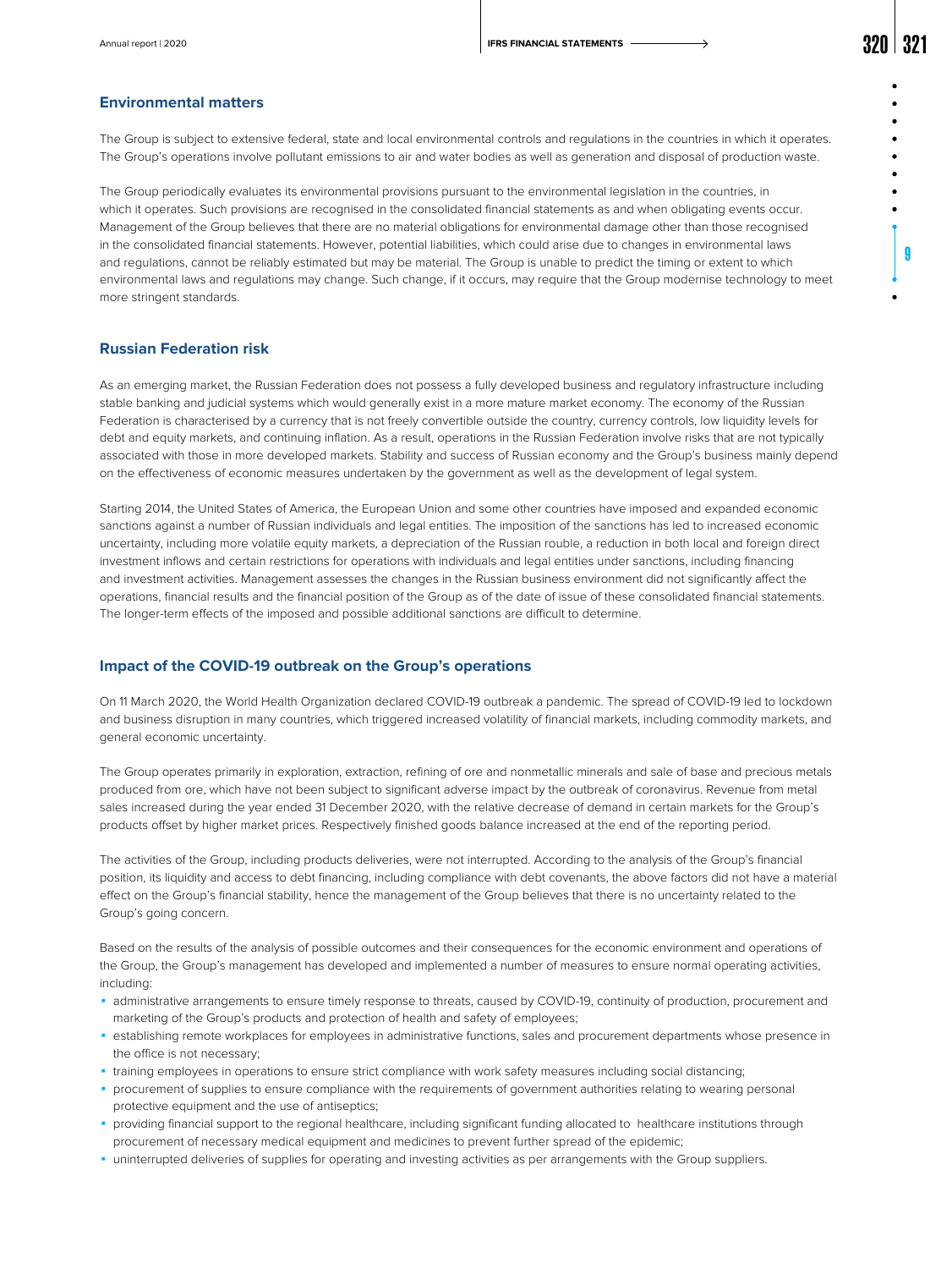## Environmental matters

The Group is subject to extensive federal, state and local environmental controls and regulations in the countries in which it operates. The Group's operations involve pollutant emissions to air and water bodies as well as generation and disposal of production waste.

The Group periodically evaluates its environmental provisions pursuant to the environmental legislation in the countries, in which it operates. Such provisions are recognised in the consolidated financial statements as and when obligating events occur. Management of the Group believes that there are no material obligations for environmental damage other than those recognised in the consolidated financial statements. However, potential liabilities, which could arise due to changes in environmental laws and regulations, cannot be reliably estimated but may be material. The Group is unable to predict the timing or extent to which environmental laws and regulations may change. Such change, if it occurs, may require that the Group modernise technology to meet more stringent standards.

## Russian Federation risk

As an emerging market, the Russian Federation does not possess a fully developed business and regulatory infrastructure including stable banking and judicial systems which would generally exist in a more mature market economy. The economy of the Russian Federation is characterised by a currency that is not freely convertible outside the country, currency controls, low liquidity levels for debt and equity markets, and continuing inflation. As a result, operations in the Russian Federation involve risks that are not typically associated with those in more developed markets. Stability and success of Russian economy and the Group's business mainly depend on the effectiveness of economic measures undertaken by the government as well as the development of legal system.

Starting 2014, the United States of America, the European Union and some other countries have imposed and expanded economic sanctions against a number of Russian individuals and legal entities. The imposition of the sanctions has led to increased economic uncertainty, including more volatile equity markets, a depreciation of the Russian rouble, a reduction in both local and foreign direct investment inflows and certain restrictions for operations with individuals and legal entities under sanctions, including financing and investment activities. Management assesses the changes in the Russian business environment did not significantly affect the operations, financial results and the financial position of the Group as of the date of issue of these consolidated financial statements. The longer-term effects of the imposed and possible additional sanctions are difficult to determine.

## Impact of the COVID-19 outbreak on the Group's operations

On 11 March 2020, the World Health Organization declared COVID-19 outbreak a pandemic. The spread of COVID-19 led to lockdown and business disruption in many countries, which triggered increased volatility of financial markets, including commodity markets, and general economic uncertainty.

The Group operates primarily in exploration, extraction, refining of ore and nonmetallic minerals and sale of base and precious metals produced from ore, which have not been subject to significant adverse impact by the outbreak of coronavirus. Revenue from metal sales increased during the year ended 31 December 2020, with the relative decrease of demand in certain markets for the Group's products offset by higher market prices. Respectively finished goods balance increased at the end of the reporting period.

The activities of the Group, including products deliveries, were not interrupted. According to the analysis of the Group's financial position, its liquidity and access to debt financing, including compliance with debt covenants, the above factors did not have a material effect on the Group's financial stability, hence the management of the Group believes that there is no uncertainty related to the Group's going concern.

Based on the results of the analysis of possible outcomes and their consequences for the economic environment and operations of the Group, the Group's management has developed and implemented a number of measures to ensure normal operating activities, including:

- administrative arrangements to ensure timely response to threats, caused by COVID-19, continuity of production, procurement and marketing of the Group's products and protection of health and safety of employees;
- establishing remote workplaces for employees in administrative functions, sales and procurement departments whose presence in the office is not necessary;
- training employees in operations to ensure strict compliance with work safety measures including social distancing;
- procurement of supplies to ensure compliance with the requirements of government authorities relating to wearing personal protective equipment and the use of antiseptics;
- providing financial support to the regional healthcare, including significant funding allocated to healthcare institutions through procurement of necessary medical equipment and medicines to prevent further spread of the epidemic;
- uninterrupted deliveries of supplies for operating and investing activities as per arrangements with the Group suppliers.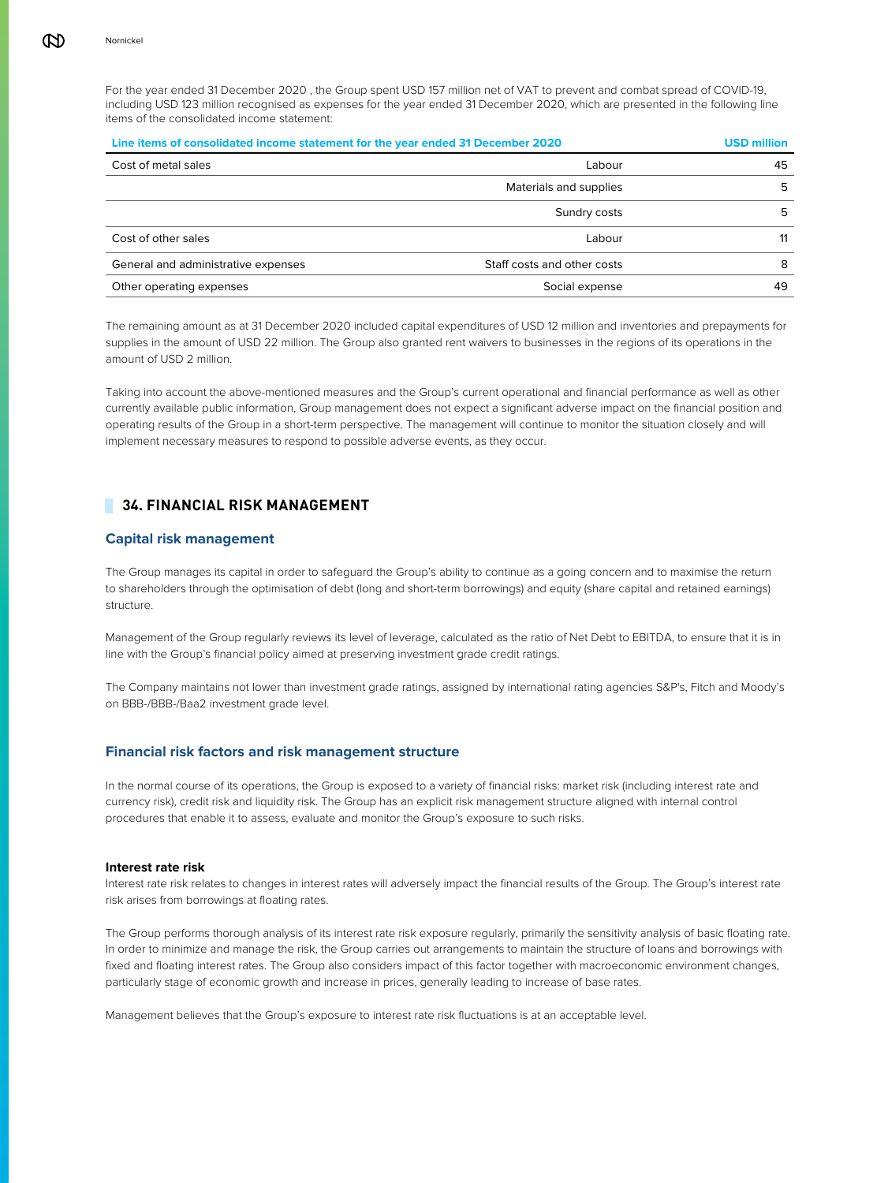For the year ended 31 December 2020 , the Group spent USD 157 million net of VAT to prevent and combat spread of COVID-19, including USD 123 million recognised as expenses for the year ended 31 December 2020, which are presented in the following line items of the consolidated income statement:

| Line items of consolidated income statement for the year ended 31 December 2020 | | USD million |
|---|---|---|
| Cost of metal sales | Labour | 45 |
| | Materials and supplies | 5 |
| | Sundry costs | 5 |
| Cost of other sales | Labour | 11 |
| General and administrative expenses | Staff costs and other costs | 8 |
| Other operating expenses | Social expense | 49 |

The remaining amount as at 31 December 2020 included capital expenditures of USD 12 million and inventories and prepayments for supplies in the amount of USD 22 million. The Group also granted rent waivers to businesses in the regions of its operations in the amount of USD 2 million.

Taking into account the above-mentioned measures and the Group's current operational and financial performance as well as other currently available public information, Group management does not expect a significant adverse impact on the financial position and operating results of the Group in a short-term perspective. The management will continue to monitor the situation closely and will implement necessary measures to respond to possible adverse events, as they occur.

## 34. FINANCIAL RISK MANAGEMENT

### Capital risk management

The Group manages its capital in order to safeguard the Group's ability to continue as a going concern and to maximise the return to shareholders through the optimisation of debt (long and short-term borrowings) and equity (share capital and retained earnings) structure.

Management of the Group regularly reviews its level of leverage, calculated as the ratio of Net Debt to EBITDA, to ensure that it is in line with the Group's financial policy aimed at preserving investment grade credit ratings.

The Company maintains not lower than investment grade ratings, assigned by international rating agencies S&P's, Fitch and Moody's on BBB-/BBB-/Baa2 investment grade level.

### Financial risk factors and risk management structure

In the normal course of its operations, the Group is exposed to a variety of financial risks: market risk (including interest rate and currency risk), credit risk and liquidity risk. The Group has an explicit risk management structure aligned with internal control procedures that enable it to assess, evaluate and monitor the Group's exposure to such risks.

#### Interest rate risk

Interest rate risk relates to changes in interest rates will adversely impact the financial results of the Group. The Group's interest rate risk arises from borrowings at floating rates.

The Group performs thorough analysis of its interest rate risk exposure regularly, primarily the sensitivity analysis of basic floating rate. In order to minimize and manage the risk, the Group carries out arrangements to maintain the structure of loans and borrowings with fixed and floating interest rates. The Group also considers impact of this factor together with macroeconomic environment changes, particularly stage of economic growth and increase in prices, generally leading to increase of base rates.

Management believes that the Group's exposure to interest rate risk fluctuations is at an acceptable level.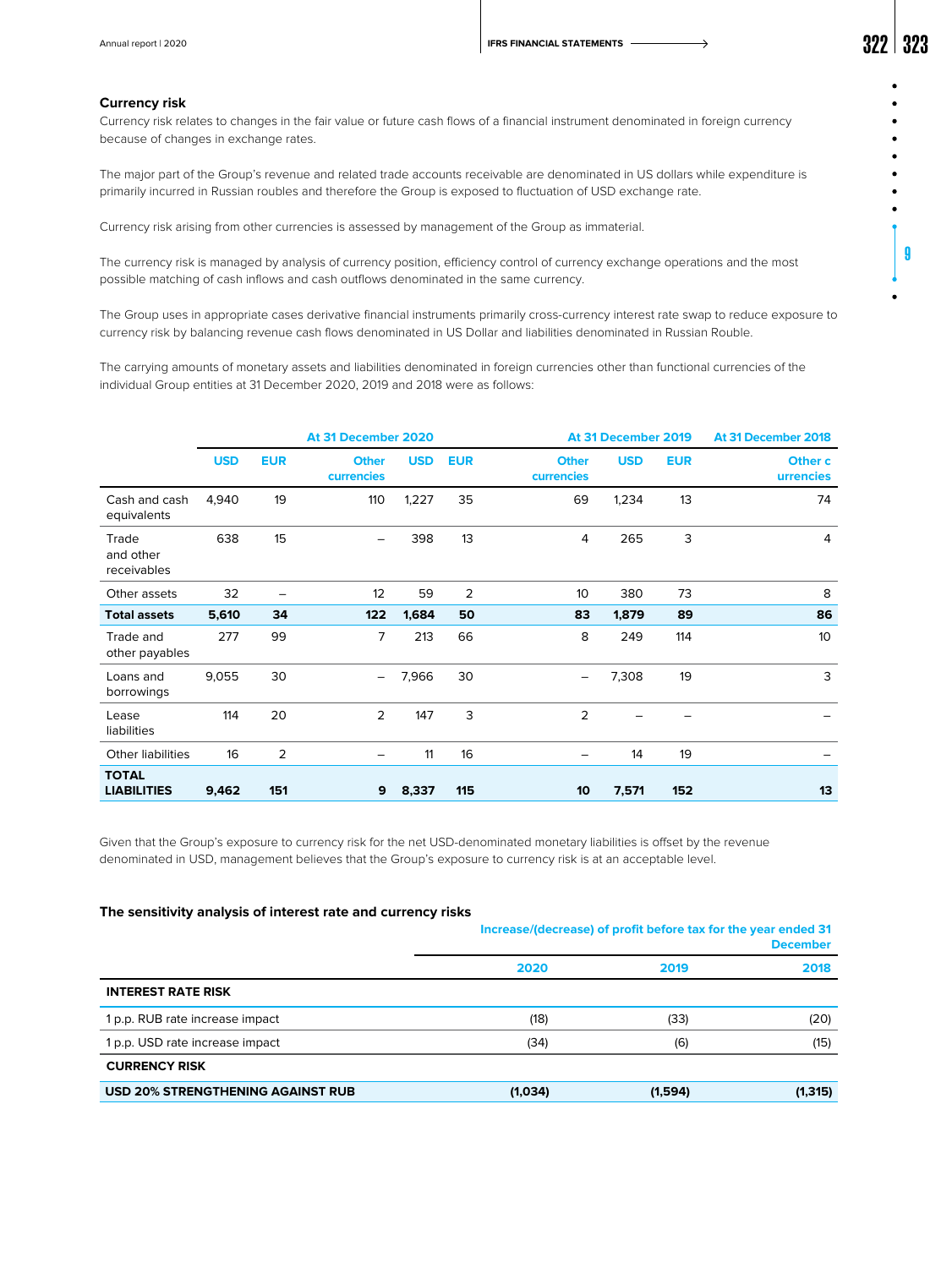### Currency risk

Currency risk relates to changes in the fair value or future cash flows of a financial instrument denominated in foreign currency because of changes in exchange rates.

The major part of the Group's revenue and related trade accounts receivable are denominated in US dollars while expenditure is primarily incurred in Russian roubles and therefore the Group is exposed to fluctuation of USD exchange rate.

Currency risk arising from other currencies is assessed by management of the Group as immaterial.

The currency risk is managed by analysis of currency position, efficiency control of currency exchange operations and the most possible matching of cash inflows and cash outflows denominated in the same currency.

The Group uses in appropriate cases derivative financial instruments primarily cross-currency interest rate swap to reduce exposure to currency risk by balancing revenue cash flows denominated in US Dollar and liabilities denominated in Russian Rouble.

The carrying amounts of monetary assets and liabilities denominated in foreign currencies other than functional currencies of the individual Group entities at 31 December 2020, 2019 and 2018 were as follows:

| | At 31 December 2020 | | | At 31 December 2019 | | | At 31 December 2018 | | |
|---|---|---|---|---|---|---|---|---|---|
| | USD | EUR | Other currencies | USD | EUR | Other currencies | USD | EUR | Other currencies |
| Cash and cash equivalents | 4,940 | 19 | 110 | 1,227 | 35 | 69 | 1,234 | 13 | 74 |
| Trade and other receivables | 638 | 15 | – | 398 | 13 | 4 | 265 | 3 | 4 |
| Other assets | 32 | – | 12 | 59 | 2 | 10 | 380 | 73 | 8 |
| **Total assets** | **5,610** | **34** | **122** | **1,684** | **50** | **83** | **1,879** | **89** | **86** |
| Trade and other payables | 277 | 99 | 7 | 213 | 66 | 8 | 249 | 114 | 10 |
| Loans and borrowings | 9,055 | 30 | – | 7,966 | 30 | – | 7,308 | 19 | 3 |
| Lease liabilities | 114 | 20 | 2 | 147 | 3 | 2 | – | – | – |
| Other liabilities | 16 | 2 | – | 11 | 16 | – | 14 | 19 | – |
| **TOTAL LIABILITIES** | **9,462** | **151** | **9** | **8,337** | **115** | **10** | **7,571** | **152** | **13** |

Given that the Group's exposure to currency risk for the net USD-denominated monetary liabilities is offset by the revenue denominated in USD, management believes that the Group's exposure to currency risk is at an acceptable level.

### The sensitivity analysis of interest rate and currency risks

| | Increase/(decrease) of profit before tax for the year ended 31 December | | |
|---|---|---|---|
| | 2020 | 2019 | 2018 |
| **INTEREST RATE RISK** | | | |
| 1 p.p. RUB rate increase impact | (18) | (33) | (20) |
| 1 p.p. USD rate increase impact | (34) | (6) | (15) |
| **CURRENCY RISK** | | | |
| **USD 20% STRENGTHENING AGAINST RUB** | **(1,034)** | **(1,594)** | **(1,315)** |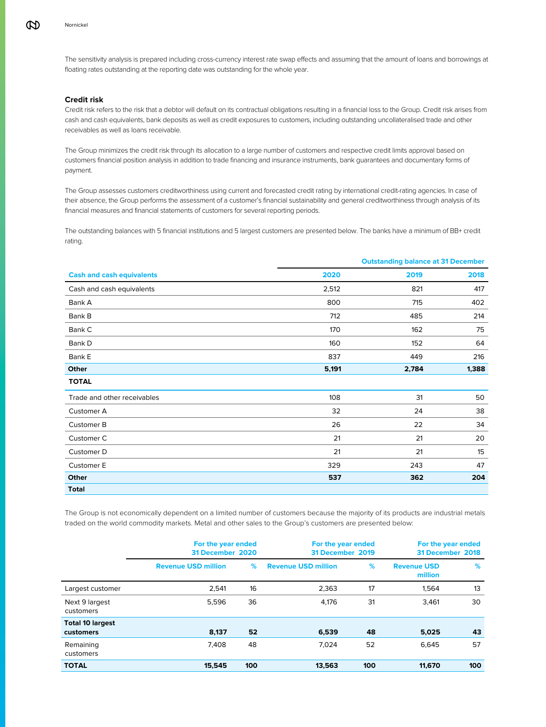The sensitivity analysis is prepared including cross-currency interest rate swap effects and assuming that the amount of loans and borrowings at floating rates outstanding at the reporting date was outstanding for the whole year.

### Credit risk

Credit risk refers to the risk that a debtor will default on its contractual obligations resulting in a financial loss to the Group. Credit risk arises from cash and cash equivalents, bank deposits as well as credit exposures to customers, including outstanding uncollateralised trade and other receivables as well as loans receivable.

The Group minimizes the credit risk through its allocation to a large number of customers and respective credit limits approval based on customers financial position analysis in addition to trade financing and insurance instruments, bank guarantees and documentary forms of payment.

The Group assesses customers creditworthiness using current and forecasted credit rating by international credit-rating agencies. In case of their absence, the Group performs the assessment of a customer's financial sustainability and general creditworthiness through analysis of its financial measures and financial statements of customers for several reporting periods.

The outstanding balances with 5 financial institutions and 5 largest customers are presented below. The banks have a minimum of BB+ credit rating.

| | Outstanding balance at 31 December | | |
|---|---|---|---|
| **Cash and cash equivalents** | **2020** | **2019** | **2018** |
| Cash and cash equivalents | 2,512 | 821 | 417 |
| Bank A | 800 | 715 | 402 |
| Bank B | 712 | 485 | 214 |
| Bank C | 170 | 162 | 75 |
| Bank D | 160 | 152 | 64 |
| Bank E | 837 | 449 | 216 |
| **Other** | **5,191** | **2,784** | **1,388** |
| **TOTAL** | | | |
| Trade and other receivables | 108 | 31 | 50 |
| Customer A | 32 | 24 | 38 |
| Customer B | 26 | 22 | 34 |
| Customer C | 21 | 21 | 20 |
| Customer D | 21 | 21 | 15 |
| Customer E | 329 | 243 | 47 |
| **Other** | **537** | **362** | **204** |
| **Total** | | | |

The Group is not economically dependent on a limited number of customers because the majority of its products are industrial metals traded on the world commodity markets. Metal and other sales to the Group's customers are presented below:

| | For the year ended 31 December 2020 | | For the year ended 31 December 2019 | | For the year ended 31 December 2018 | |
|---|---|---|---|---|---|---|
| | Revenue USD million | % | Revenue USD million | % | Revenue USD million | % |
| Largest customer | 2,541 | 16 | 2,363 | 17 | 1,564 | 13 |
| Next 9 largest customers | 5,596 | 36 | 4,176 | 31 | 3,461 | 30 |
| **Total 10 largest customers** | **8,137** | **52** | **6,539** | **48** | **5,025** | **43** |
| Remaining customers | 7,408 | 48 | 7,024 | 52 | 6,645 | 57 |
| **TOTAL** | **15,545** | **100** | **13,563** | **100** | **11,670** | **100** |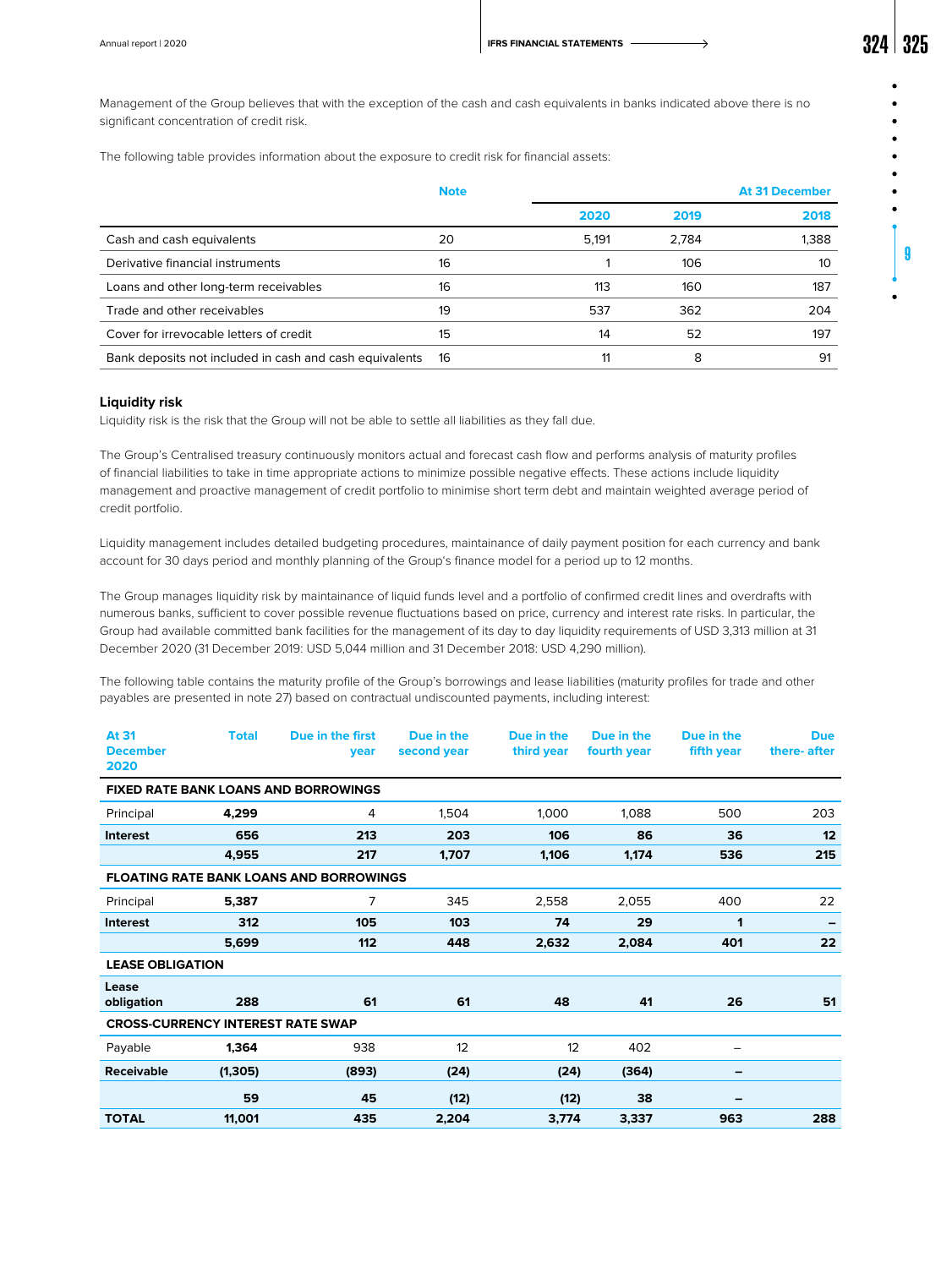Management of the Group believes that with the exception of the cash and cash equivalents in banks indicated above there is no significant concentration of credit risk.

The following table provides information about the exposure to credit risk for financial assets:

| | Note | At 31 December | | |
|---|---|---|---|---|
| | | 2020 | 2019 | 2018 |
| Cash and cash equivalents | 20 | 5,191 | 2,784 | 1,388 |
| Derivative financial instruments | 16 | 1 | 106 | 10 |
| Loans and other long-term receivables | 16 | 113 | 160 | 187 |
| Trade and other receivables | 19 | 537 | 362 | 204 |
| Cover for irrevocable letters of credit | 15 | 14 | 52 | 197 |
| Bank deposits not included in cash and cash equivalents | 16 | 11 | 8 | 91 |

### Liquidity risk

Liquidity risk is the risk that the Group will not be able to settle all liabilities as they fall due.

The Group's Centralised treasury continuously monitors actual and forecast cash flow and performs analysis of maturity profiles of financial liabilities to take in time appropriate actions to minimize possible negative effects. These actions include liquidity management and proactive management of credit portfolio to minimise short term debt and maintain weighted average period of credit portfolio.

Liquidity management includes detailed budgeting procedures, maintainance of daily payment position for each currency and bank account for 30 days period and monthly planning of the Group's finance model for a period up to 12 months.

The Group manages liquidity risk by maintainance of liquid funds level and a portfolio of confirmed credit lines and overdrafts with numerous banks, sufficient to cover possible revenue fluctuations based on price, currency and interest rate risks. In particular, the Group had available committed bank facilities for the management of its day to day liquidity requirements of USD 3,313 million at 31 December 2020 (31 December 2019: USD 5,044 million and 31 December 2018: USD 4,290 million).

The following table contains the maturity profile of the Group's borrowings and lease liabilities (maturity profiles for trade and other payables are presented in note 27) based on contractual undiscounted payments, including interest:

| At 31 December 2020 | Total | Due in the first year | Due in the second year | Due in the third year | Due in the fourth year | Due in the fifth year | Due there- after |
|---|---|---|---|---|---|---|---|
| **FIXED RATE BANK LOANS AND BORROWINGS** | | | | | | | |
| Principal | **4,299** | 4 | 1,504 | 1,000 | 1,088 | 500 | 203 |
| **Interest** | **656** | **213** | **203** | **106** | **86** | **36** | **12** |
| | **4,955** | **217** | **1,707** | **1,106** | **1,174** | **536** | **215** |
| **FLOATING RATE BANK LOANS AND BORROWINGS** | | | | | | | |
| Principal | **5,387** | 7 | 345 | 2,558 | 2,055 | 400 | 22 |
| **Interest** | **312** | **105** | **103** | **74** | **29** | **1** | **–** |
| | **5,699** | **112** | **448** | **2,632** | **2,084** | **401** | **22** |
| **LEASE OBLIGATION** | | | | | | | |
| **Lease obligation** | **288** | **61** | **61** | **48** | **41** | **26** | **51** |
| **CROSS-CURRENCY INTEREST RATE SWAP** | | | | | | | |
| Payable | **1,364** | 938 | 12 | 12 | 402 | – | |
| **Receivable** | **(1,305)** | **(893)** | **(24)** | **(24)** | **(364)** | **–** | |
| | **59** | **45** | **(12)** | **(12)** | **38** | **–** | |
| **TOTAL** | **11,001** | **435** | **2,204** | **3,774** | **3,337** | **963** | **288** |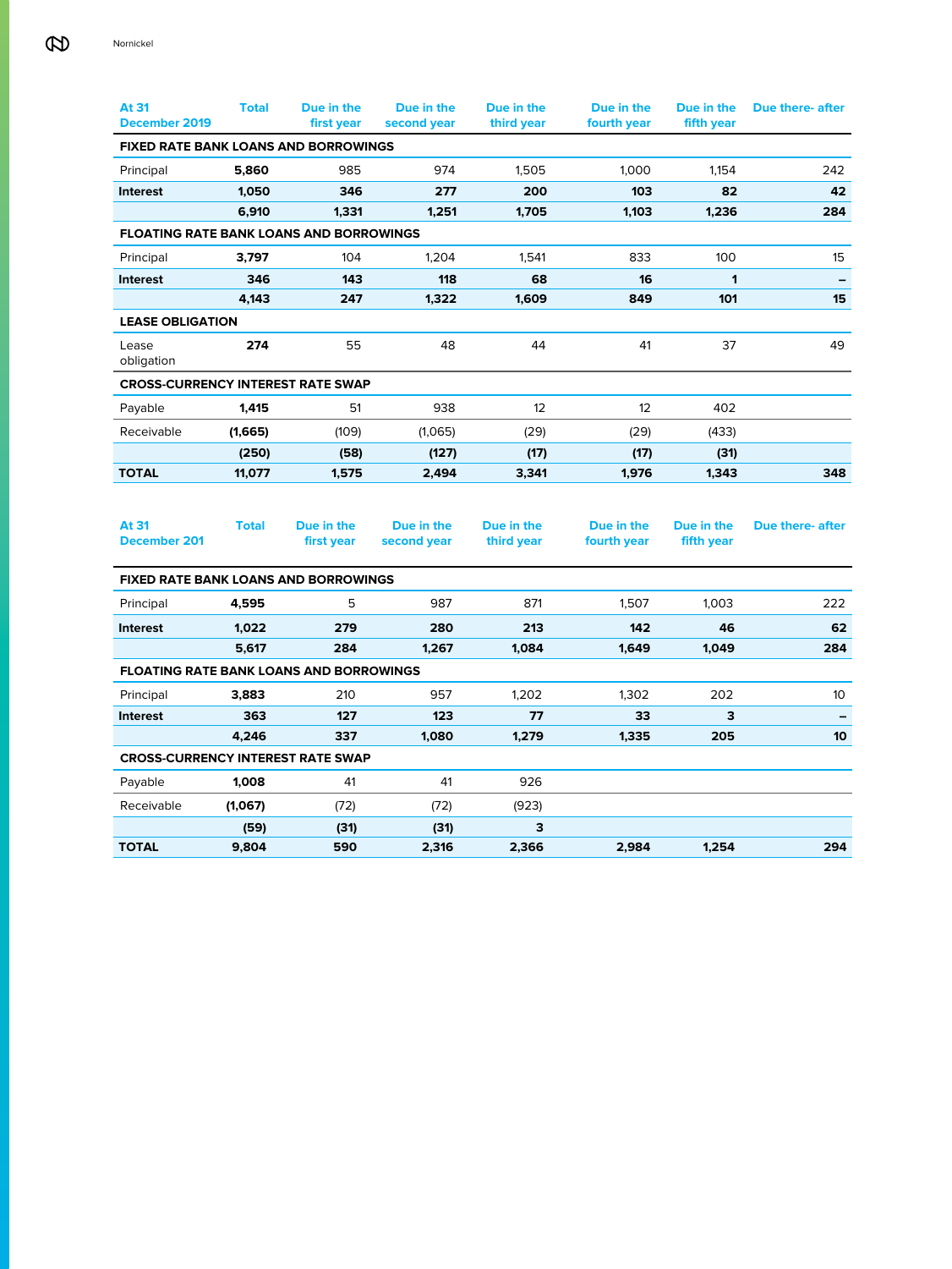| At 31 December 2019 | Total | Due in the first year | Due in the second year | Due in the third year | Due in the fourth year | Due in the fifth year | Due there- after |
|---|---|---|---|---|---|---|---|
| **FIXED RATE BANK LOANS AND BORROWINGS** | | | | | | | |
| Principal | **5,860** | 985 | 974 | 1,505 | 1,000 | 1,154 | 242 |
| **Interest** | **1,050** | **346** | **277** | **200** | **103** | **82** | **42** |
| | **6,910** | **1,331** | **1,251** | **1,705** | **1,103** | **1,236** | **284** |
| **FLOATING RATE BANK LOANS AND BORROWINGS** | | | | | | | |
| Principal | **3,797** | 104 | 1,204 | 1,541 | 833 | 100 | 15 |
| **Interest** | **346** | **143** | **118** | **68** | **16** | **1** | **–** |
| | **4,143** | **247** | **1,322** | **1,609** | **849** | **101** | **15** |
| **LEASE OBLIGATION** | | | | | | | |
| Lease obligation | **274** | 55 | 48 | 44 | 41 | 37 | 49 |
| **CROSS-CURRENCY INTEREST RATE SWAP** | | | | | | | |
| Payable | **1,415** | 51 | 938 | 12 | 12 | 402 | |
| Receivable | **(1,665)** | (109) | (1,065) | (29) | (29) | (433) | |
| | **(250)** | **(58)** | **(127)** | **(17)** | **(17)** | **(31)** | |
| **TOTAL** | **11,077** | **1,575** | **2,494** | **3,341** | **1,976** | **1,343** | **348** |

| At 31 December 201 | Total | Due in the first year | Due in the second year | Due in the third year | Due in the fourth year | Due in the fifth year | Due there- after |
|---|---|---|---|---|---|---|---|
| **FIXED RATE BANK LOANS AND BORROWINGS** | | | | | | | |
| Principal | **4,595** | 5 | 987 | 871 | 1,507 | 1,003 | 222 |
| **Interest** | **1,022** | **279** | **280** | **213** | **142** | **46** | **62** |
| | **5,617** | **284** | **1,267** | **1,084** | **1,649** | **1,049** | **284** |
| **FLOATING RATE BANK LOANS AND BORROWINGS** | | | | | | | |
| Principal | **3,883** | 210 | 957 | 1,202 | 1,302 | 202 | 10 |
| **Interest** | **363** | **127** | **123** | **77** | **33** | **3** | **–** |
| | **4,246** | **337** | **1,080** | **1,279** | **1,335** | **205** | **10** |
| **CROSS-CURRENCY INTEREST RATE SWAP** | | | | | | | |
| Payable | **1,008** | 41 | 41 | 926 | | | |
| Receivable | **(1,067)** | (72) | (72) | (923) | | | |
| | **(59)** | **(31)** | **(31)** | **3** | | | |
| **TOTAL** | **9,804** | **590** | **2,316** | **2,366** | **2,984** | **1,254** | **294** |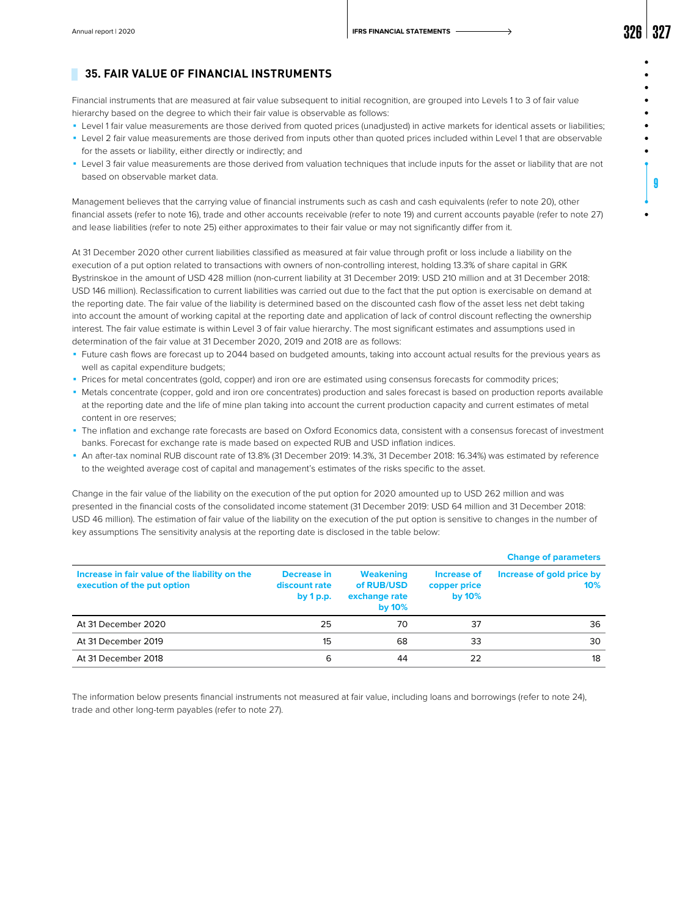## 35. FAIR VALUE OF FINANCIAL INSTRUMENTS

Financial instruments that are measured at fair value subsequent to initial recognition, are grouped into Levels 1 to 3 of fair value hierarchy based on the degree to which their fair value is observable as follows:

- Level 1 fair value measurements are those derived from quoted prices (unadjusted) in active markets for identical assets or liabilities;
- Level 2 fair value measurements are those derived from inputs other than quoted prices included within Level 1 that are observable for the assets or liability, either directly or indirectly; and
- Level 3 fair value measurements are those derived from valuation techniques that include inputs for the asset or liability that are not based on observable market data.

Management believes that the carrying value of financial instruments such as cash and cash equivalents (refer to note 20), other financial assets (refer to note 16), trade and other accounts receivable (refer to note 19) and current accounts payable (refer to note 27) and lease liabilities (refer to note 25) either approximates to their fair value or may not significantly differ from it.

At 31 December 2020 other current liabilities classified as measured at fair value through profit or loss include a liability on the execution of a put option related to transactions with owners of non-controlling interest, holding 13.3% of share capital in GRK Bystrinskoe in the amount of USD 428 million (non-current liability at 31 December 2019: USD 210 million and at 31 December 2018: USD 146 million). Reclassification to current liabilities was carried out due to the fact that the put option is exercisable on demand at the reporting date. The fair value of the liability is determined based on the discounted cash flow of the asset less net debt taking into account the amount of working capital at the reporting date and application of lack of control discount reflecting the ownership interest. The fair value estimate is within Level 3 of fair value hierarchy. The most significant estimates and assumptions used in determination of the fair value at 31 December 2020, 2019 and 2018 are as follows:

- Future cash flows are forecast up to 2044 based on budgeted amounts, taking into account actual results for the previous years as well as capital expenditure budgets;
- Prices for metal concentrates (gold, copper) and iron ore are estimated using consensus forecasts for commodity prices;
- Metals concentrate (copper, gold and iron ore concentrates) production and sales forecast is based on production reports available at the reporting date and the life of mine plan taking into account the current production capacity and current estimates of metal content in ore reserves;
- The inflation and exchange rate forecasts are based on Oxford Economics data, consistent with a consensus forecast of investment banks. Forecast for exchange rate is made based on expected RUB and USD inflation indices.
- An after-tax nominal RUB discount rate of 13.8% (31 December 2019: 14.3%, 31 December 2018: 16.34%) was estimated by reference to the weighted average cost of capital and management's estimates of the risks specific to the asset.

Change in the fair value of the liability on the execution of the put option for 2020 amounted up to USD 262 million and was presented in the financial costs of the consolidated income statement (31 December 2019: USD 64 million and 31 December 2018: USD 46 million). The estimation of fair value of the liability on the execution of the put option is sensitive to changes in the number of key assumptions The sensitivity analysis at the reporting date is disclosed in the table below:

| | | | | Change of parameters |
|---|---|---|---|---|
| **Increase in fair value of the liability on the execution of the put option** | **Decrease in discount rate by 1 p.p.** | **Weakening of RUB/USD exchange rate by 10%** | **Increase of copper price by 10%** | **Increase of gold price by 10%** |
| At 31 December 2020 | 25 | 70 | 37 | 36 |
| At 31 December 2019 | 15 | 68 | 33 | 30 |
| At 31 December 2018 | 6 | 44 | 22 | 18 |

The information below presents financial instruments not measured at fair value, including loans and borrowings (refer to note 24), trade and other long-term payables (refer to note 27).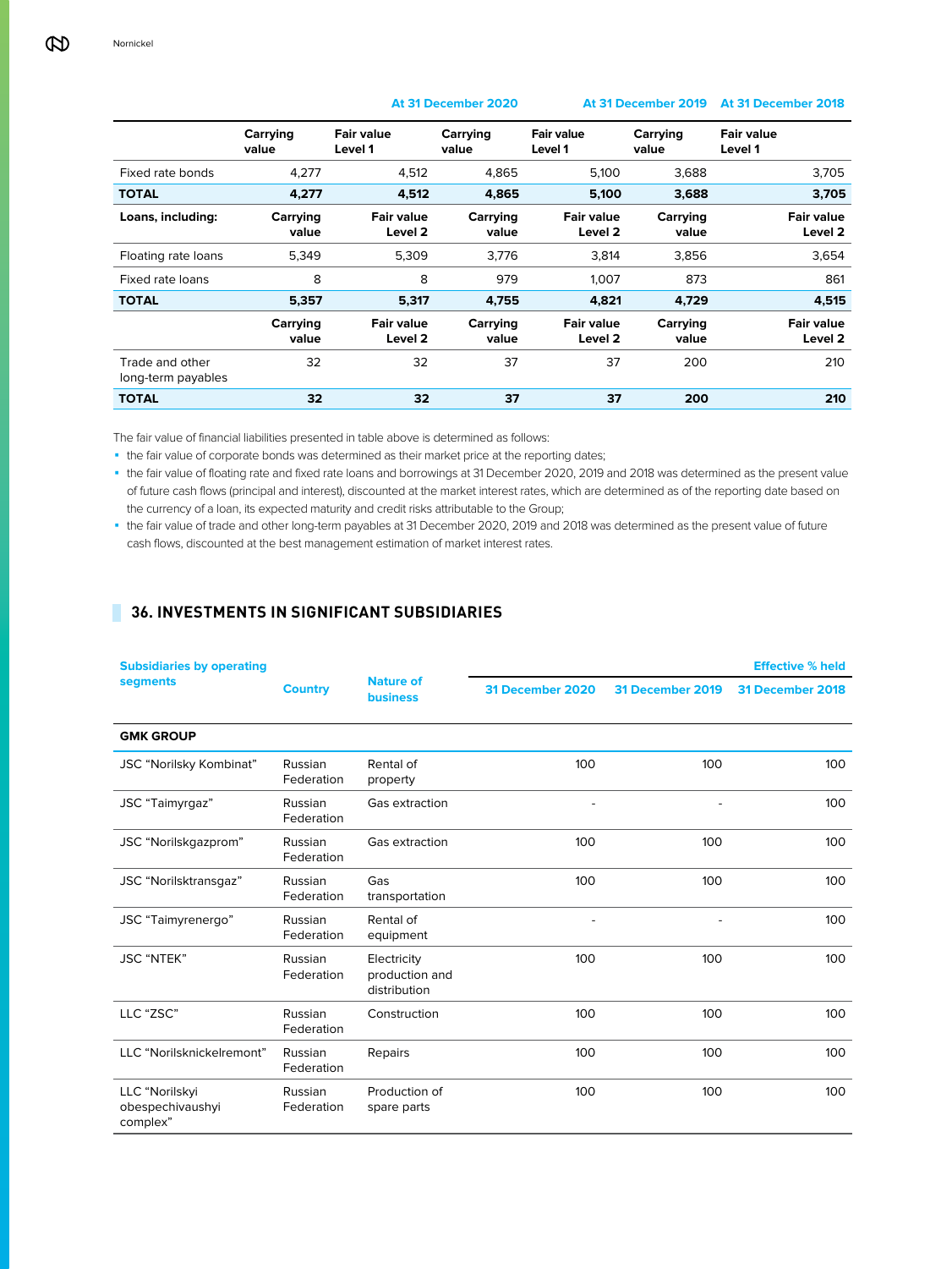| | At 31 December 2020 | | At 31 December 2019 | | At 31 December 2018 | |
|---|---|---|---|---|---|---|
| | Carrying value | Fair value Level 1 | Carrying value | Fair value Level 1 | Carrying value | Fair value Level 1 |
| Fixed rate bonds | 4,277 | 4,512 | 4,865 | 5,100 | 3,688 | 3,705 |
| **TOTAL** | **4,277** | **4,512** | **4,865** | **5,100** | **3,688** | **3,705** |
| **Loans, including:** | **Carrying value** | **Fair value Level 2** | **Carrying value** | **Fair value Level 2** | **Carrying value** | **Fair value Level 2** |
| Floating rate loans | 5,349 | 5,309 | 3,776 | 3,814 | 3,856 | 3,654 |
| Fixed rate loans | 8 | 8 | 979 | 1,007 | 873 | 861 |
| **TOTAL** | **5,357** | **5,317** | **4,755** | **4,821** | **4,729** | **4,515** |
| | **Carrying value** | **Fair value Level 2** | **Carrying value** | **Fair value Level 2** | **Carrying value** | **Fair value Level 2** |
| Trade and other long-term payables | 32 | 32 | 37 | 37 | 200 | 210 |
| **TOTAL** | **32** | **32** | **37** | **37** | **200** | **210** |

The fair value of financial liabilities presented in table above is determined as follows:

- the fair value of corporate bonds was determined as their market price at the reporting dates;
- the fair value of floating rate and fixed rate loans and borrowings at 31 December 2020, 2019 and 2018 was determined as the present value of future cash flows (principal and interest), discounted at the market interest rates, which are determined as of the reporting date based on the currency of a loan, its expected maturity and credit risks attributable to the Group;
- the fair value of trade and other long-term payables at 31 December 2020, 2019 and 2018 was determined as the present value of future cash flows, discounted at the best management estimation of market interest rates.

## 36. INVESTMENTS IN SIGNIFICANT SUBSIDIARIES

| Subsidiaries by operating segments | Country | Nature of business | Effective % held | | |
|---|---|---|---|---|---|
| | | | 31 December 2020 | 31 December 2019 | 31 December 2018 |
| **GMK GROUP** | | | | | |
| JSC "Norilsky Kombinat" | Russian Federation | Rental of property | 100 | 100 | 100 |
| JSC "Taimyrgaz" | Russian Federation | Gas extraction | - | - | 100 |
| JSC "Norilskgazprom" | Russian Federation | Gas extraction | 100 | 100 | 100 |
| JSC "Norilsktransgaz" | Russian Federation | Gas transportation | 100 | 100 | 100 |
| JSC "Taimyrenergo" | Russian Federation | Rental of equipment | - | - | 100 |
| JSC "NTEK" | Russian Federation | Electricity production and distribution | 100 | 100 | 100 |
| LLC "ZSC" | Russian Federation | Construction | 100 | 100 | 100 |
| LLC "Norilsknickelremont" | Russian Federation | Repairs | 100 | 100 | 100 |
| LLC "Norilskyi obespechivaushyi complex" | Russian Federation | Production of spare parts | 100 | 100 | 100 |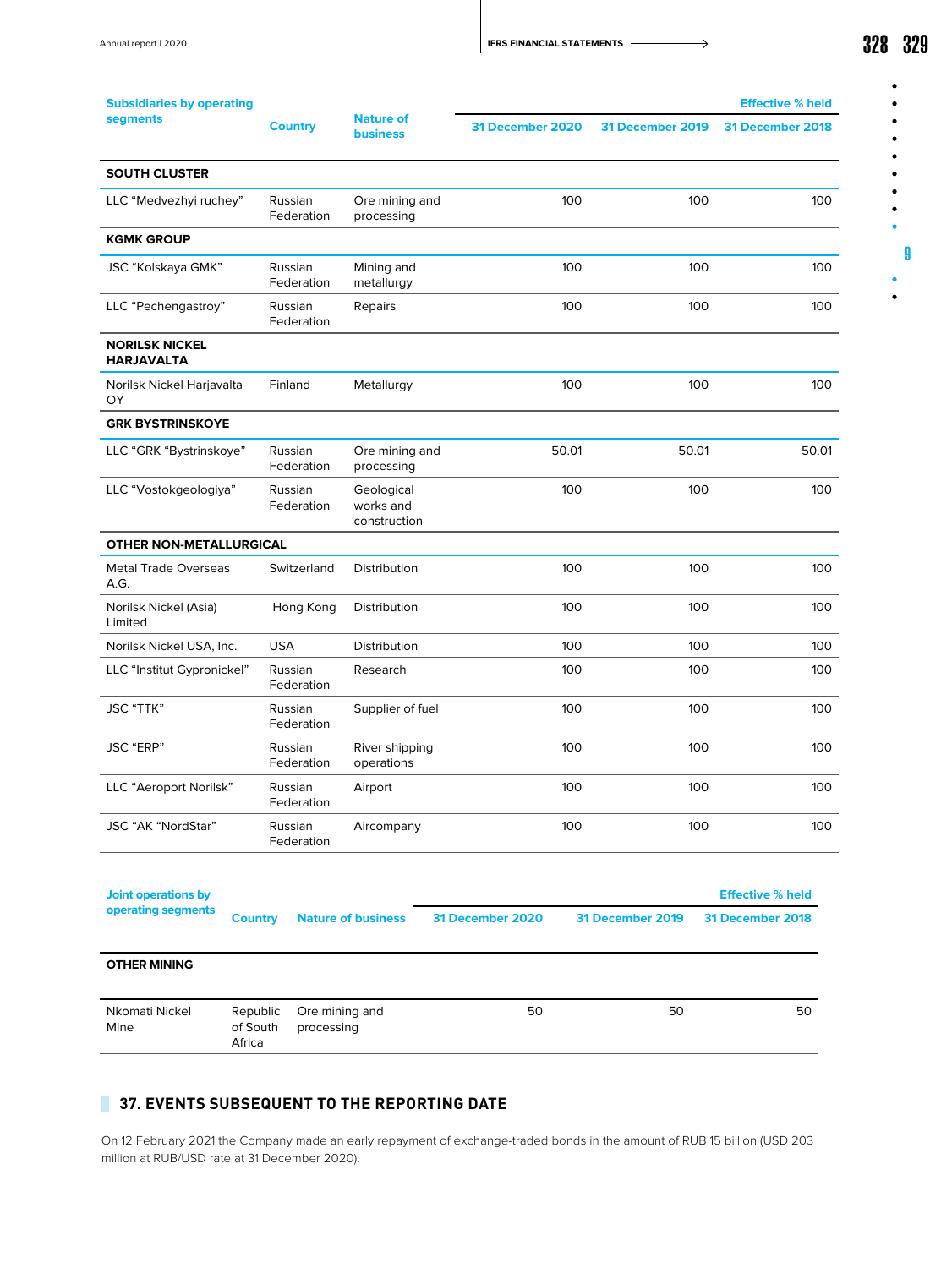| Subsidiaries by operating segments | Country | Nature of business | Effective % held | | |
|---|---|---|---|---|---|
| | | | 31 December 2020 | 31 December 2019 | 31 December 2018 |
| **SOUTH CLUSTER** | | | | | |
| LLC "Medvezhyi ruchey" | Russian Federation | Ore mining and processing | 100 | 100 | 100 |
| **KGMK GROUP** | | | | | |
| JSC "Kolskaya GMK" | Russian Federation | Mining and metallurgy | 100 | 100 | 100 |
| LLC "Pechengastroy" | Russian Federation | Repairs | 100 | 100 | 100 |
| **NORILSK NICKEL HARJAVALTA** | | | | | |
| Norilsk Nickel Harjavalta OY | Finland | Metallurgy | 100 | 100 | 100 |
| **GRK BYSTRINSKOYE** | | | | | |
| LLC "GRK "Bystrinskoye" | Russian Federation | Ore mining and processing | 50.01 | 50.01 | 50.01 |
| LLC "Vostokgeologiya" | Russian Federation | Geological works and construction | 100 | 100 | 100 |
| **OTHER NON-METALLURGICAL** | | | | | |
| Metal Trade Overseas A.G. | Switzerland | Distribution | 100 | 100 | 100 |
| Norilsk Nickel (Asia) Limited | Hong Kong | Distribution | 100 | 100 | 100 |
| Norilsk Nickel USA, Inc. | USA | Distribution | 100 | 100 | 100 |
| LLC "Institut Gypronickel" | Russian Federation | Research | 100 | 100 | 100 |
| JSC "TTK" | Russian Federation | Supplier of fuel | 100 | 100 | 100 |
| JSC "ERP" | Russian Federation | River shipping operations | 100 | 100 | 100 |
| LLC "Aeroport Norilsk" | Russian Federation | Airport | 100 | 100 | 100 |
| JSC "AK "NordStar" | Russian Federation | Aircompany | 100 | 100 | 100 |

| Joint operations by operating segments | Country | Nature of business | Effective % held | | |
|---|---|---|---|---|---|
| | | | 31 December 2020 | 31 December 2019 | 31 December 2018 |
| **OTHER MINING** | | | | | |
| Nkomati Nickel Mine | Republic of South Africa | Ore mining and processing | 50 | 50 | 50 |

## 37. EVENTS SUBSEQUENT TO THE REPORTING DATE

On 12 February 2021 the Company made an early repayment of exchange-traded bonds in the amount of RUB 15 billion (USD 203 million at RUB/USD rate at 31 December 2020).